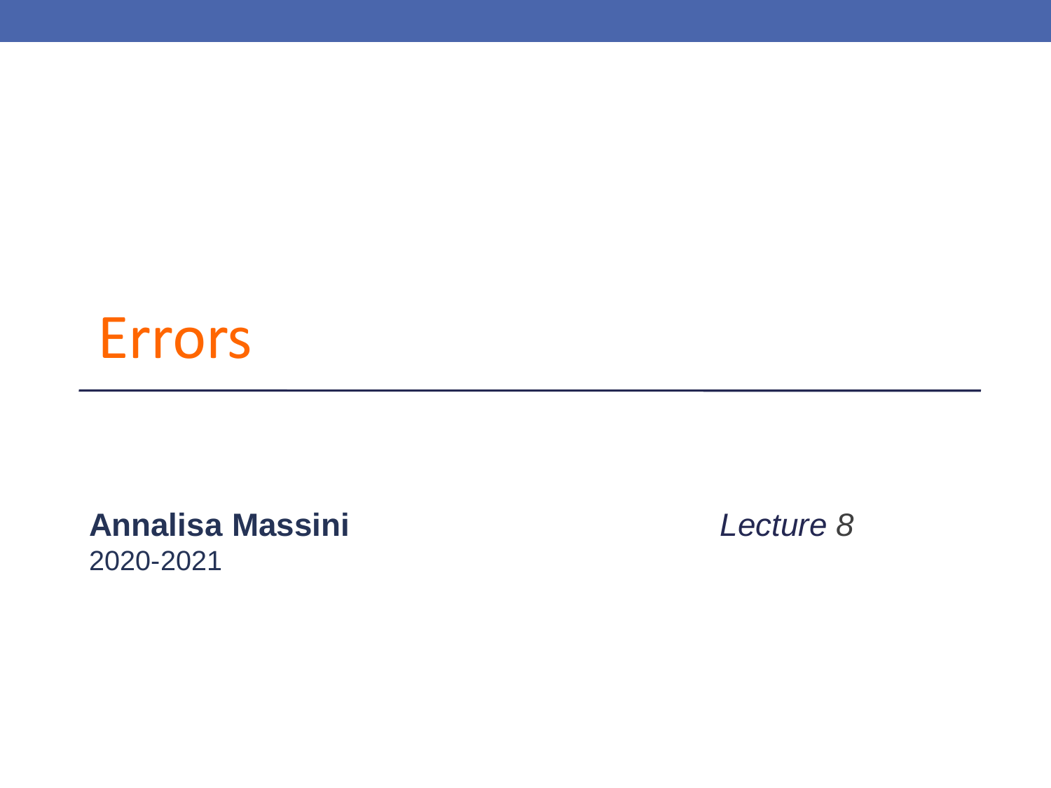# Errors

**Annalisa Massini**
2020-2021

*Lecture 8*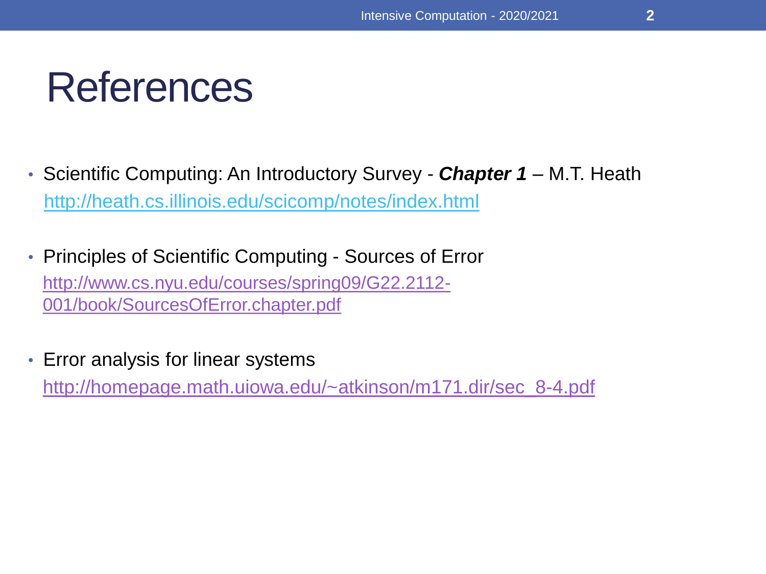# References

- Scientific Computing: An Introductory Survey - ***Chapter 1*** – M.T. Heath
  http://heath.cs.illinois.edu/scicomp/notes/index.html

- Principles of Scientific Computing - Sources of Error
  http://www.cs.nyu.edu/courses/spring09/G22.2112-001/book/SourcesOfError.chapter.pdf

- Error analysis for linear systems
  http://homepage.math.uiowa.edu/~atkinson/m171.dir/sec_8-4.pdf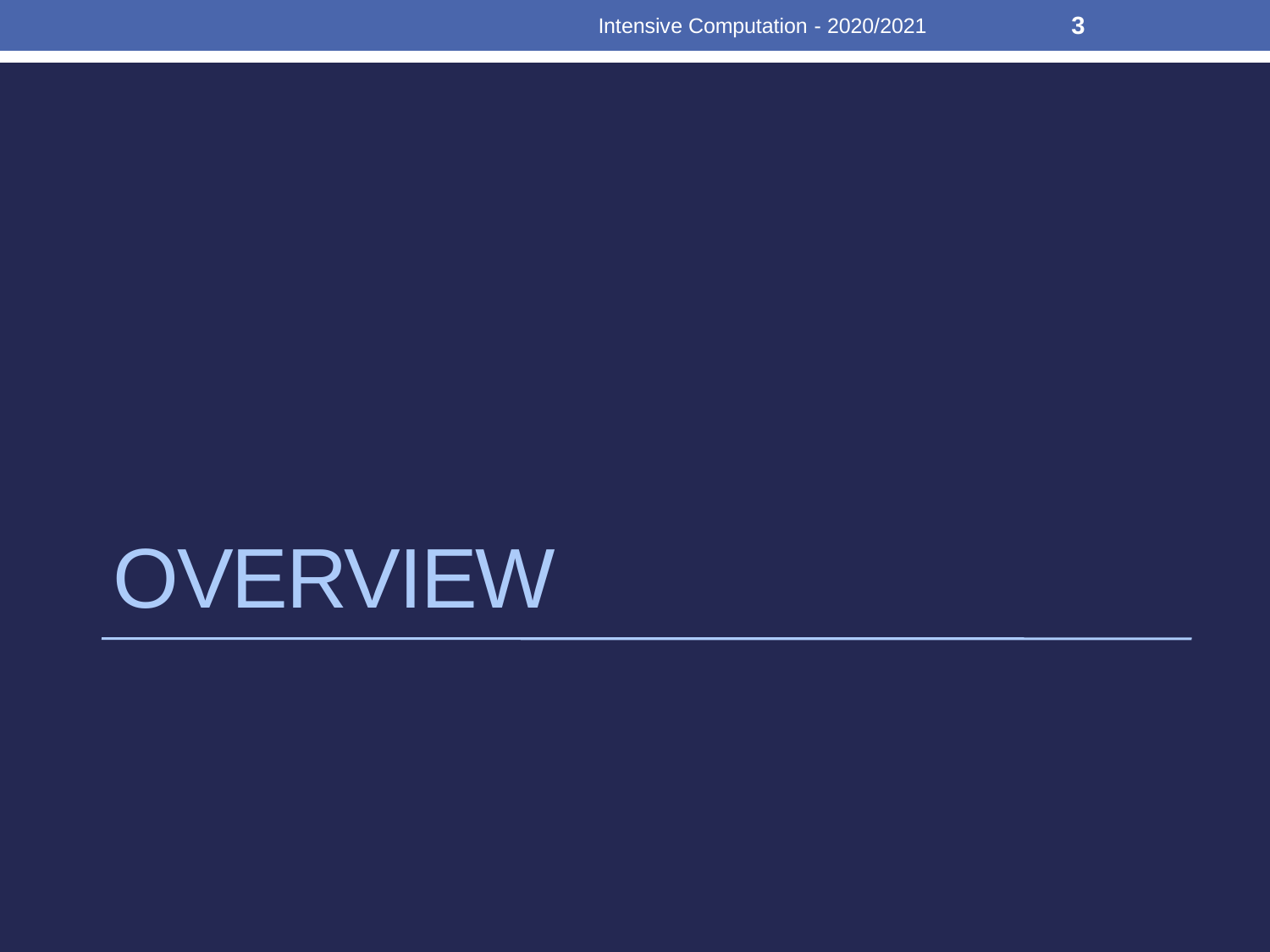# OVERVIEW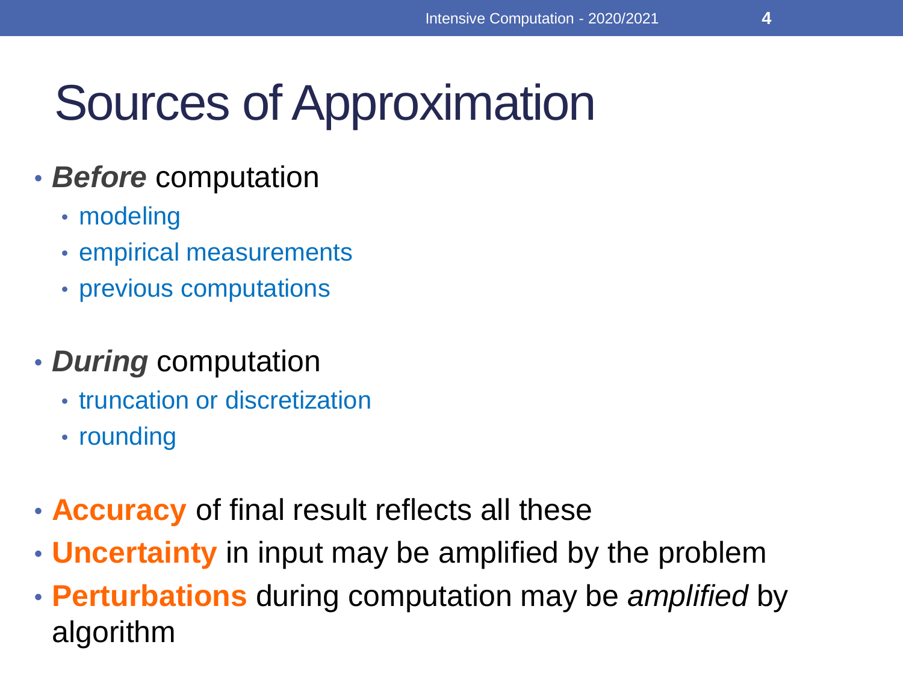# Sources of Approximation

- ***Before*** computation
  - modeling
  - empirical measurements
  - previous computations

- ***During*** computation
  - truncation or discretization
  - rounding

- **Accuracy** of final result reflects all these
- **Uncertainty** in input may be amplified by the problem
- **Perturbations** during computation may be *amplified* by algorithm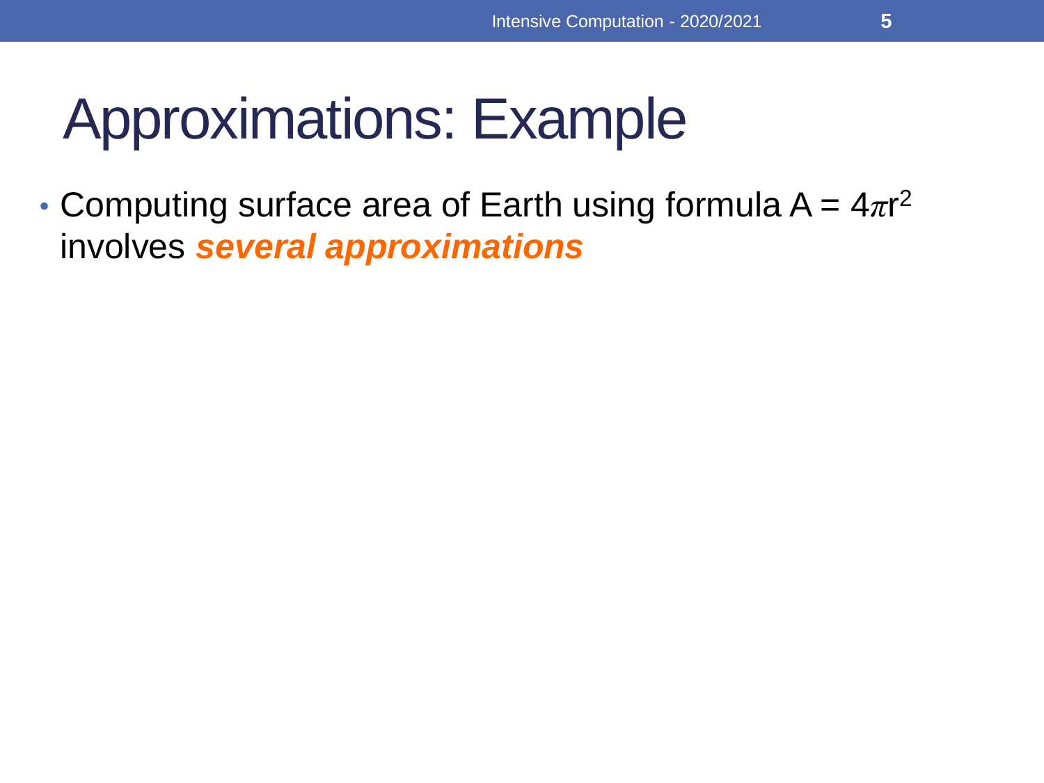# Approximations: Example

- Computing surface area of Earth using formula $A = 4\pi r^2$ involves ***several approximations***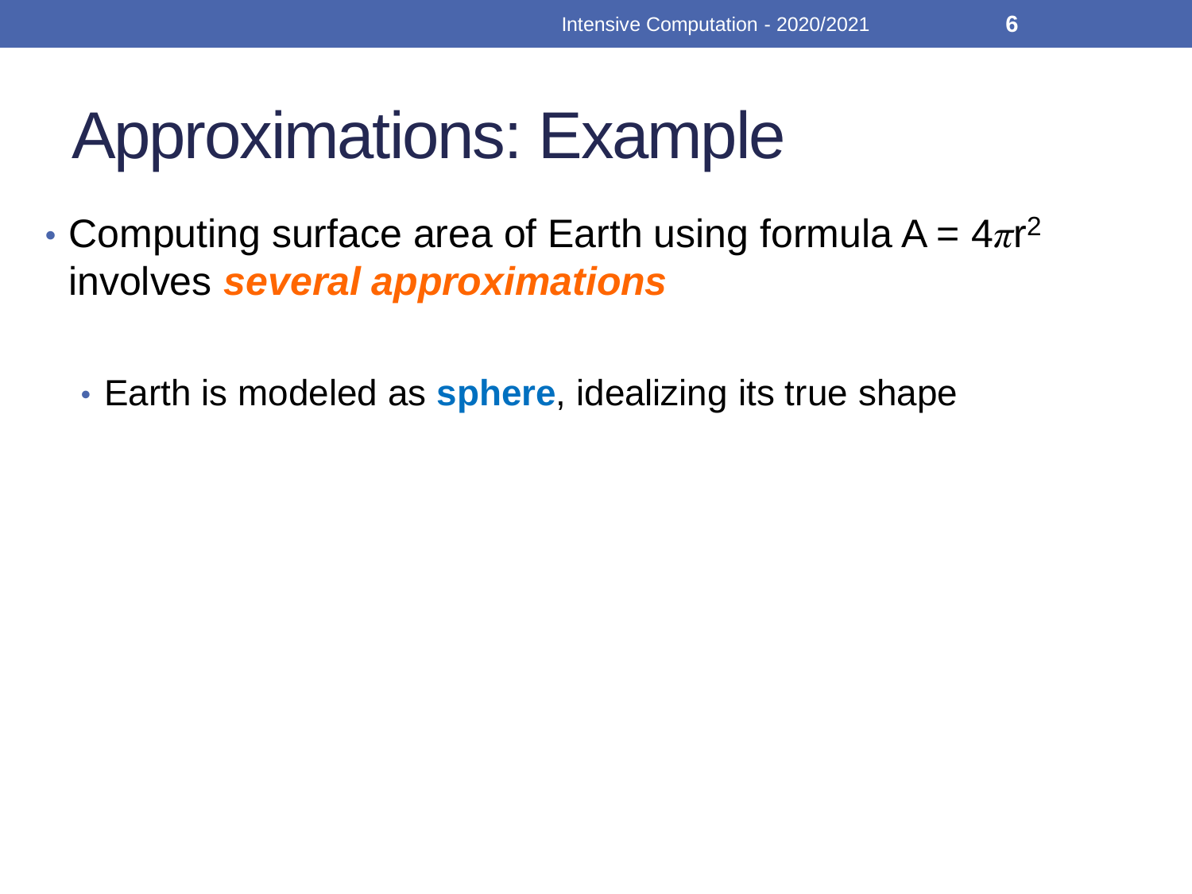# Approximations: Example

- Computing surface area of Earth using formula $A = 4\pi r^2$ involves ***several approximations***
  - Earth is modeled as **sphere**, idealizing its true shape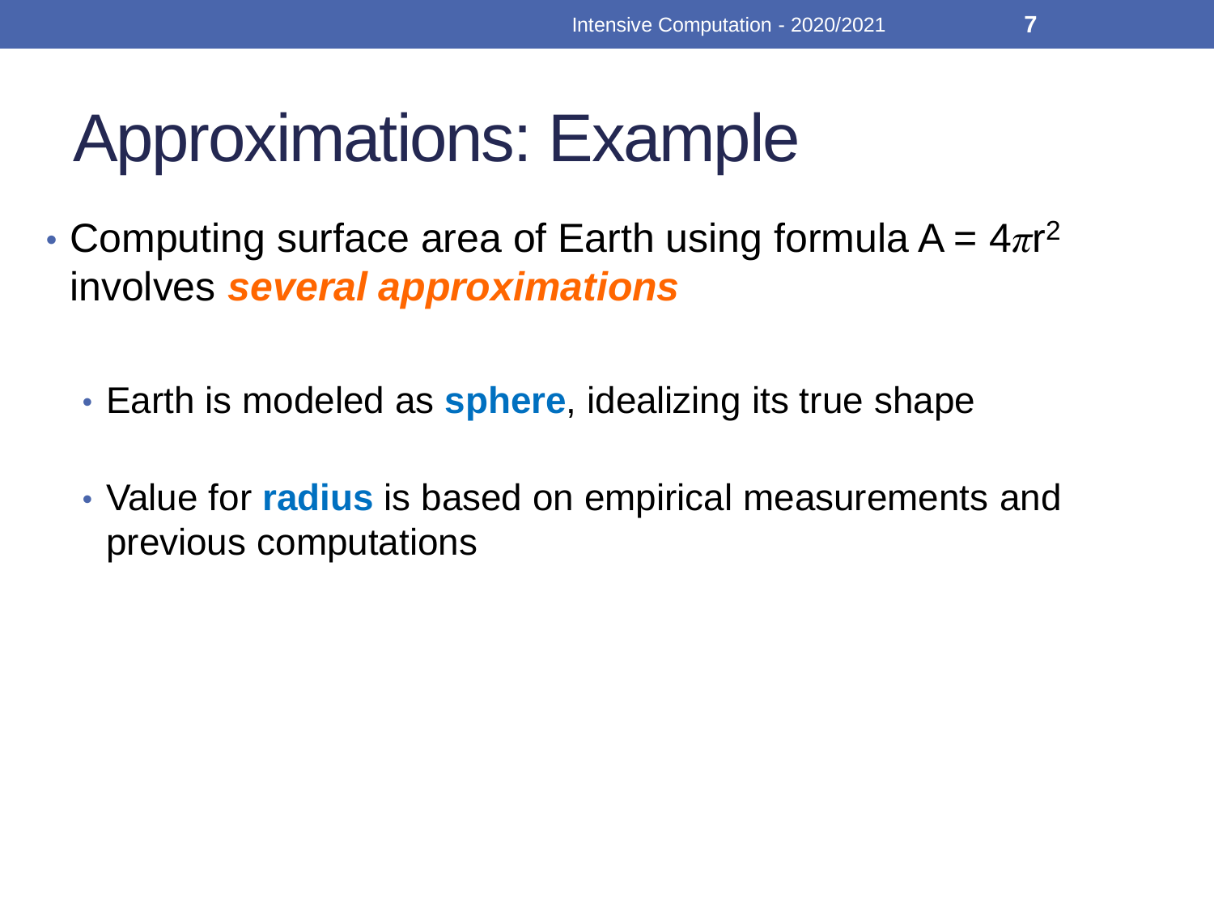# Approximations: Example

- Computing surface area of Earth using formula $A = 4\pi r^2$ involves ***several approximations***

  - Earth is modeled as **sphere**, idealizing its true shape

  - Value for **radius** is based on empirical measurements and previous computations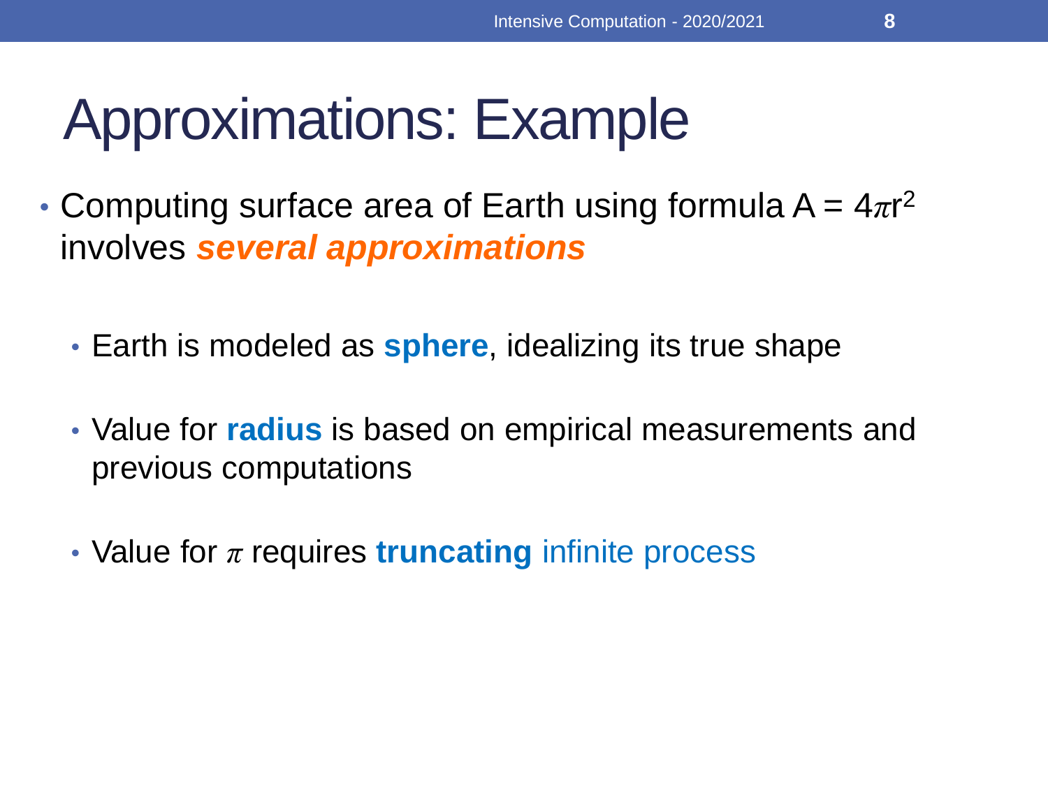# Approximations: Example

- Computing surface area of Earth using formula $A = 4\pi r^2$ involves ***several approximations***
  - Earth is modeled as **sphere**, idealizing its true shape
  - Value for **radius** is based on empirical measurements and previous computations
  - Value for $\pi$ requires **truncating** infinite process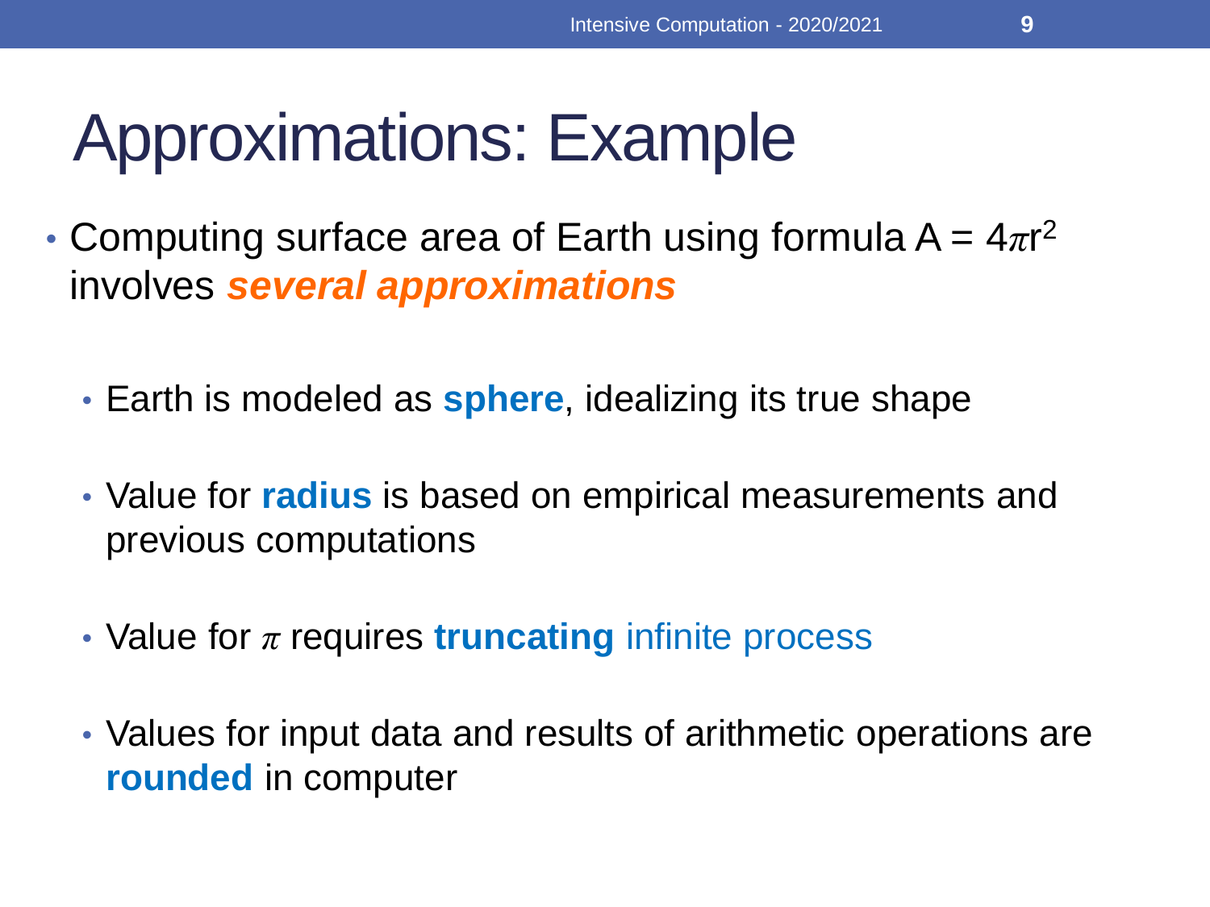# Approximations: Example

- Computing surface area of Earth using formula $A = 4\pi r^2$ involves ***several approximations***
  - Earth is modeled as **sphere**, idealizing its true shape
  - Value for **radius** is based on empirical measurements and previous computations
  - Value for $\pi$ requires **truncating** infinite process
  - Values for input data and results of arithmetic operations are **rounded** in computer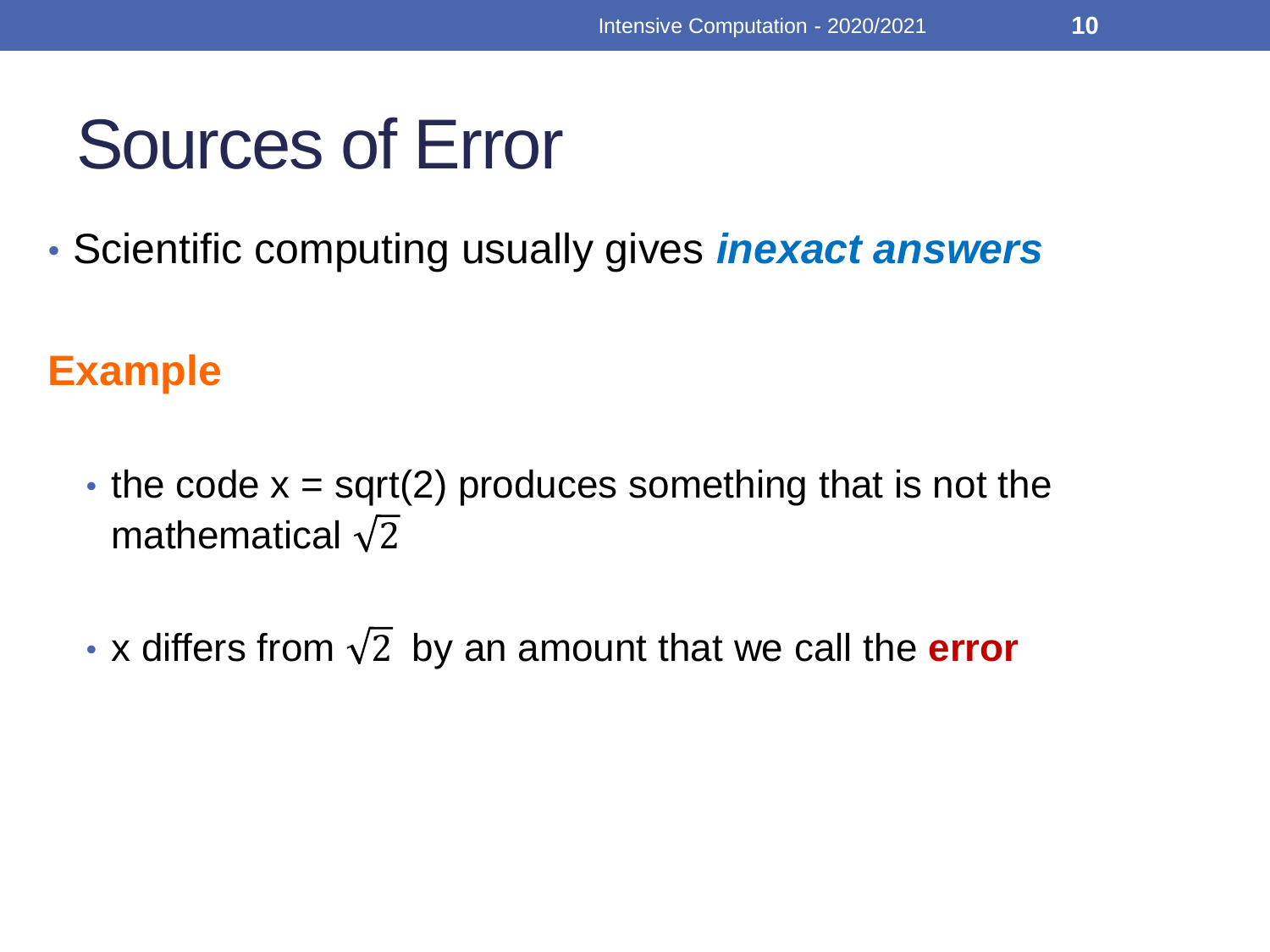# Sources of Error

- Scientific computing usually gives ***inexact answers***

### **Example**

- the code x = sqrt(2) produces something that is not the mathematical $\sqrt{2}$
- x differs from $\sqrt{2}$ by an amount that we call the **error**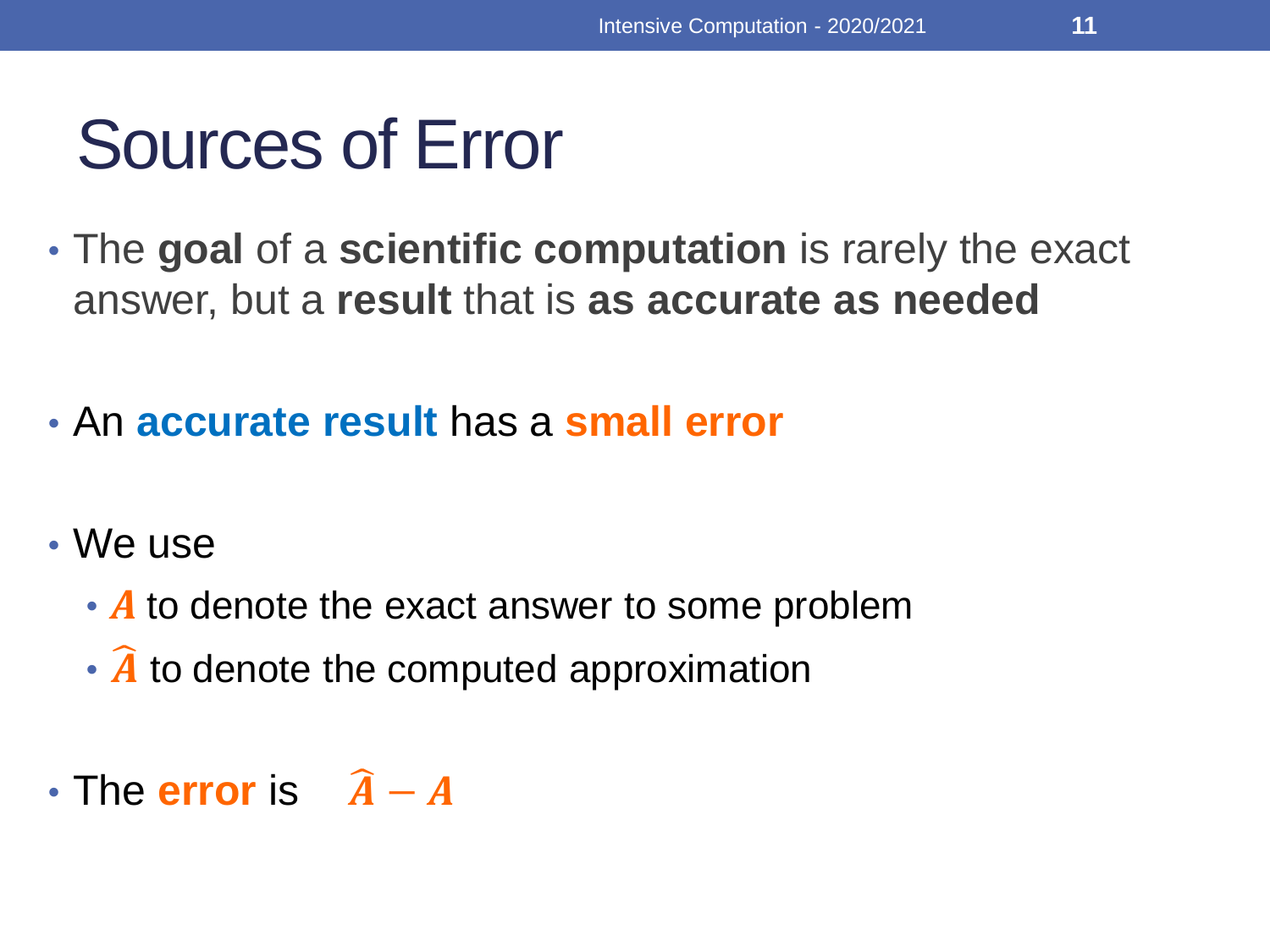# Sources of Error

- The **goal** of a **scientific computation** is rarely the exact answer, but a **result** that is **as accurate as needed**

- An **accurate result** has a **small error**

- We use
  - $A$ to denote the exact answer to some problem
  - $\widehat{A}$ to denote the computed approximation

- The **error** is $\widehat{A} - A$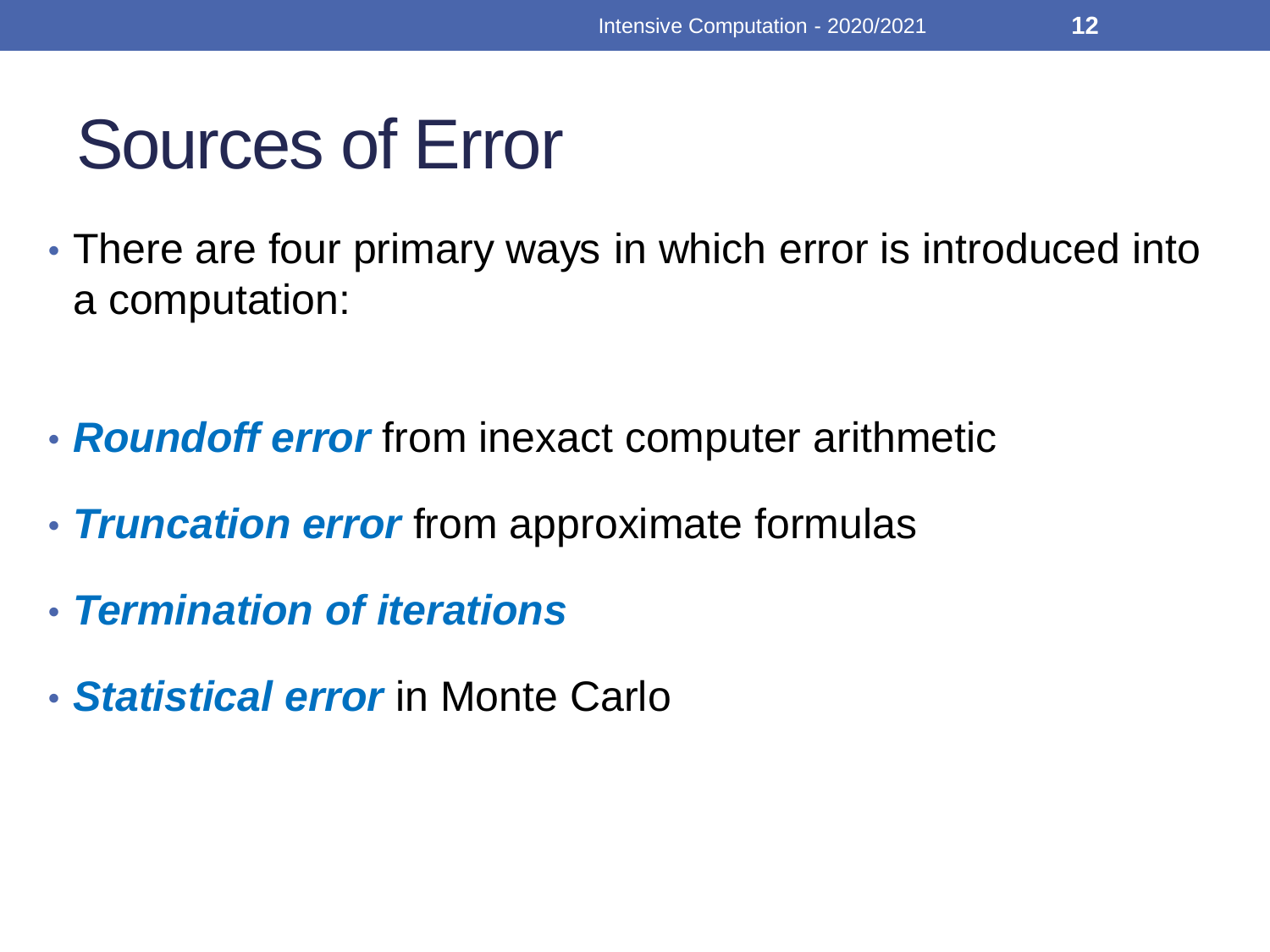# Sources of Error

- There are four primary ways in which error is introduced into a computation:

- ***Roundoff error*** from inexact computer arithmetic
- ***Truncation error*** from approximate formulas
- ***Termination of iterations***
- ***Statistical error*** in Monte Carlo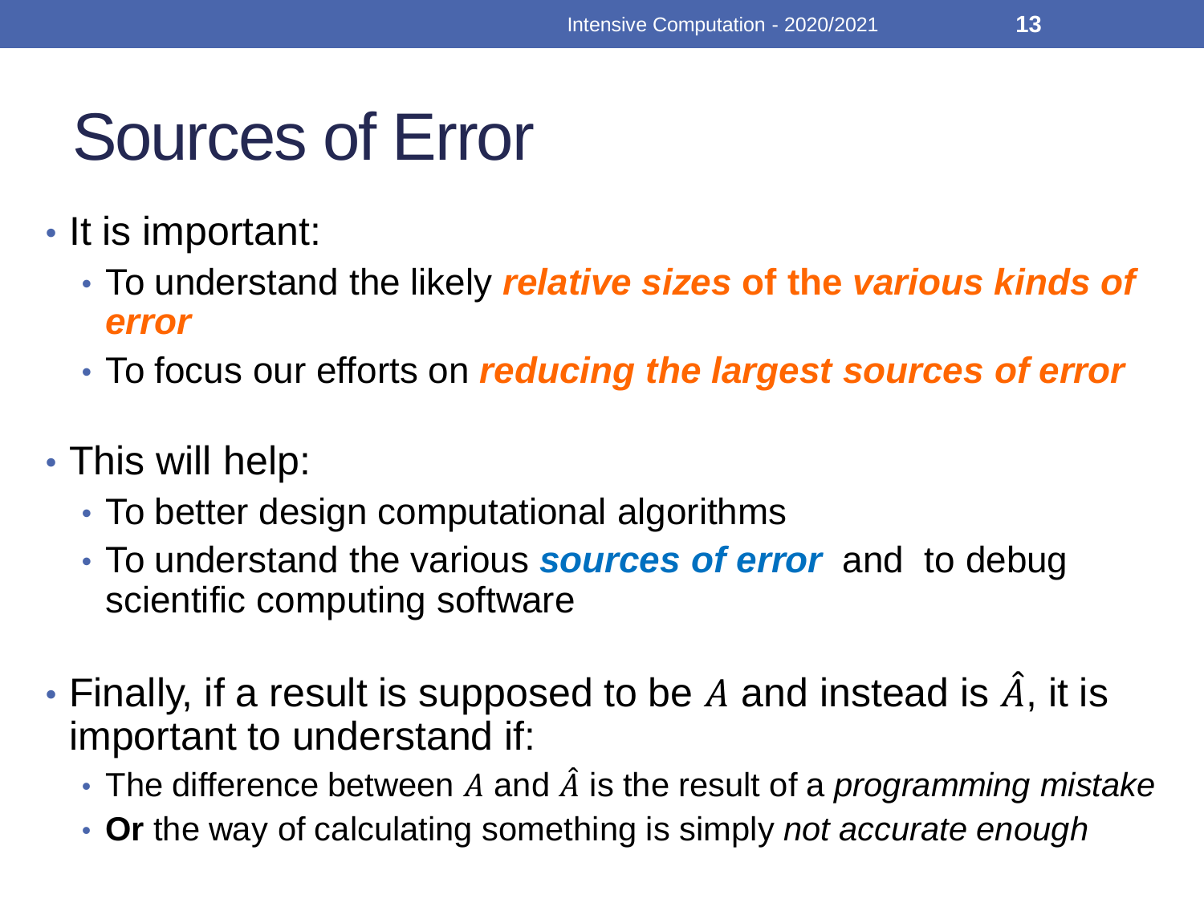# Sources of Error

- It is important:
  - To understand the likely ***relative sizes* of the *various kinds of error***
  - To focus our efforts on ***reducing the largest sources of error***

- This will help:
  - To better design computational algorithms
  - To understand the various ***sources of error*** and to debug scientific computing software

- Finally, if a result is supposed to be $A$ and instead is $\hat{A}$, it is important to understand if:
  - The difference between $A$ and $\hat{A}$ is the result of a *programming mistake*
  - **Or** the way of calculating something is simply *not accurate enough*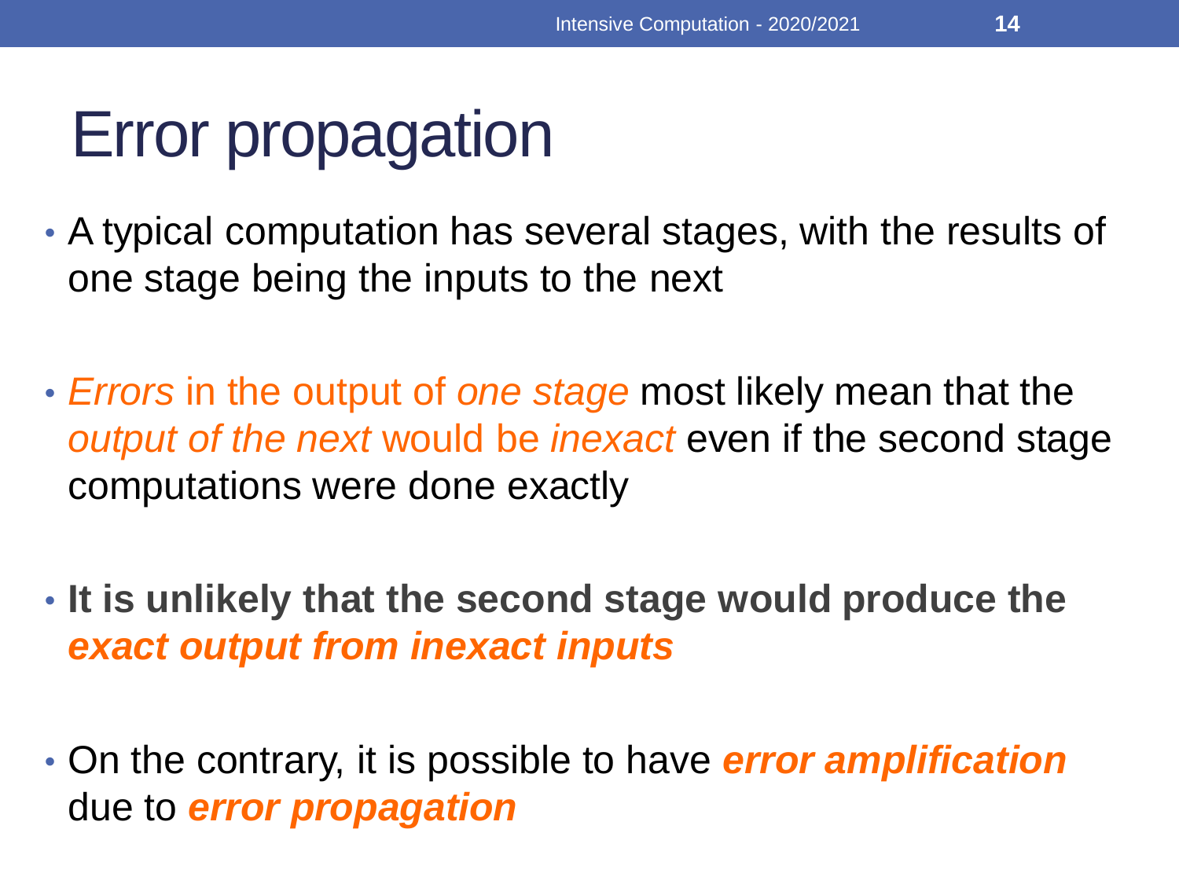# Error propagation

- A typical computation has several stages, with the results of one stage being the inputs to the next
- *Errors* in the output of *one stage* most likely mean that the *output of the next* would be *inexact* even if the second stage computations were done exactly
- **It is unlikely that the second stage would produce the *exact output from inexact inputs***
- On the contrary, it is possible to have ***error amplification*** due to ***error propagation***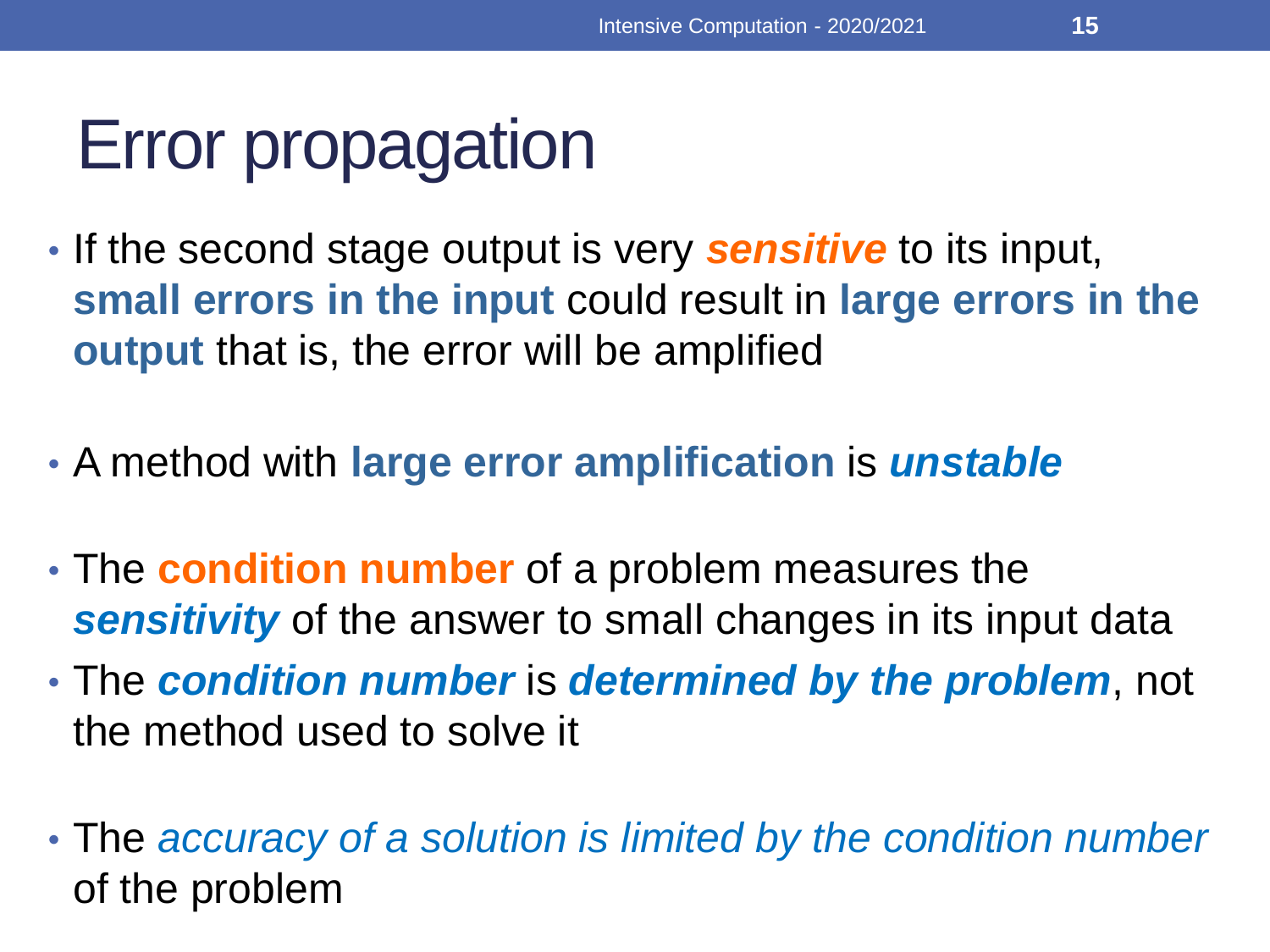# Error propagation

- If the second stage output is very ***sensitive*** to its input, **small errors in the input** could result in **large errors in the output** that is, the error will be amplified

- A method with **large error amplification** is ***unstable***

- The **condition number** of a problem measures the ***sensitivity*** of the answer to small changes in its input data
- The ***condition number*** is ***determined by the problem***, not the method used to solve it

- The *accuracy of a solution is limited by the condition number* of the problem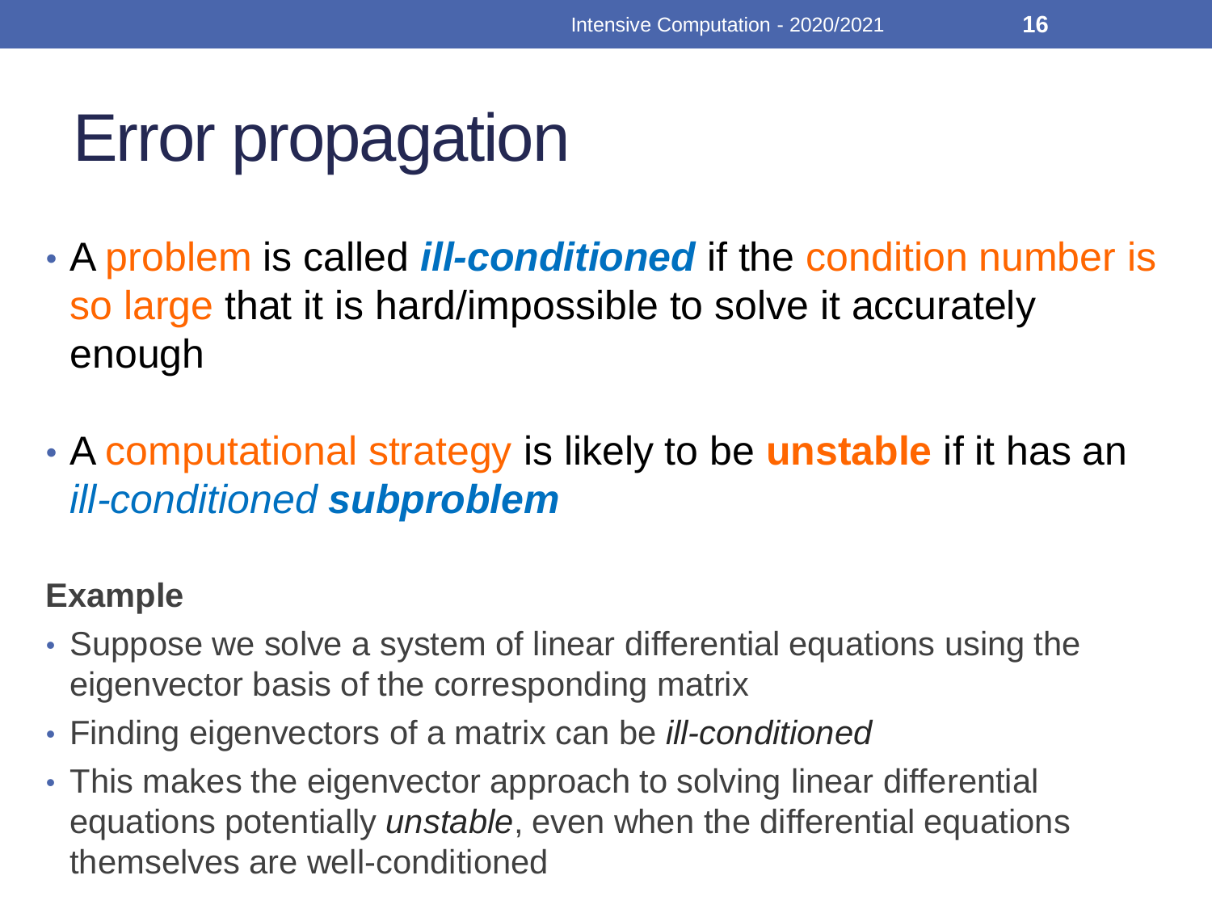# Error propagation

- A problem is called ***ill-conditioned*** if the condition number is so large that it is hard/impossible to solve it accurately enough

- A computational strategy is likely to be **unstable** if it has an *ill-conditioned* ***subproblem***

**Example**

- Suppose we solve a system of linear differential equations using the eigenvector basis of the corresponding matrix
- Finding eigenvectors of a matrix can be *ill-conditioned*
- This makes the eigenvector approach to solving linear differential equations potentially *unstable*, even when the differential equations themselves are well-conditioned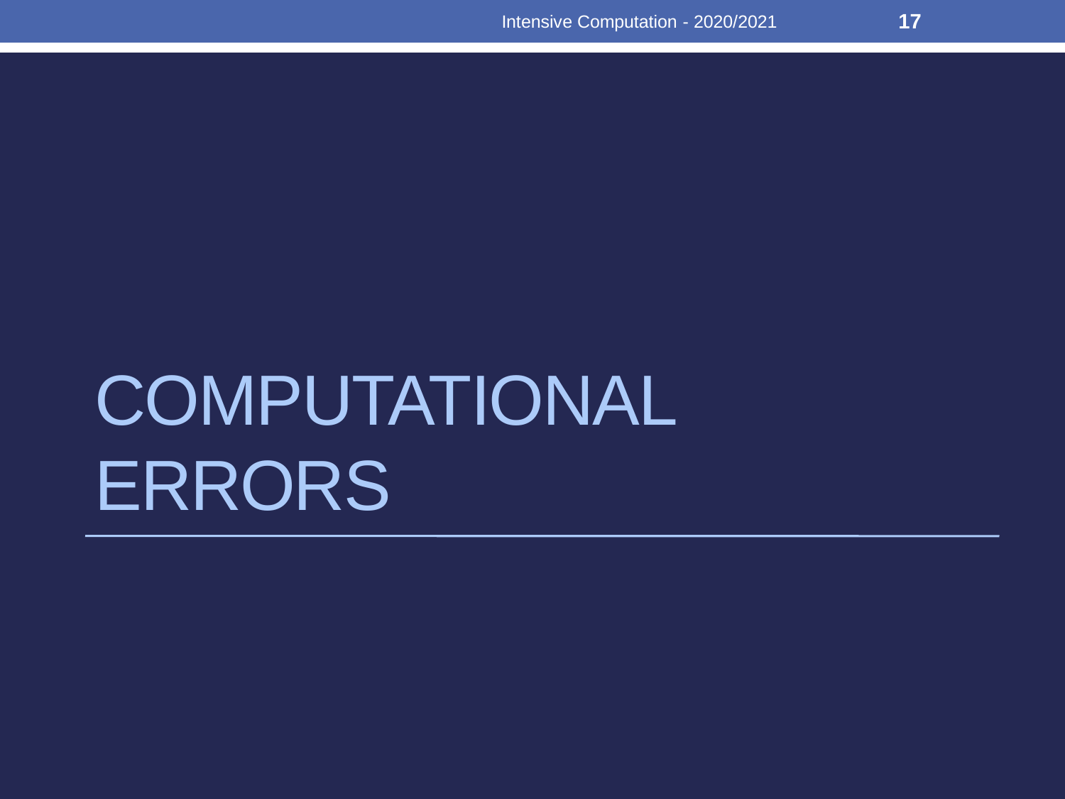# COMPUTATIONAL ERRORS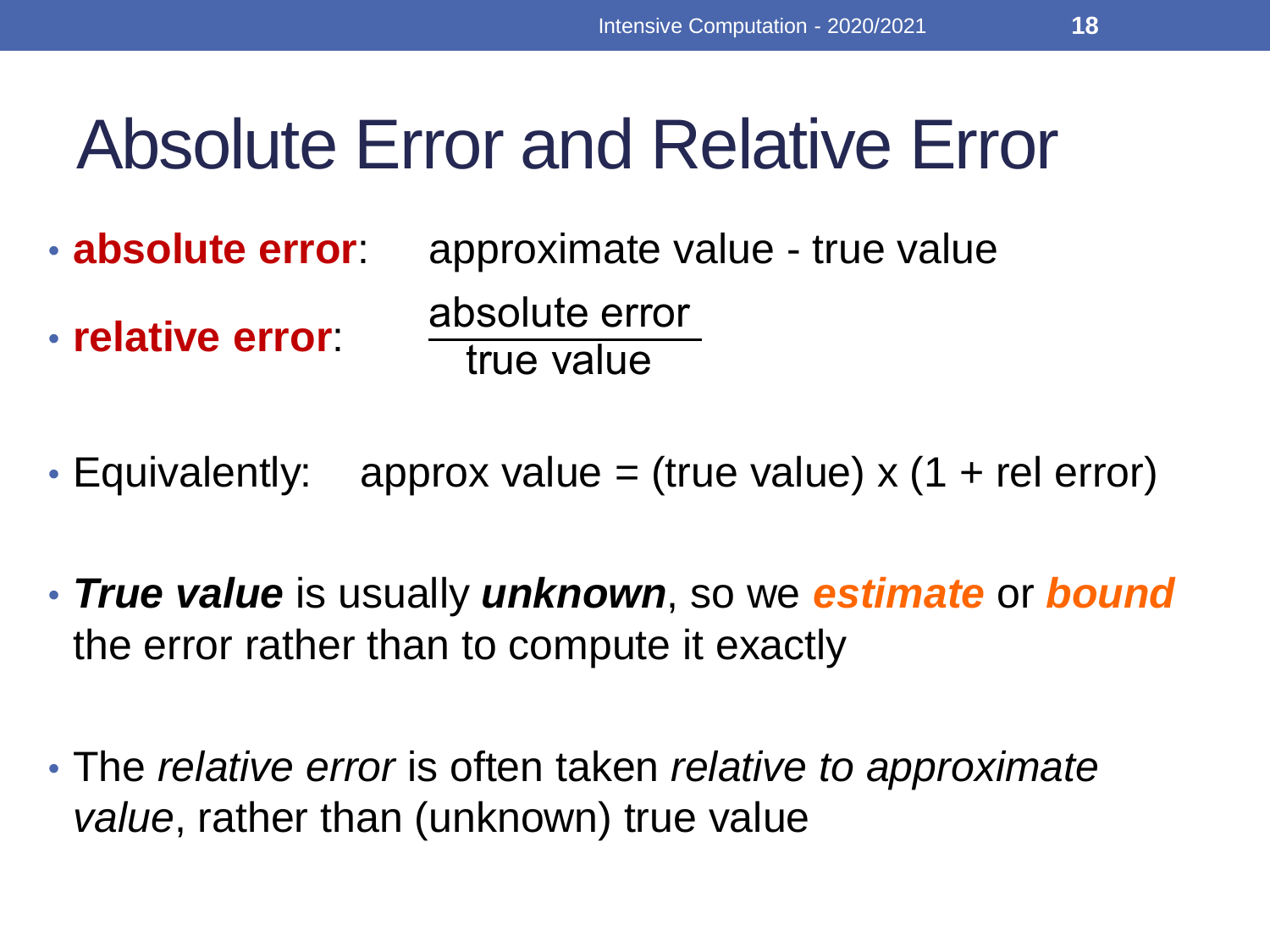# Absolute Error and Relative Error

- **absolute error**: approximate value - true value
- **relative error**: $\dfrac{\text{absolute error}}{\text{true value}}$

- Equivalently: approx value = (true value) x (1 + rel error)

- ***True value*** is usually ***unknown***, so we ***estimate*** or ***bound*** the error rather than to compute it exactly

- The *relative error* is often taken *relative to approximate value*, rather than (unknown) true value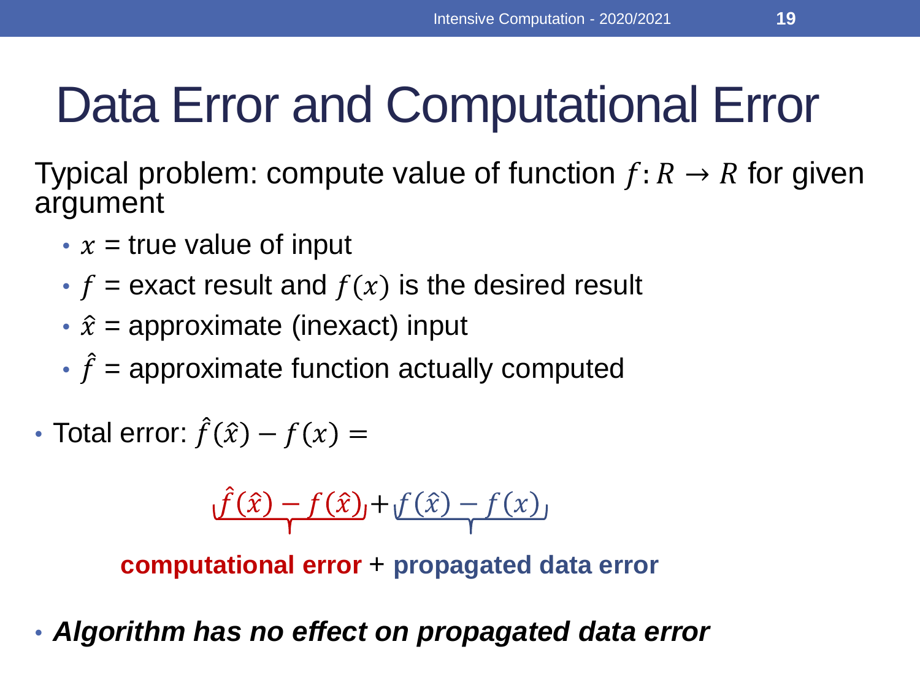# Data Error and Computational Error

Typical problem: compute value of function $f: R \to R$ for given argument

- $x$ = true value of input
- $f$ = exact result and $f(x)$ is the desired result
- $\hat{x}$ = approximate (inexact) input
- $\hat{f}$ = approximate function actually computed

- Total error: $\hat{f}(\hat{x}) - f(x) =$

$$\underbrace{\hat{f}(\hat{x}) - f(\hat{x})} + \underbrace{f(\hat{x}) - f(x)}$$

**computational error** + **propagated data error**

- ***Algorithm has no effect on propagated data error***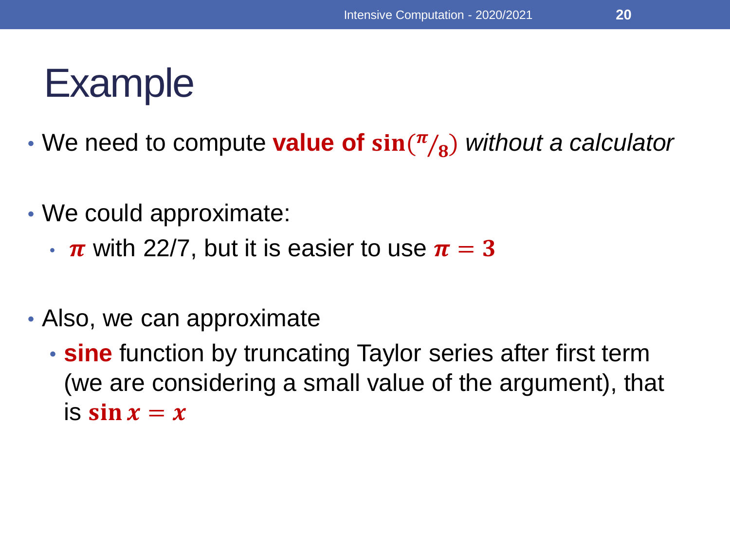# Example

- We need to compute **value of $\sin(\pi/8)$** *without a calculator*

- We could approximate:
  - $\pi$ with 22/7, but it is easier to use $\pi = 3$

- Also, we can approximate
  - **sine** function by truncating Taylor series after first term (we are considering a small value of the argument), that is $\sin x = x$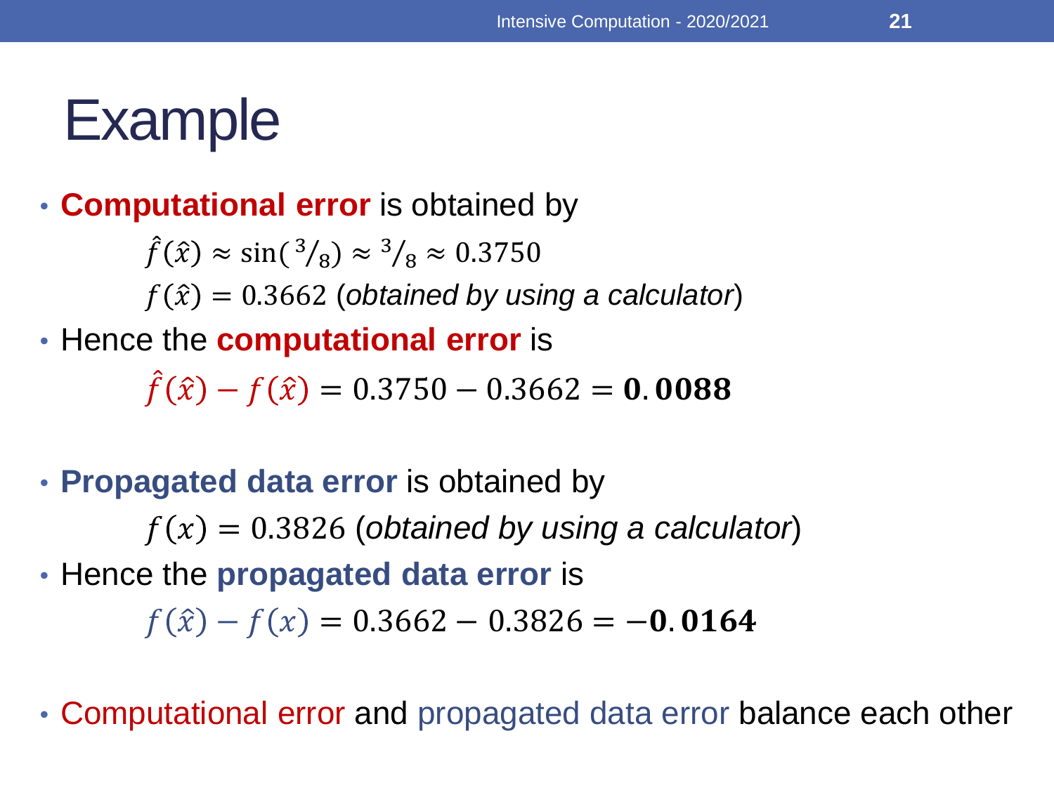# Example

- **Computational error** is obtained by

$$\hat{f}(\hat{x}) \approx \sin({}^{3}/_{8}) \approx {}^{3}/_{8} \approx 0.3750$$

$f(\hat{x}) = 0.3662$ (*obtained by using a calculator*)

- Hence the **computational error** is

$$\hat{f}(\hat{x}) - f(\hat{x}) = 0.3750 - 0.3662 = \mathbf{0.0088}$$

- **Propagated data error** is obtained by

$f(x) = 0.3826$ (*obtained by using a calculator*)

- Hence the **propagated data error** is

$$f(\hat{x}) - f(x) = 0.3662 - 0.3826 = \mathbf{-0.0164}$$

- Computational error and propagated data error balance each other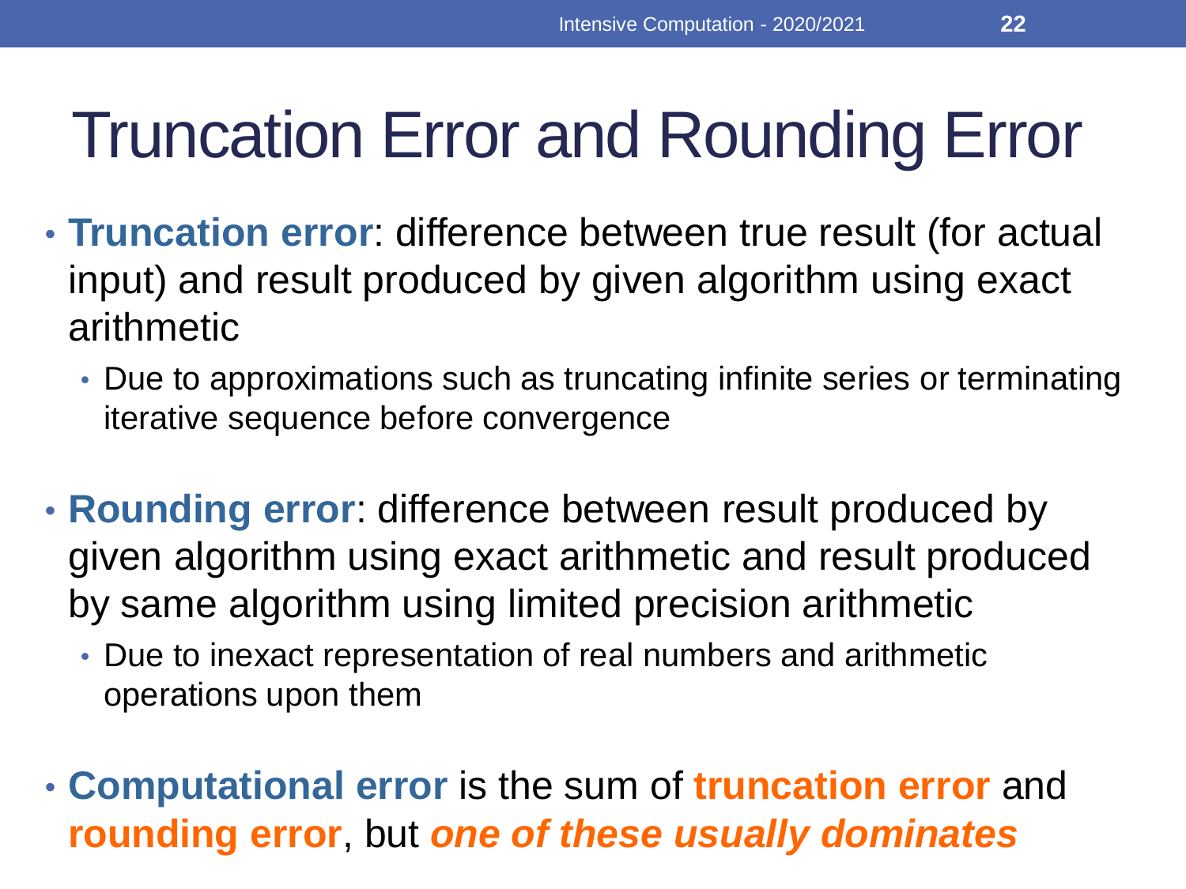# Truncation Error and Rounding Error

- **Truncation error**: difference between true result (for actual input) and result produced by given algorithm using exact arithmetic
  - Due to approximations such as truncating infinite series or terminating iterative sequence before convergence

- **Rounding error**: difference between result produced by given algorithm using exact arithmetic and result produced by same algorithm using limited precision arithmetic
  - Due to inexact representation of real numbers and arithmetic operations upon them

- **Computational error** is the sum of **truncation error** and **rounding error**, but ***one of these usually dominates***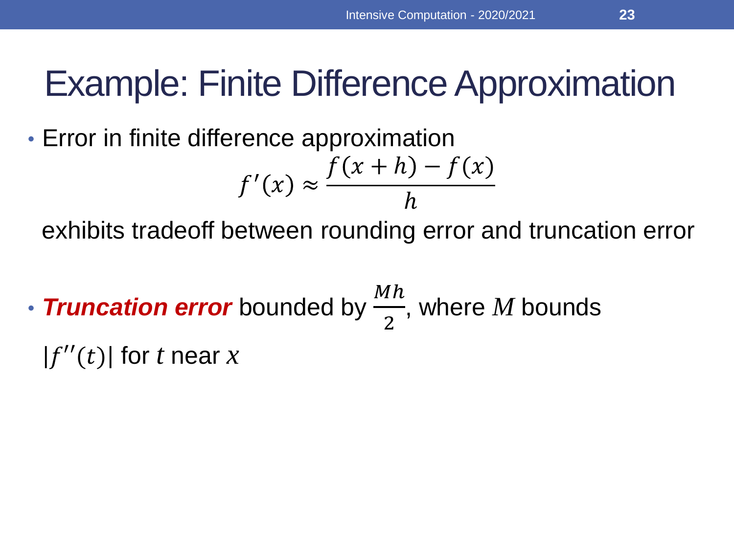# Example: Finite Difference Approximation

- Error in finite difference approximation

$$f'(x) \approx \frac{f(x+h) - f(x)}{h}$$

exhibits tradeoff between rounding error and truncation error

- ***Truncation error*** bounded by $\frac{Mh}{2}$, where $M$ bounds $|f''(t)|$ for $t$ near $x$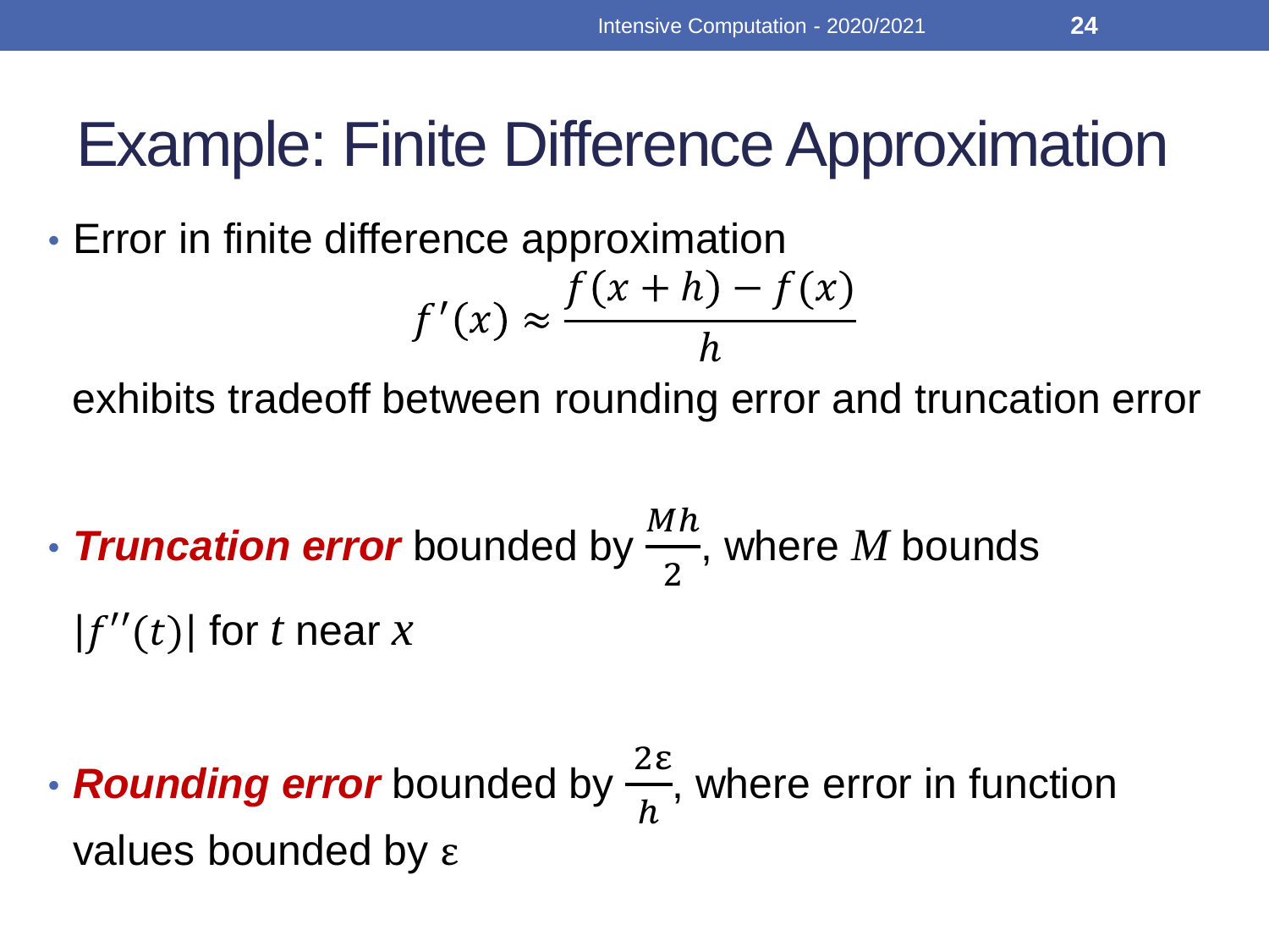# Example: Finite Difference Approximation

- Error in finite difference approximation

$$f'(x) \approx \frac{f(x+h) - f(x)}{h}$$

  exhibits tradeoff between rounding error and truncation error

- ***Truncation error*** bounded by $\frac{Mh}{2}$, where $M$ bounds $|f''(t)|$ for $t$ near $x$

- ***Rounding error*** bounded by $\frac{2\varepsilon}{h}$, where error in function values bounded by $\varepsilon$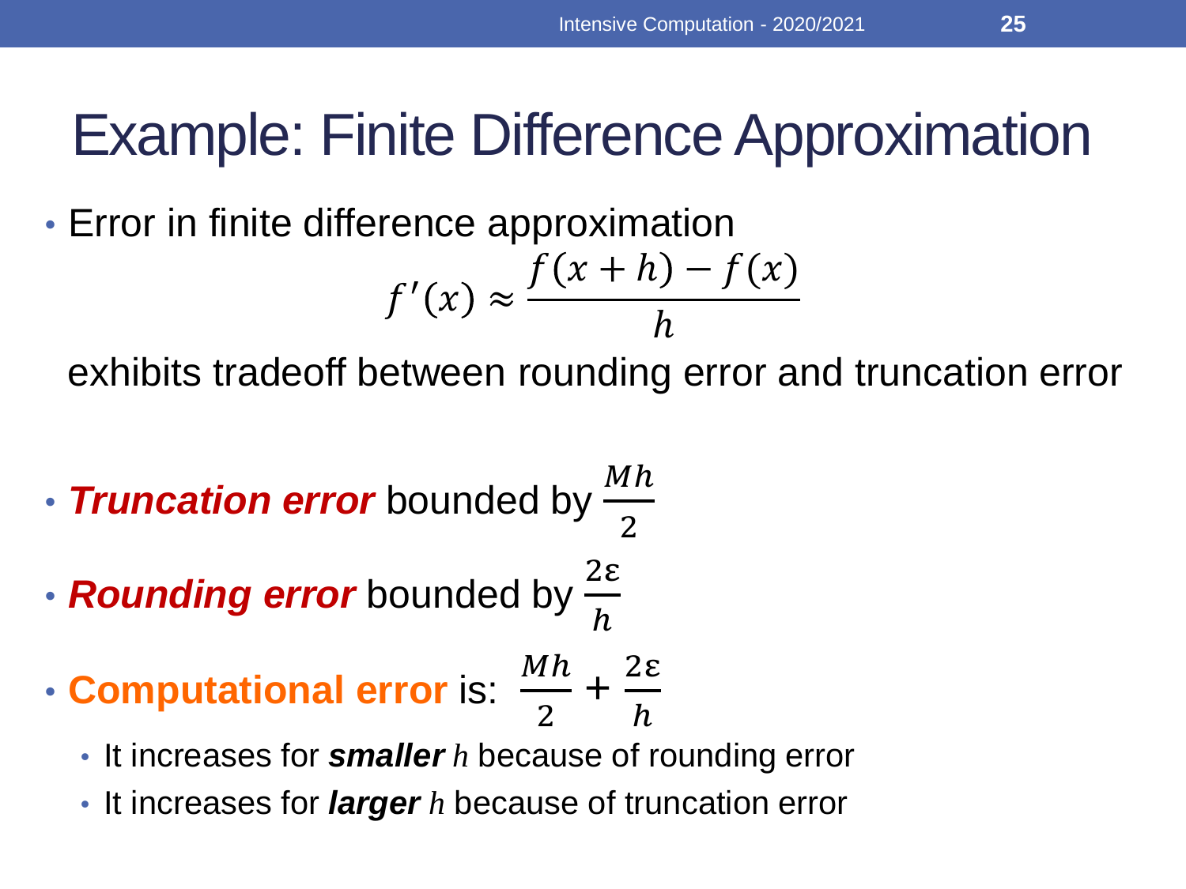# Example: Finite Difference Approximation

- Error in finite difference approximation

$$f'(x) \approx \frac{f(x+h) - f(x)}{h}$$

exhibits tradeoff between rounding error and truncation error

- ***Truncation error*** bounded by $\frac{Mh}{2}$
- ***Rounding error*** bounded by $\frac{2\varepsilon}{h}$
- **Computational error** is: $\frac{Mh}{2} + \frac{2\varepsilon}{h}$
  - It increases for ***smaller*** $h$ because of rounding error
  - It increases for ***larger*** $h$ because of truncation error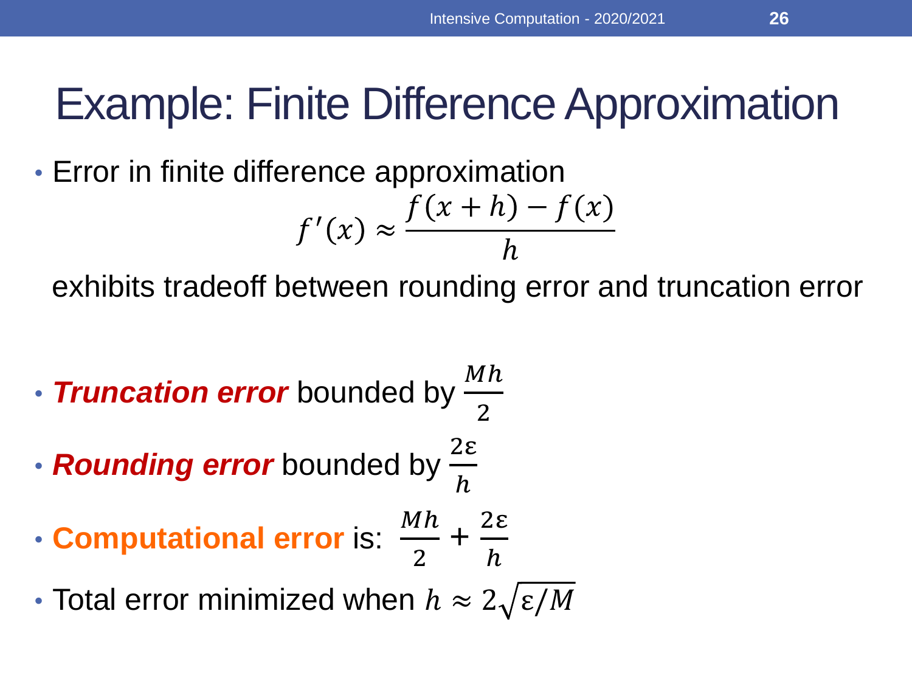# Example: Finite Difference Approximation

- Error in finite difference approximation

$$f'(x) \approx \frac{f(x+h) - f(x)}{h}$$

exhibits tradeoff between rounding error and truncation error

- ***Truncation error*** bounded by $\frac{Mh}{2}$
- ***Rounding error*** bounded by $\frac{2\varepsilon}{h}$
- **Computational error** is: $\frac{Mh}{2} + \frac{2\varepsilon}{h}$
- Total error minimized when $h \approx 2\sqrt{\varepsilon/M}$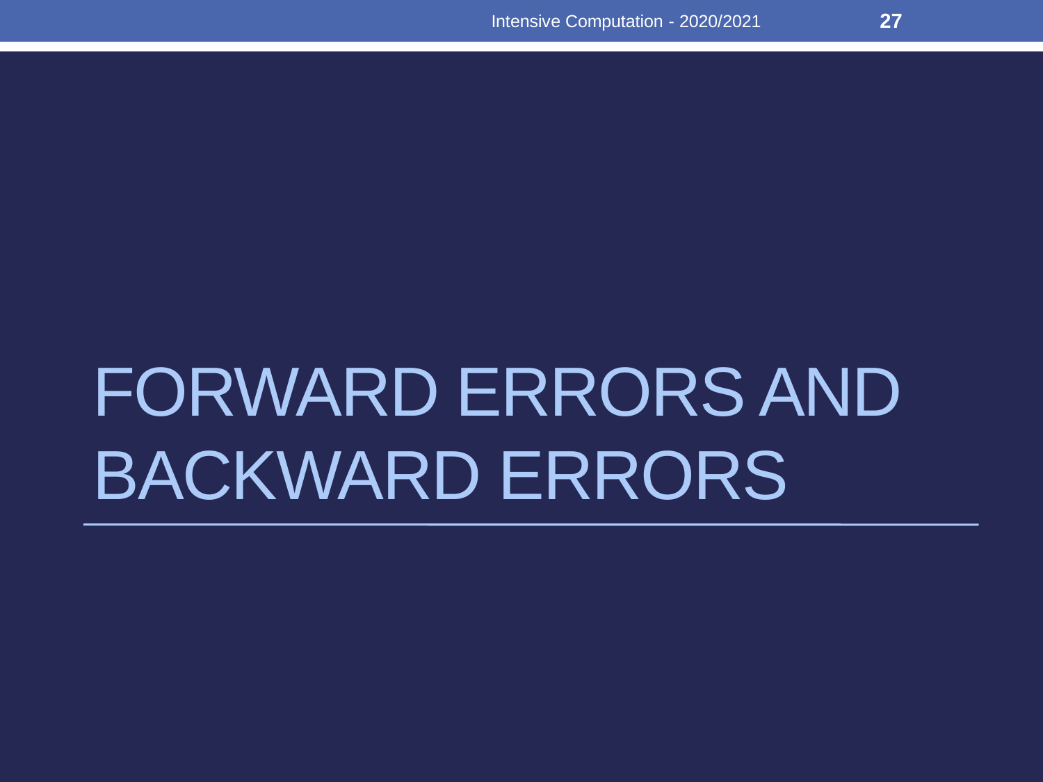# FORWARD ERRORS AND BACKWARD ERRORS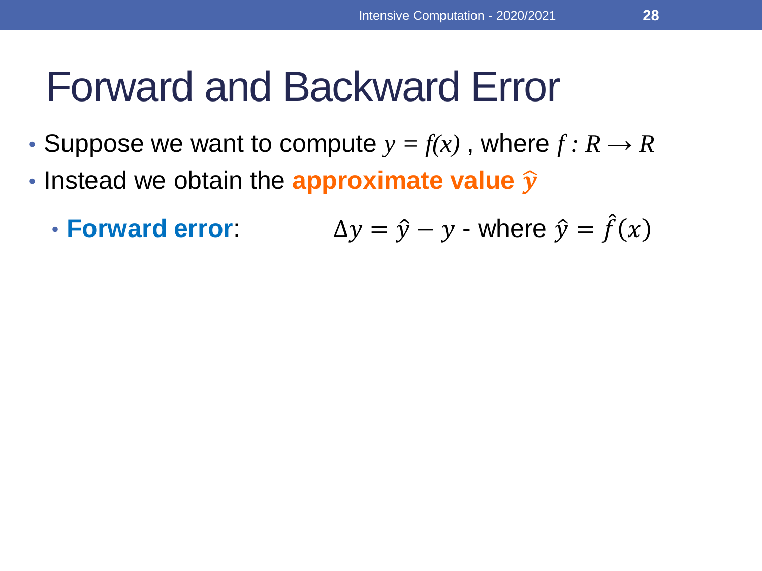# Forward and Backward Error

- Suppose we want to compute $y = f(x)$ , where $f : R \rightarrow R$
- Instead we obtain the **approximate value** $\hat{y}$
  - **Forward error**: $\Delta y = \hat{y} - y$ - where $\hat{y} = \hat{f}(x)$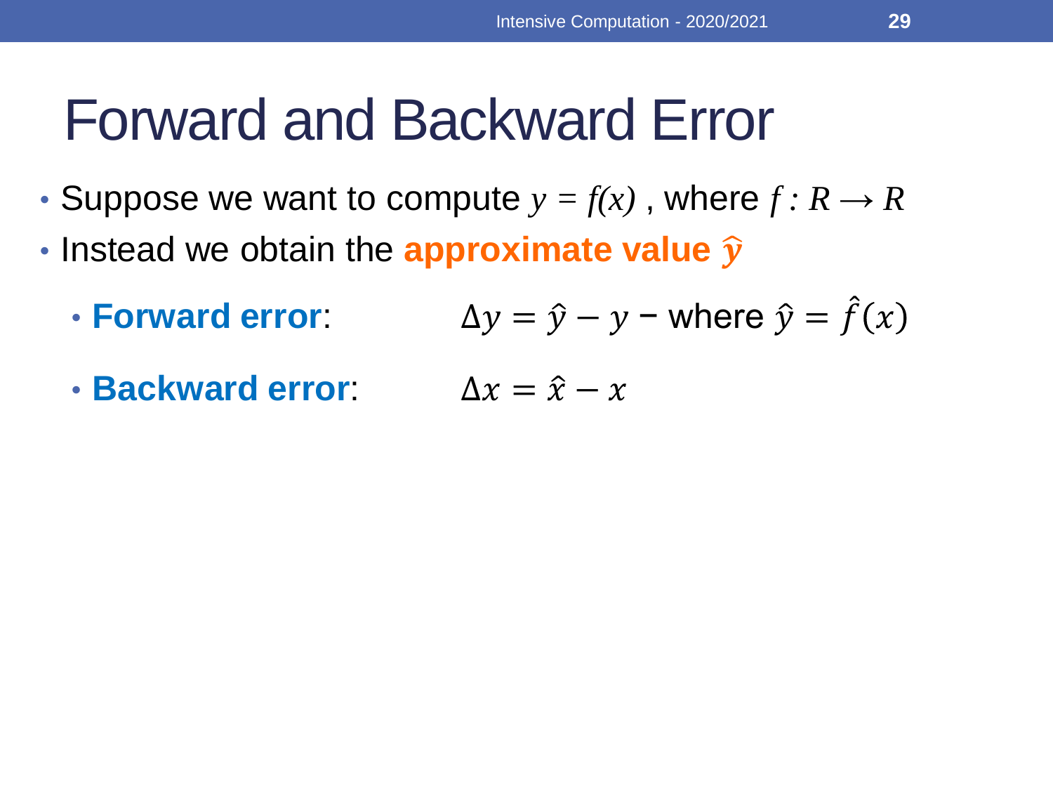# Forward and Backward Error

- Suppose we want to compute $y = f(x)$ , where $f : R \rightarrow R$
- Instead we obtain the **approximate value $\hat{y}$**
  - **Forward error**: $\Delta y = \hat{y} - y$ – where $\hat{y} = \hat{f}(x)$
  - **Backward error**: $\Delta x = \hat{x} - x$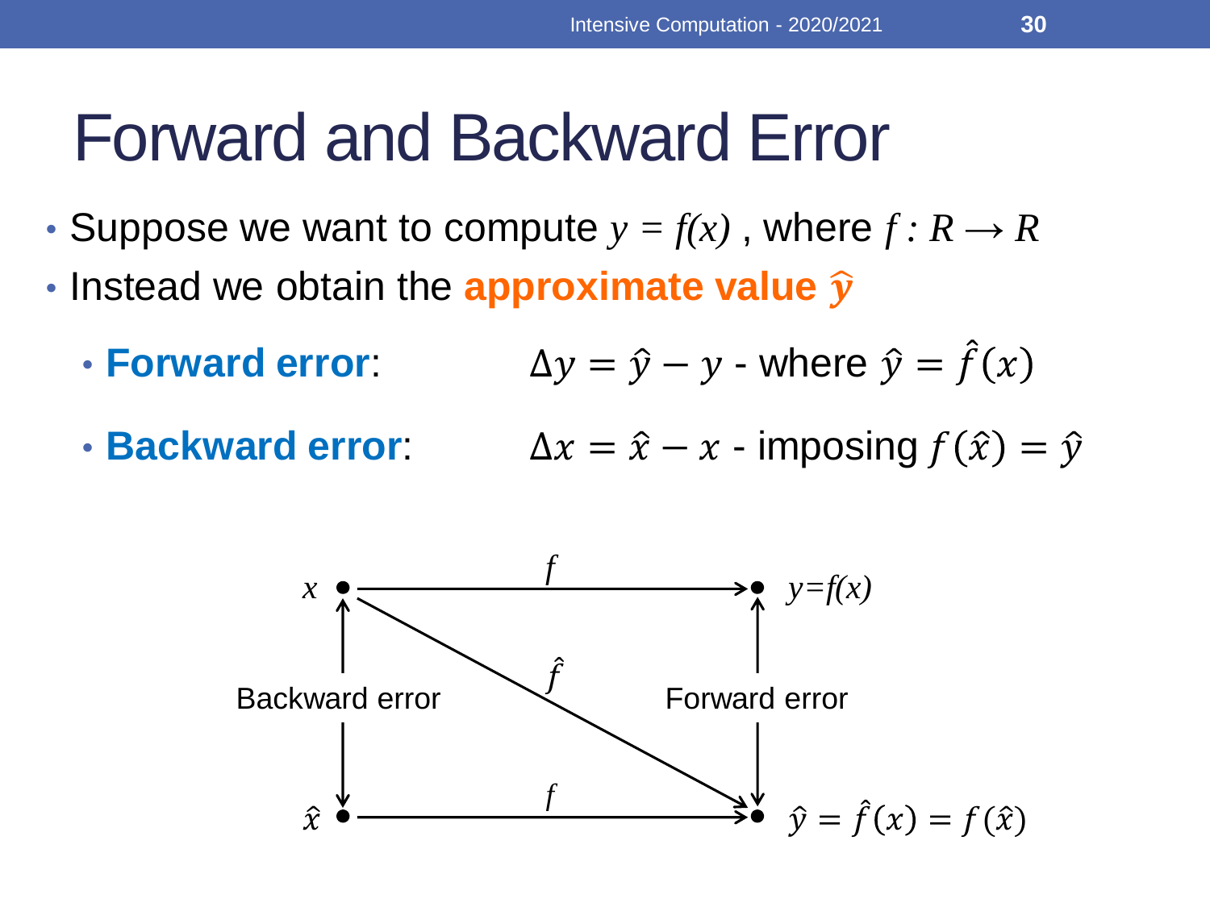# Forward and Backward Error

- Suppose we want to compute $y = f(x)$ , where $f : R \rightarrow R$
- Instead we obtain the **approximate value $\hat{y}$**
  - **Forward error**: $\Delta y = \hat{y} - y$ - where $\hat{y} = \hat{f}(x)$
  - **Backward error**: $\Delta x = \hat{x} - x$ - imposing $f(\hat{x}) = \hat{y}$

$x$ — $f$ → $y=f(x)$

$x$ — $\hat{f}$ → $\hat{y}$

$\hat{x}$ — $f$ → $\hat{y} = \hat{f}(x) = f(\hat{x})$

Backward error (between $x$ and $\hat{x}$)

Forward error (between $y=f(x)$ and $\hat{y}$)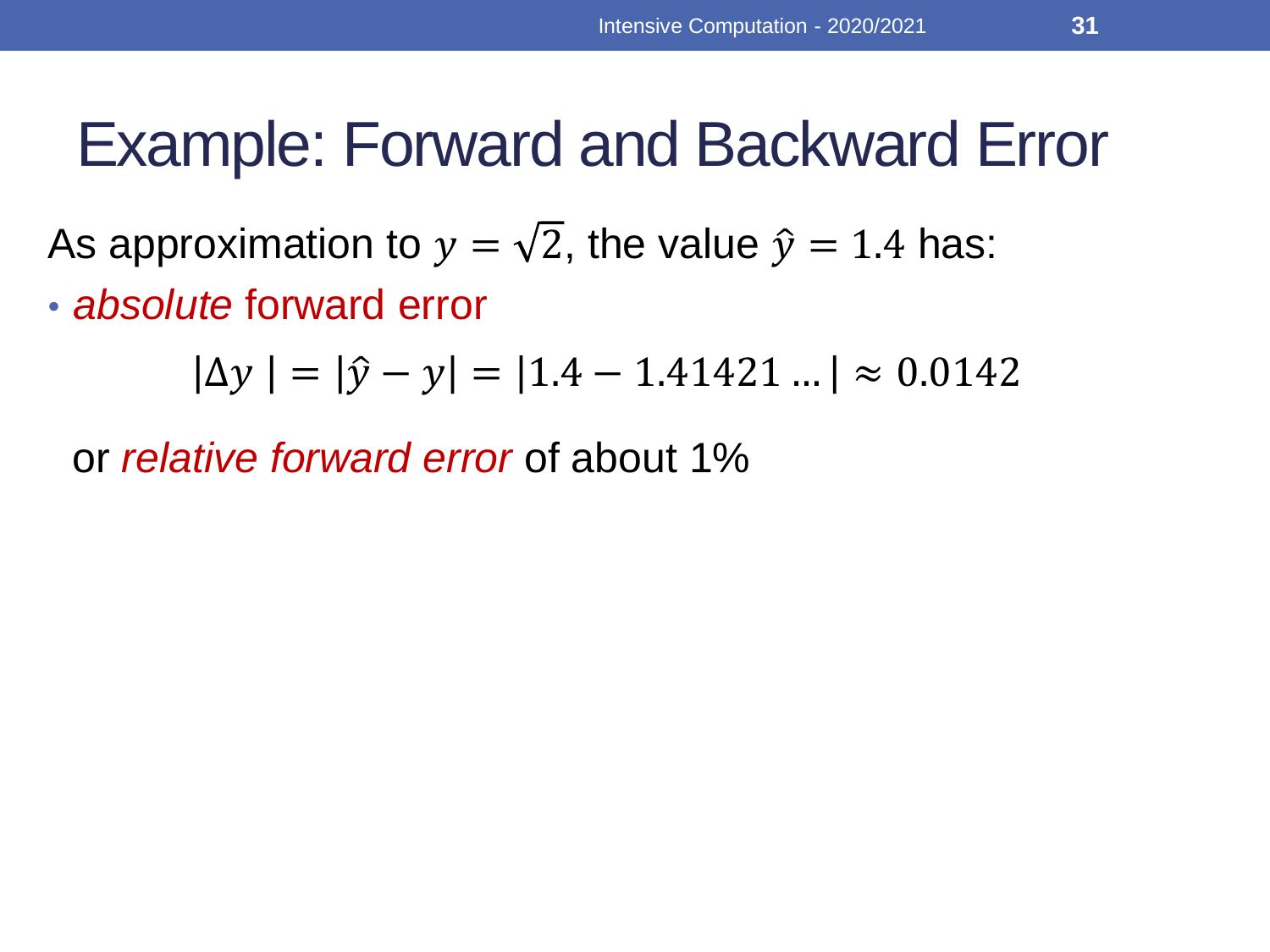# Example: Forward and Backward Error

As approximation to $y = \sqrt{2}$, the value $\hat{y} = 1.4$ has:

- *absolute* forward error

$$|\Delta y\ | = |\hat{y} - y| = |1.4 - 1.41421\ldots| \approx 0.0142$$

or *relative forward error* of about 1%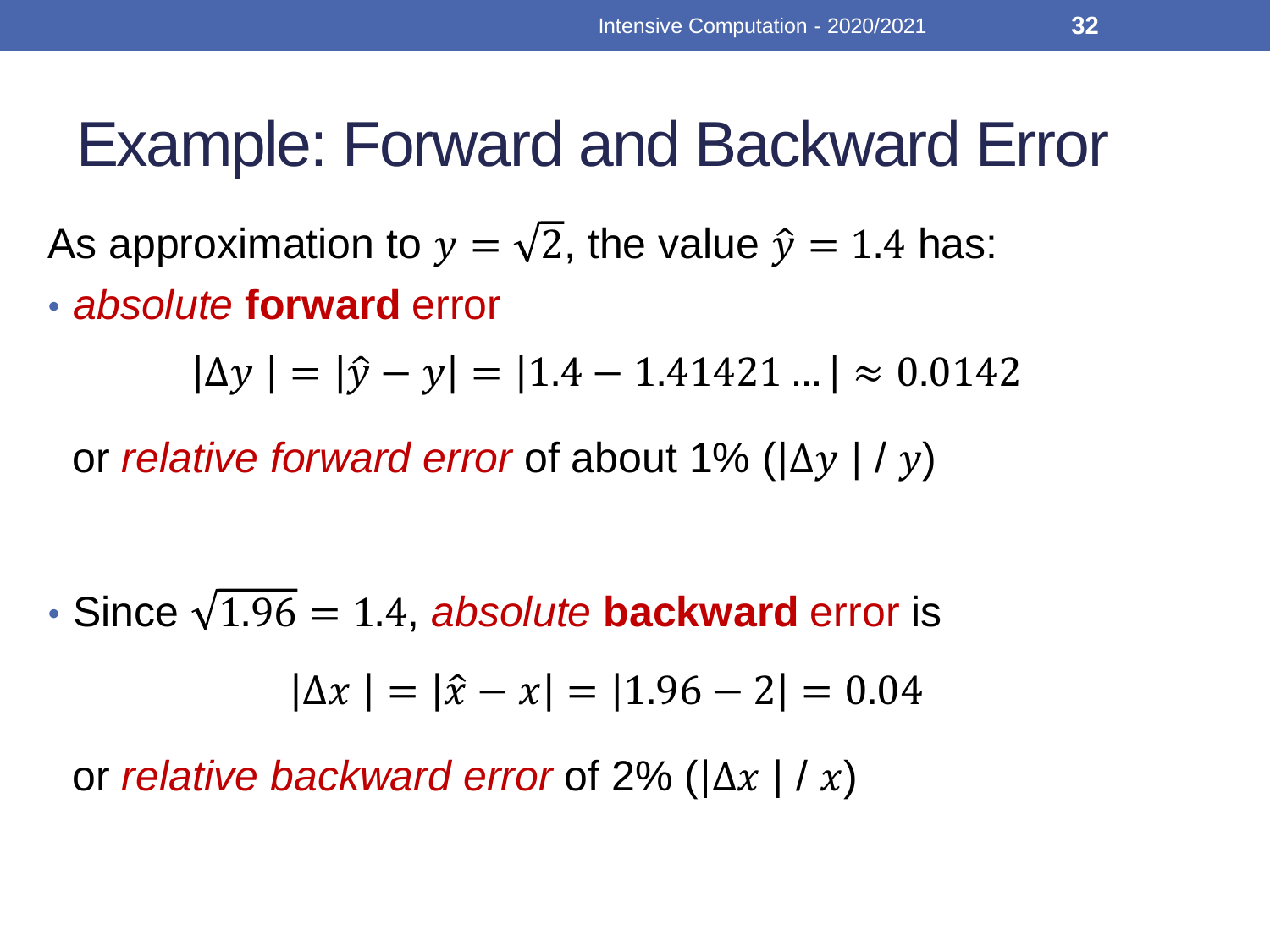# Example: Forward and Backward Error

As approximation to $y = \sqrt{2}$, the value $\hat{y} = 1.4$ has:

- *absolute* **forward** error

$$|\Delta y\ | = |\hat{y} - y| = |1.4 - 1.41421\ldots| \approx 0.0142$$

  or *relative forward error* of about 1% ($|\Delta y\ |$ / $y$)

- Since $\sqrt{1.96} = 1.4$, *absolute* **backward** error is

$$|\Delta x\ | = |\hat{x} - x| = |1.96 - 2| = 0.04$$

  or *relative backward error* of 2% ($|\Delta x\ |$ / $x$)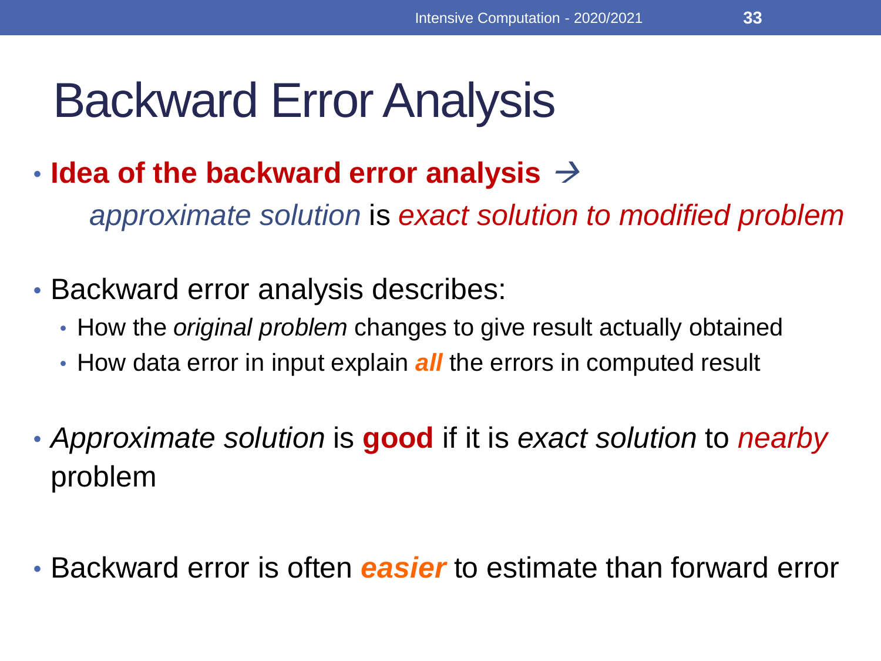# Backward Error Analysis

- **Idea of the backward error analysis** →

  *approximate solution* is *exact solution to modified problem*

- Backward error analysis describes:
  - How the *original problem* changes to give result actually obtained
  - How data error in input explain ***all*** the errors in computed result

- *Approximate solution* is **good** if it is *exact solution* to *nearby* problem

- Backward error is often ***easier*** to estimate than forward error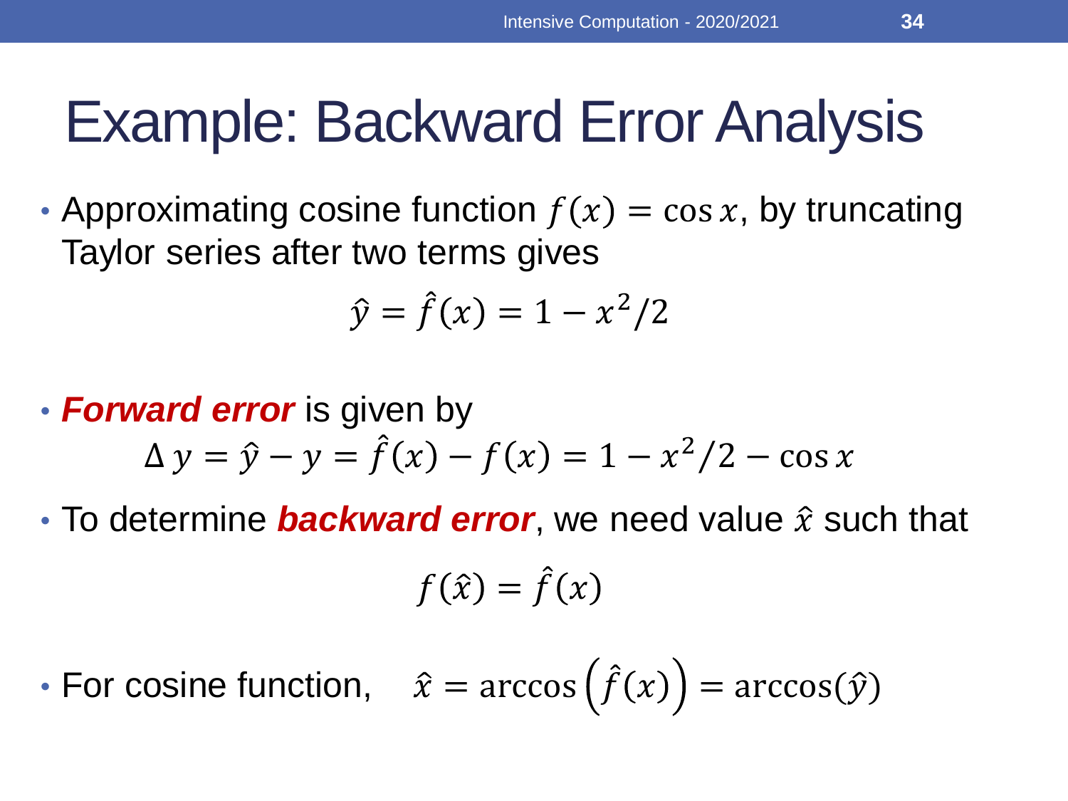# Example: Backward Error Analysis

- Approximating cosine function $f(x) = \cos x$, by truncating Taylor series after two terms gives

$$\hat{y} = \hat{f}(x) = 1 - x^2/2$$

- ***Forward error*** is given by

$$\Delta y = \hat{y} - y = \hat{f}(x) - f(x) = 1 - x^2/2 - \cos x$$

- To determine ***backward error***, we need value $\hat{x}$ such that

$$f(\hat{x}) = \hat{f}(x)$$

- For cosine function, $\hat{x} = \arccos\left(\hat{f}(x)\right) = \arccos(\hat{y})$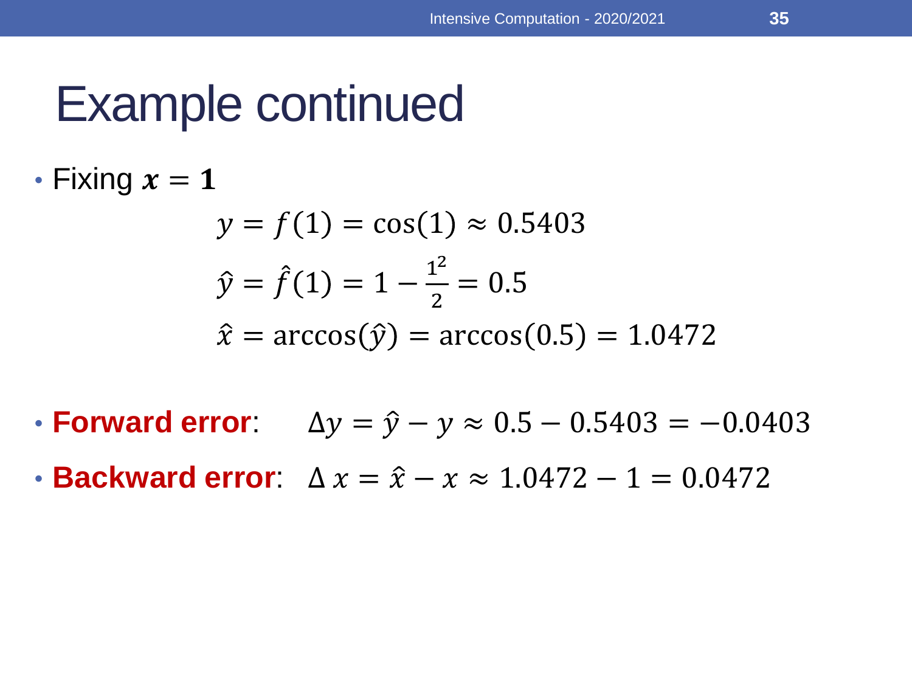# Example continued

- Fixing $\boldsymbol{x = 1}$

$$y = f(1) = \cos(1) \approx 0.5403$$

$$\hat{y} = \hat{f}(1) = 1 - \frac{1^2}{2} = 0.5$$

$$\hat{x} = \arccos(\hat{y}) = \arccos(0.5) = 1.0472$$

- **Forward error**: $\Delta y = \hat{y} - y \approx 0.5 - 0.5403 = -0.0403$
- **Backward error**: $\Delta x = \hat{x} - x \approx 1.0472 - 1 = 0.0472$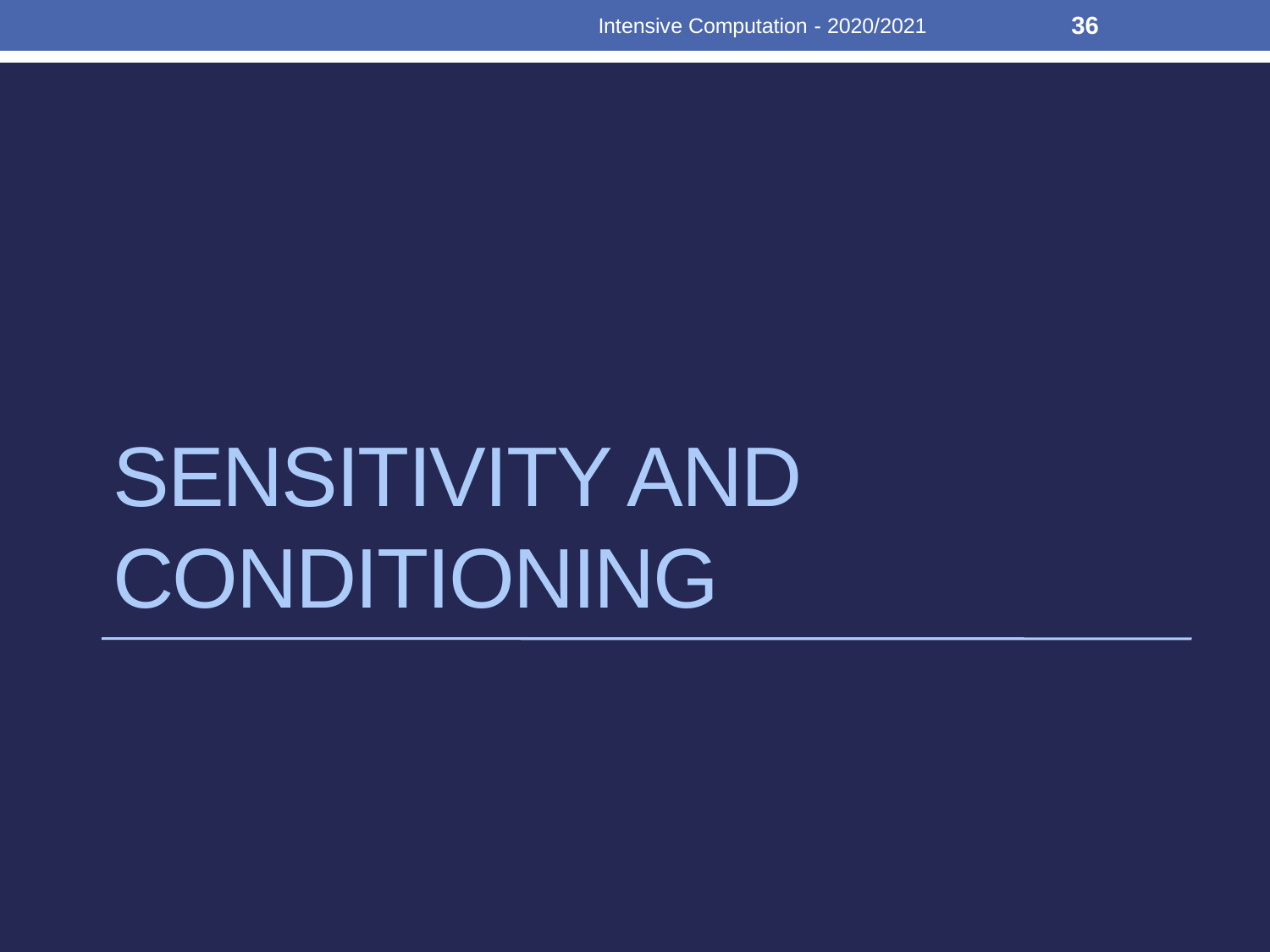# SENSITIVITY AND CONDITIONING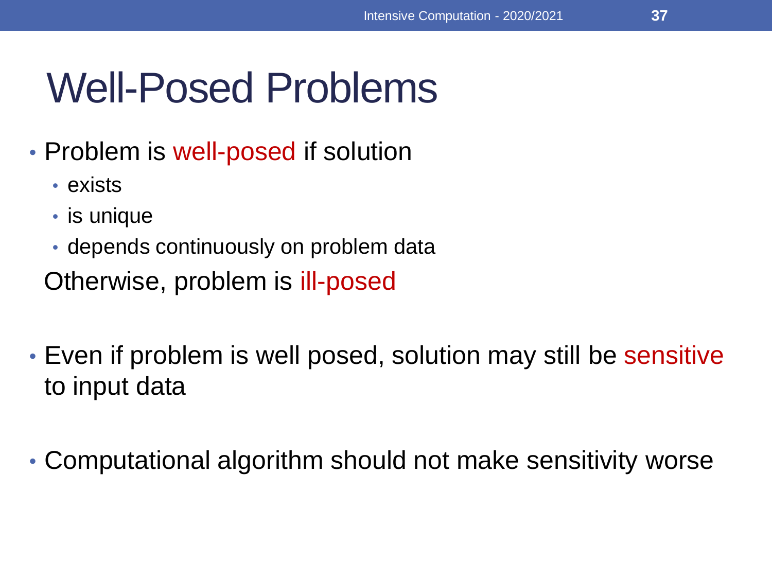# Well-Posed Problems

- Problem is well-posed if solution
  - exists
  - is unique
  - depends continuously on problem data

  Otherwise, problem is ill-posed

- Even if problem is well posed, solution may still be sensitive to input data

- Computational algorithm should not make sensitivity worse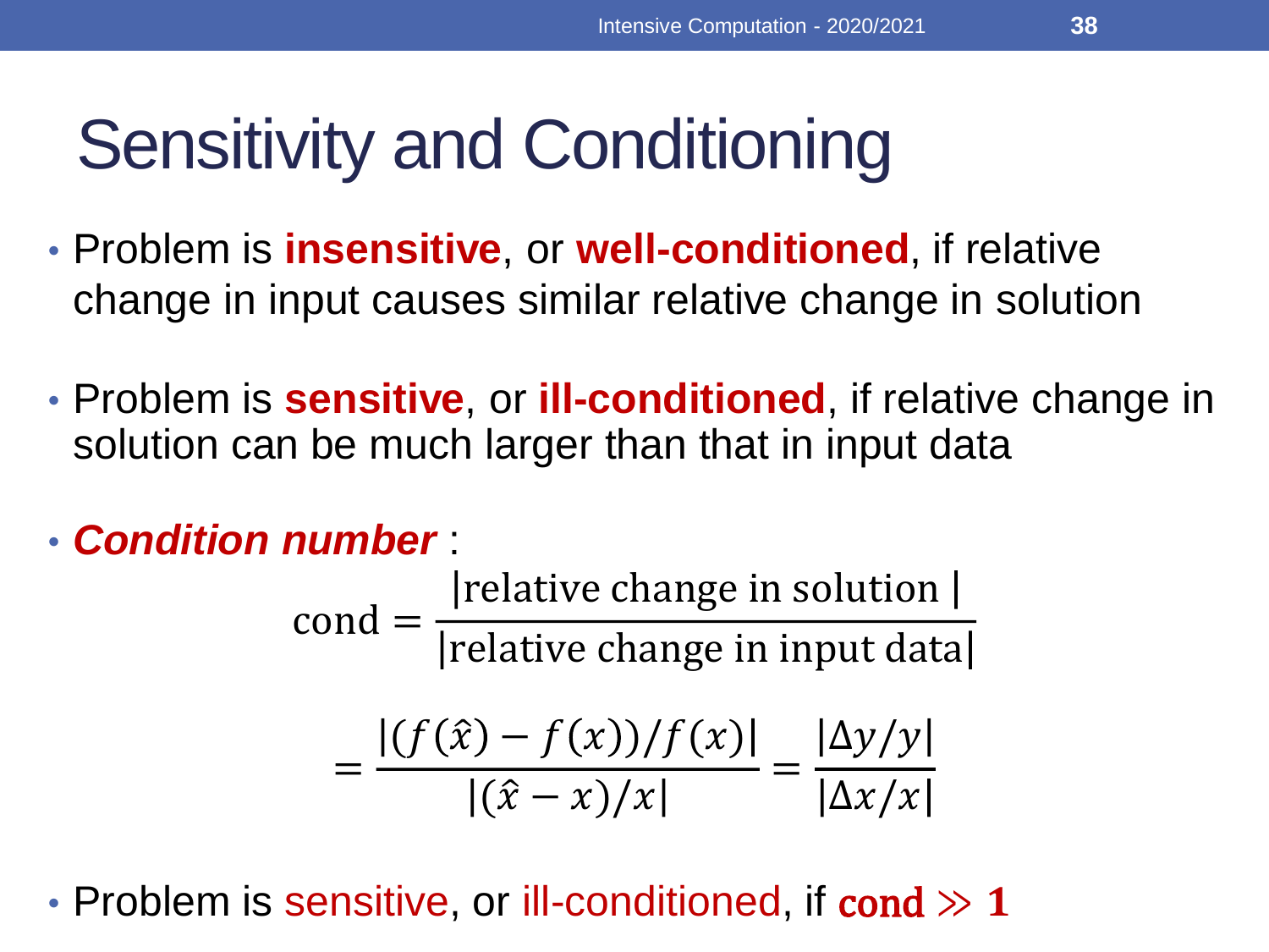# Sensitivity and Conditioning

- Problem is **insensitive**, or **well-conditioned**, if relative change in input causes similar relative change in solution

- Problem is **sensitive**, or **ill-conditioned**, if relative change in solution can be much larger than that in input data

- ***Condition number*** :

$$\text{cond} = \frac{|\text{relative change in solution }|}{|\text{relative change in input data}|}$$

$$= \frac{|(f(\hat{x}) - f(x))/f(x)|}{|(\hat{x} - x)/x|} = \frac{|\Delta y/y|}{|\Delta x/x|}$$

- Problem is sensitive, or ill-conditioned, if $\textbf{cond} \gg \mathbf{1}$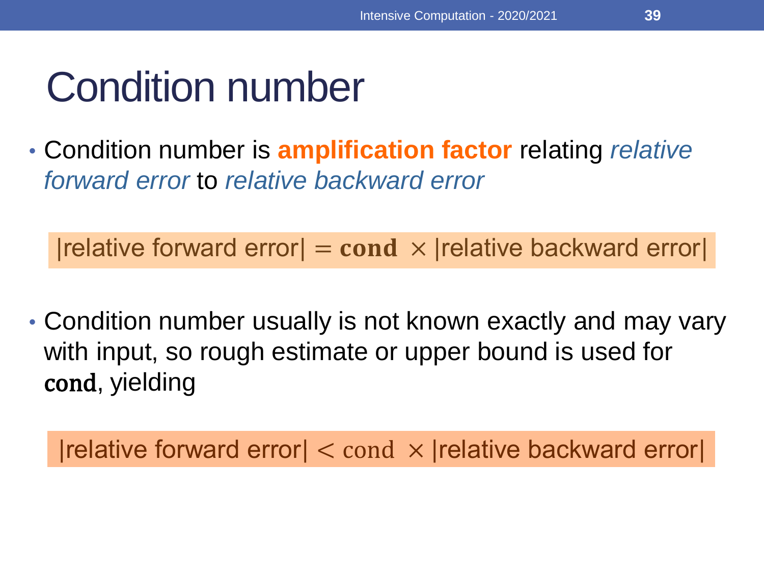# Condition number

- Condition number is **amplification factor** relating *relative forward error* to *relative backward error*

$$|\text{relative forward error}| = \textbf{cond} \times |\text{relative backward error}|$$

- Condition number usually is not known exactly and may vary with input, so rough estimate or upper bound is used for $\textbf{cond}$, yielding

$$|\text{relative forward error}| < \text{cond} \times |\text{relative backward error}|$$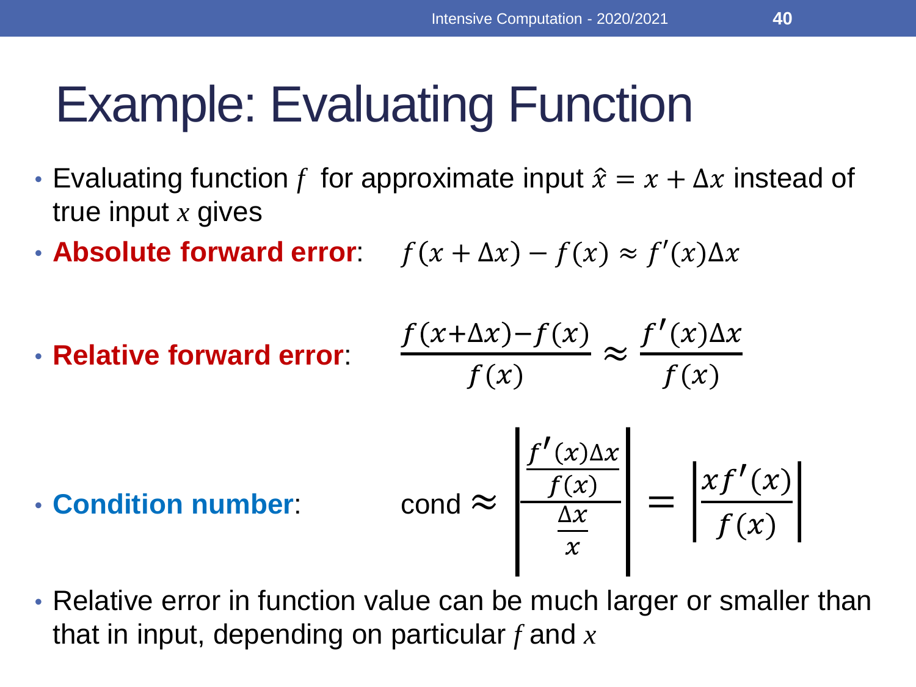# Example: Evaluating Function

- Evaluating function $f$ for approximate input $\hat{x} = x + \Delta x$ instead of true input $x$ gives
- **Absolute forward error**: $f(x + \Delta x) - f(x) \approx f'(x)\Delta x$
- **Relative forward error**: $\frac{f(x+\Delta x)-f(x)}{f(x)} \approx \frac{f'(x)\Delta x}{f(x)}$
- **Condition number**: $\text{cond} \approx \left| \frac{\frac{f'(x)\Delta x}{f(x)}}{\frac{\Delta x}{x}} \right| = \left| \frac{x f'(x)}{f(x)} \right|$
- Relative error in function value can be much larger or smaller than that in input, depending on particular $f$ and $x$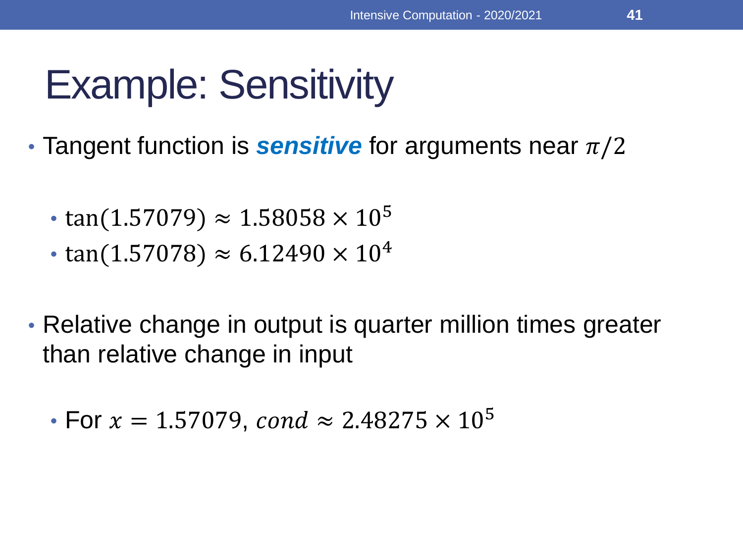# Example: Sensitivity

- Tangent function is ***sensitive*** for arguments near $\pi/2$
  - $\tan(1.57079) \approx 1.58058 \times 10^5$
  - $\tan(1.57078) \approx 6.12490 \times 10^4$
- Relative change in output is quarter million times greater than relative change in input
  - For $x = 1.57079$, $cond \approx 2.48275 \times 10^5$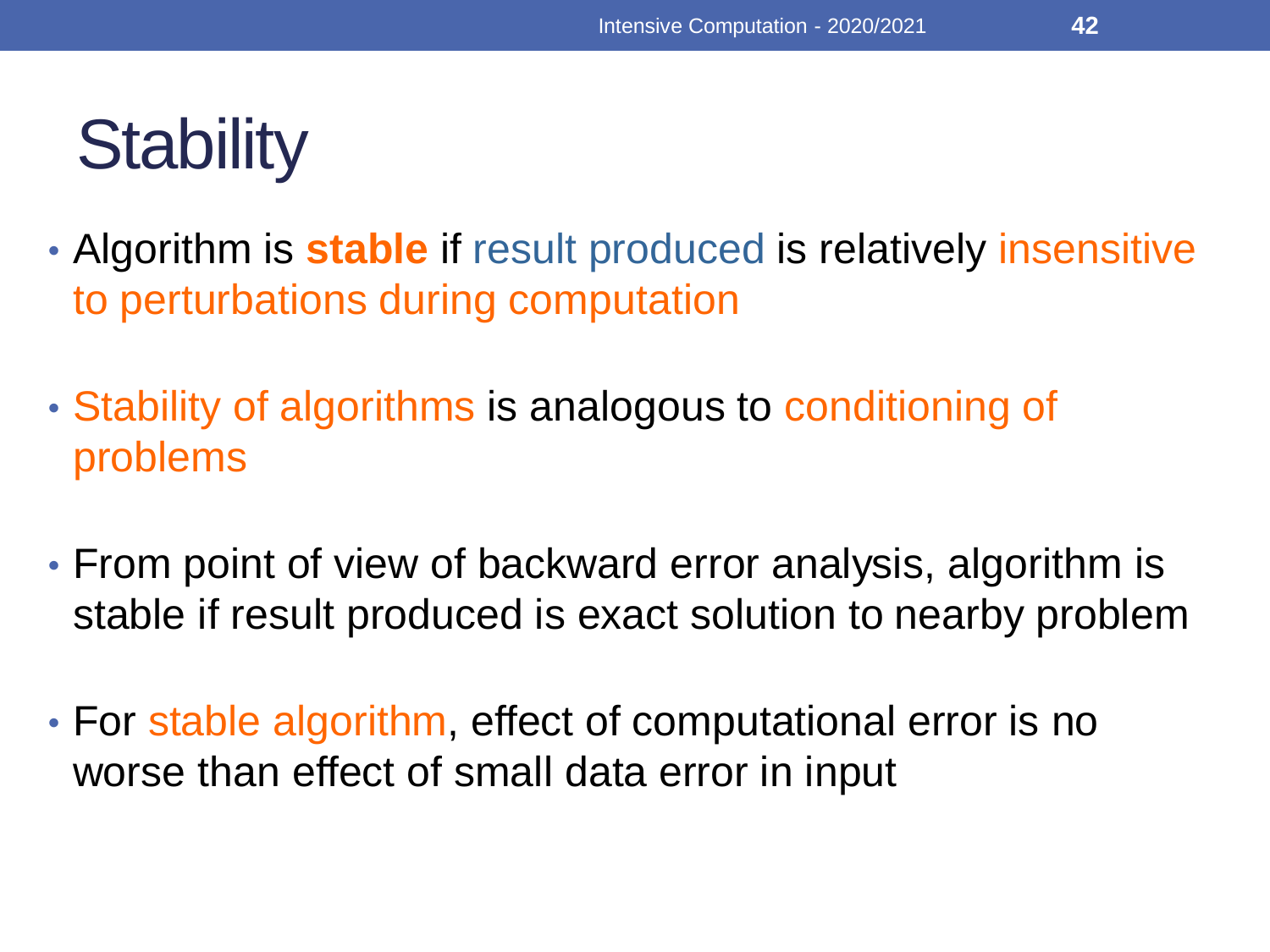# Stability

- Algorithm is **stable** if result produced is relatively insensitive to perturbations during computation

- Stability of algorithms is analogous to conditioning of problems

- From point of view of backward error analysis, algorithm is stable if result produced is exact solution to nearby problem

- For stable algorithm, effect of computational error is no worse than effect of small data error in input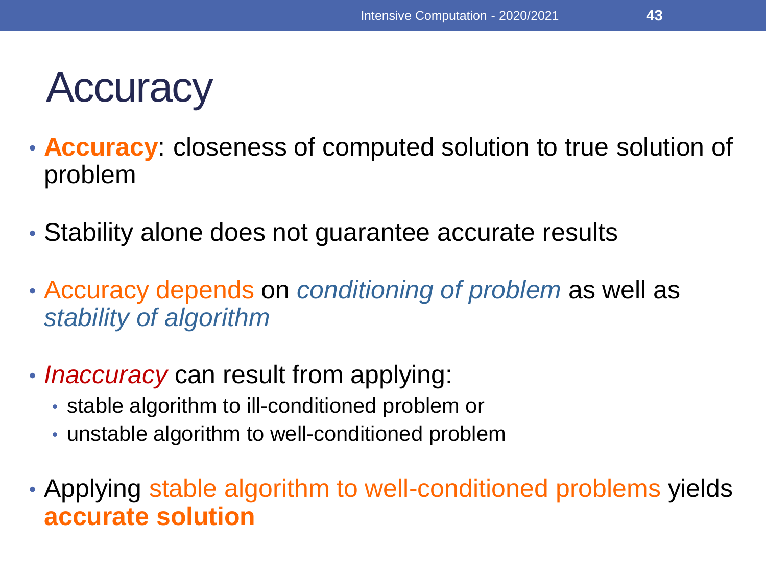# Accuracy

- **Accuracy**: closeness of computed solution to true solution of problem
- Stability alone does not guarantee accurate results
- Accuracy depends on *conditioning of problem* as well as *stability of algorithm*
- *Inaccuracy* can result from applying:
  - stable algorithm to ill-conditioned problem or
  - unstable algorithm to well-conditioned problem
- Applying stable algorithm to well-conditioned problems yields **accurate solution**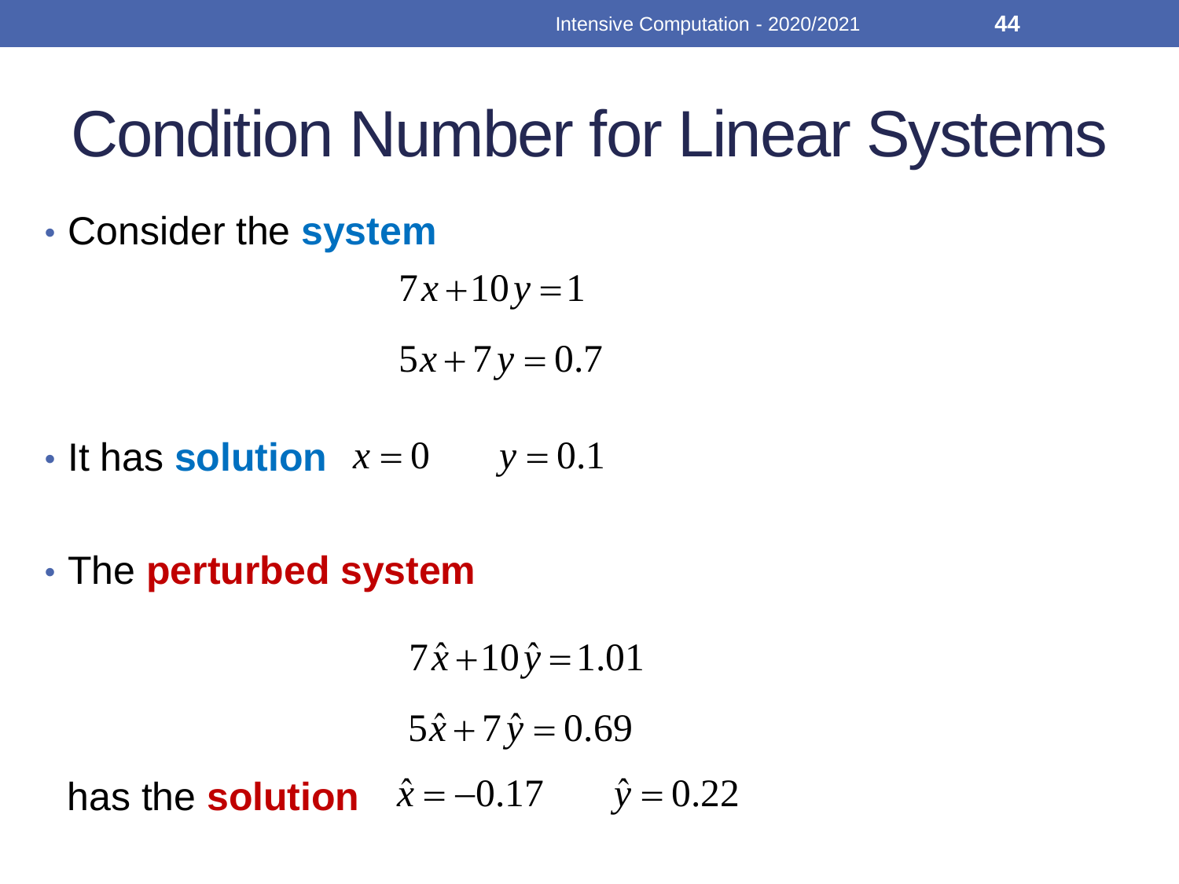# Condition Number for Linear Systems

- Consider the **system**

$$7x + 10y = 1$$

$$5x + 7y = 0.7$$

- It has **solution** $x = 0 \qquad y = 0.1$

- The **perturbed system**

$$7\hat{x} + 10\hat{y} = 1.01$$

$$5\hat{x} + 7\hat{y} = 0.69$$

has the **solution** $\hat{x} = -0.17 \qquad \hat{y} = 0.22$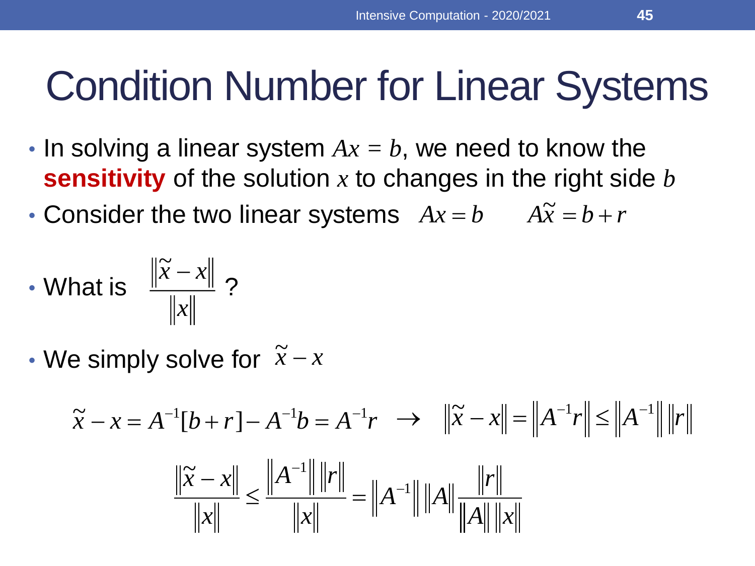# Condition Number for Linear Systems

- In solving a linear system $Ax = b$, we need to know the **sensitivity** of the solution $x$ to changes in the right side $b$
- Consider the two linear systems $Ax = b \qquad A\tilde{x} = b + r$
- What is $\dfrac{\|\tilde{x} - x\|}{\|x\|}$ ?
- We simply solve for $\tilde{x} - x$

$$\tilde{x} - x = A^{-1}[b + r] - A^{-1}b = A^{-1}r \quad \rightarrow \quad \|\tilde{x} - x\| = \left\|A^{-1}r\right\| \leq \left\|A^{-1}\right\| \|r\|$$

$$\frac{\|\tilde{x} - x\|}{\|x\|} \leq \frac{\left\|A^{-1}\right\| \|r\|}{\|x\|} = \left\|A^{-1}\right\| \|A\| \frac{\|r\|}{\|A\| \|x\|}$$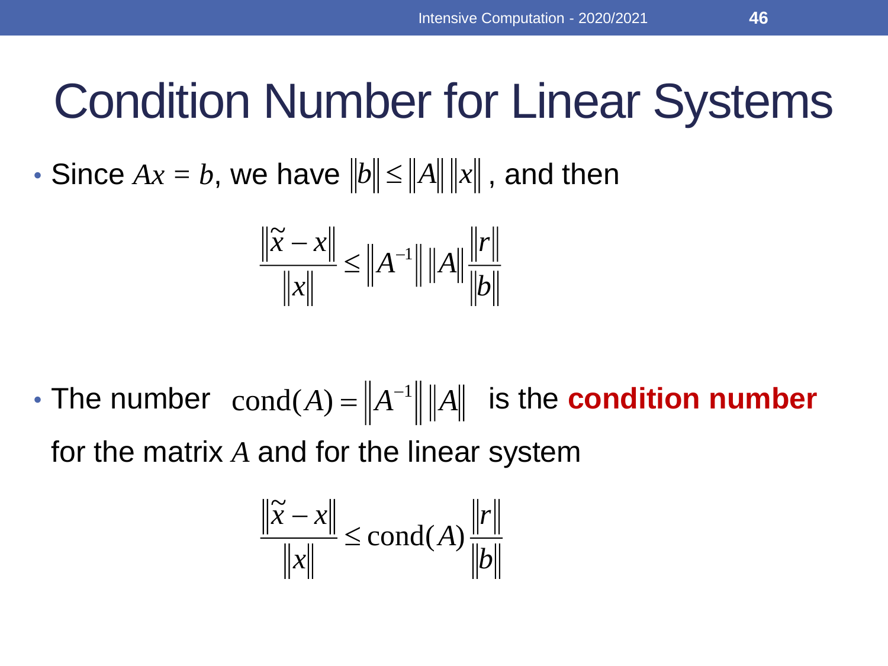# Condition Number for Linear Systems

- Since $Ax = b$, we have $\|b\| \leq \|A\| \, \|x\|$, and then

$$\frac{\|\tilde{x} - x\|}{\|x\|} \leq \|A^{-1}\| \, \|A\| \frac{\|r\|}{\|b\|}$$

- The number $\text{cond}(A) = \|A^{-1}\| \, \|A\|$ is the **condition number** for the matrix $A$ and for the linear system

$$\frac{\|\tilde{x} - x\|}{\|x\|} \leq \text{cond}(A) \frac{\|r\|}{\|b\|}$$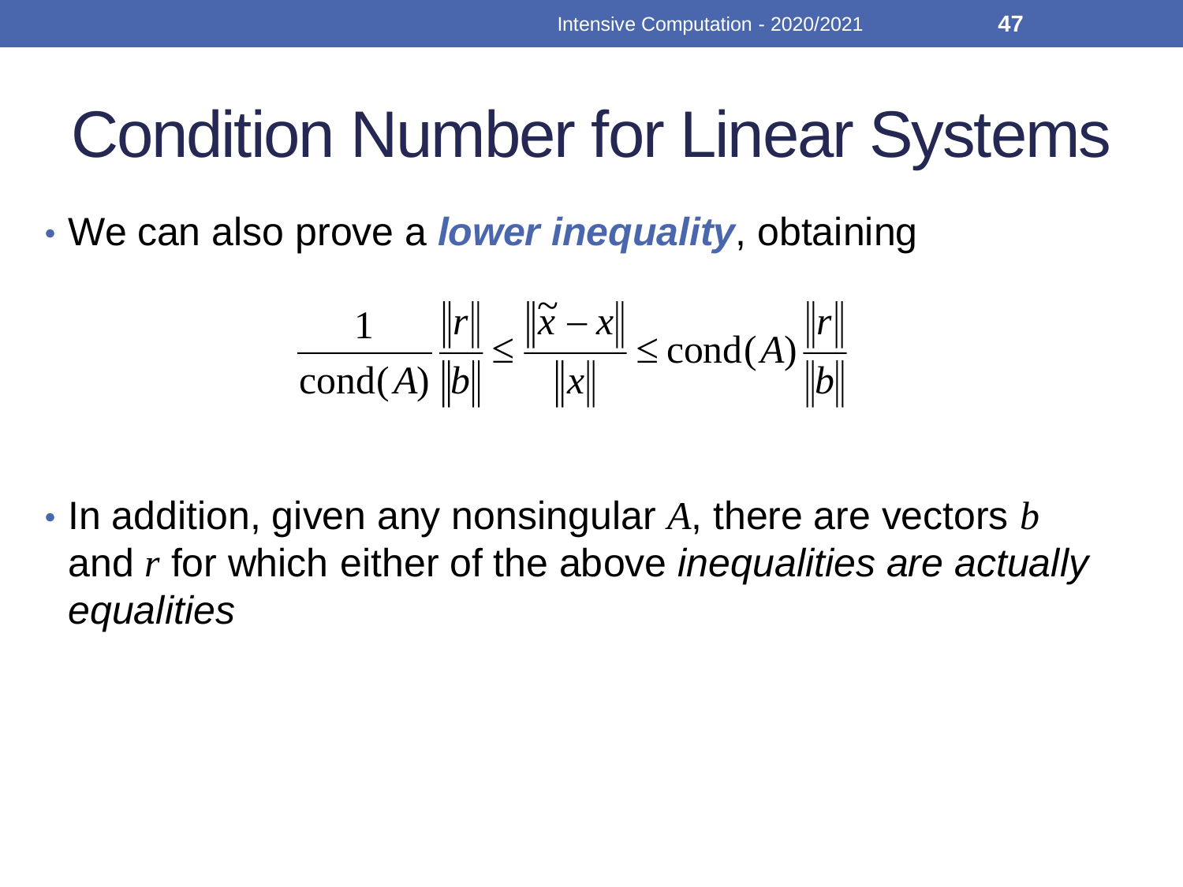# Condition Number for Linear Systems

- We can also prove a ***lower inequality***, obtaining

$$\frac{1}{\mathrm{cond}(A)} \frac{\|r\|}{\|b\|} \leq \frac{\|\widetilde{x} - x\|}{\|x\|} \leq \mathrm{cond}(A) \frac{\|r\|}{\|b\|}$$

- In addition, given any nonsingular $A$, there are vectors $b$ and $r$ for which either of the above *inequalities are actually equalities*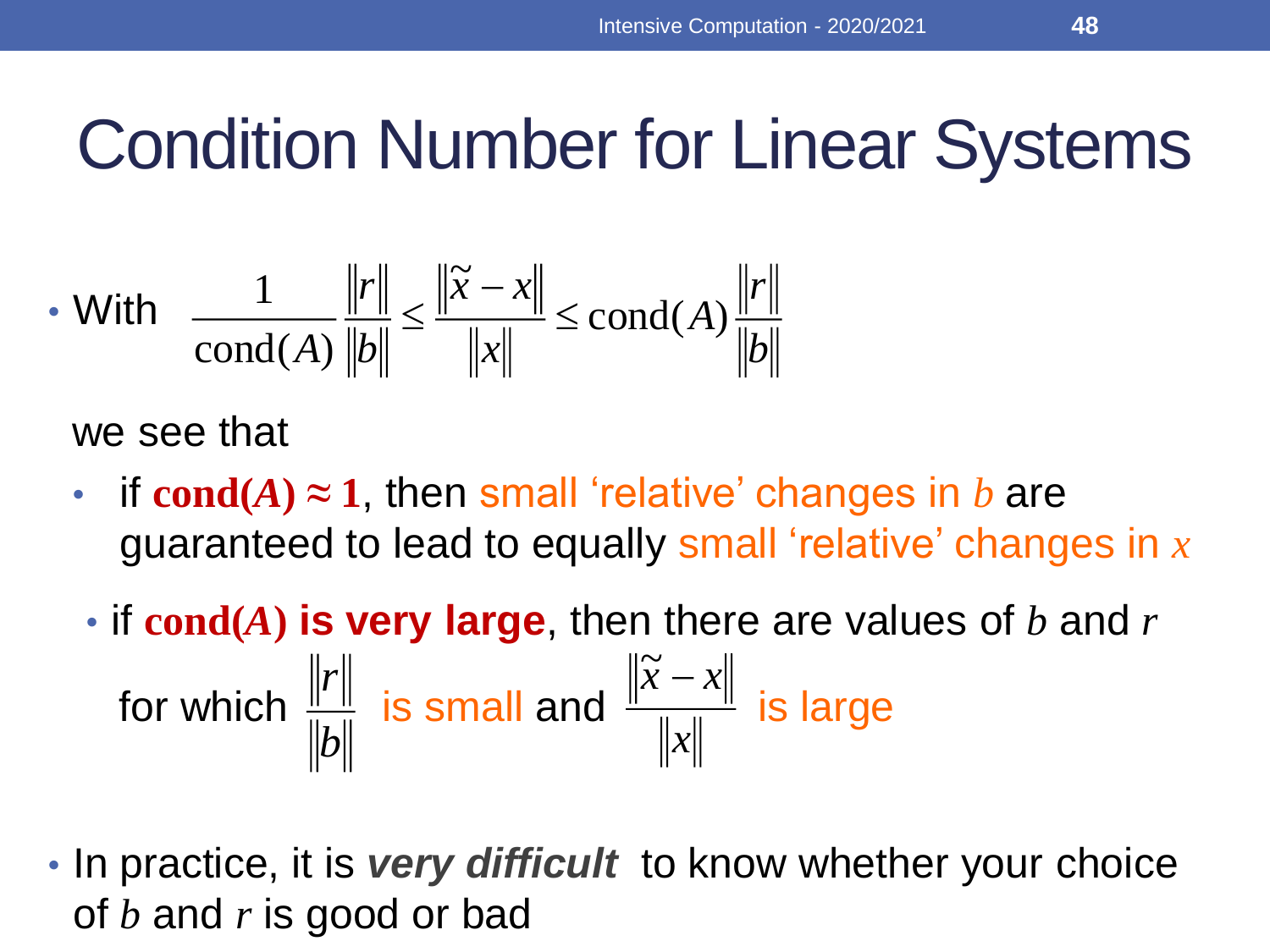# Condition Number for Linear Systems

- With $\frac{1}{\text{cond}(A)} \frac{\|r\|}{\|b\|} \leq \frac{\|\tilde{x} - x\|}{\|x\|} \leq \text{cond}(A) \frac{\|r\|}{\|b\|}$

  we see that

  - if **$\text{cond}(A) \approx 1$**, then small 'relative' changes in $b$ are guaranteed to lead to equally small 'relative' changes in $x$
  - if **$\text{cond}(A)$ is very large**, then there are values of $b$ and $r$ for which $\frac{\|r\|}{\|b\|}$ is small and $\frac{\|\tilde{x} - x\|}{\|x\|}$ is large

- In practice, it is ***very difficult*** to know whether your choice of $b$ and $r$ is good or bad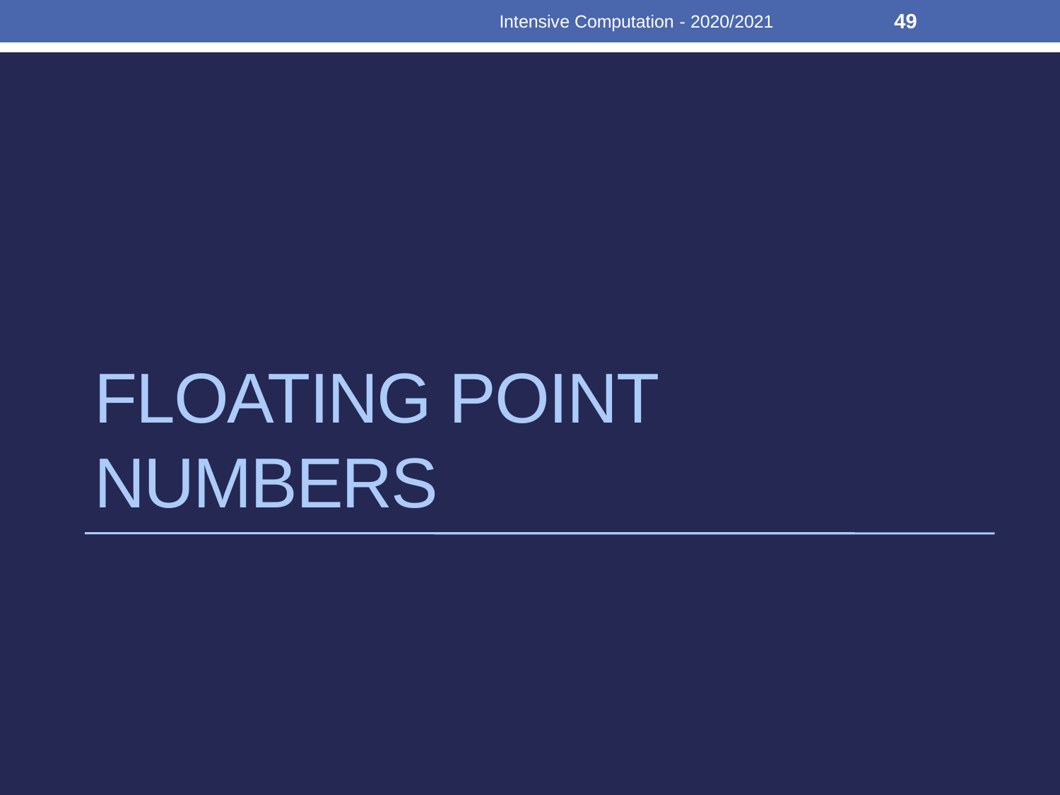# FLOATING POINT NUMBERS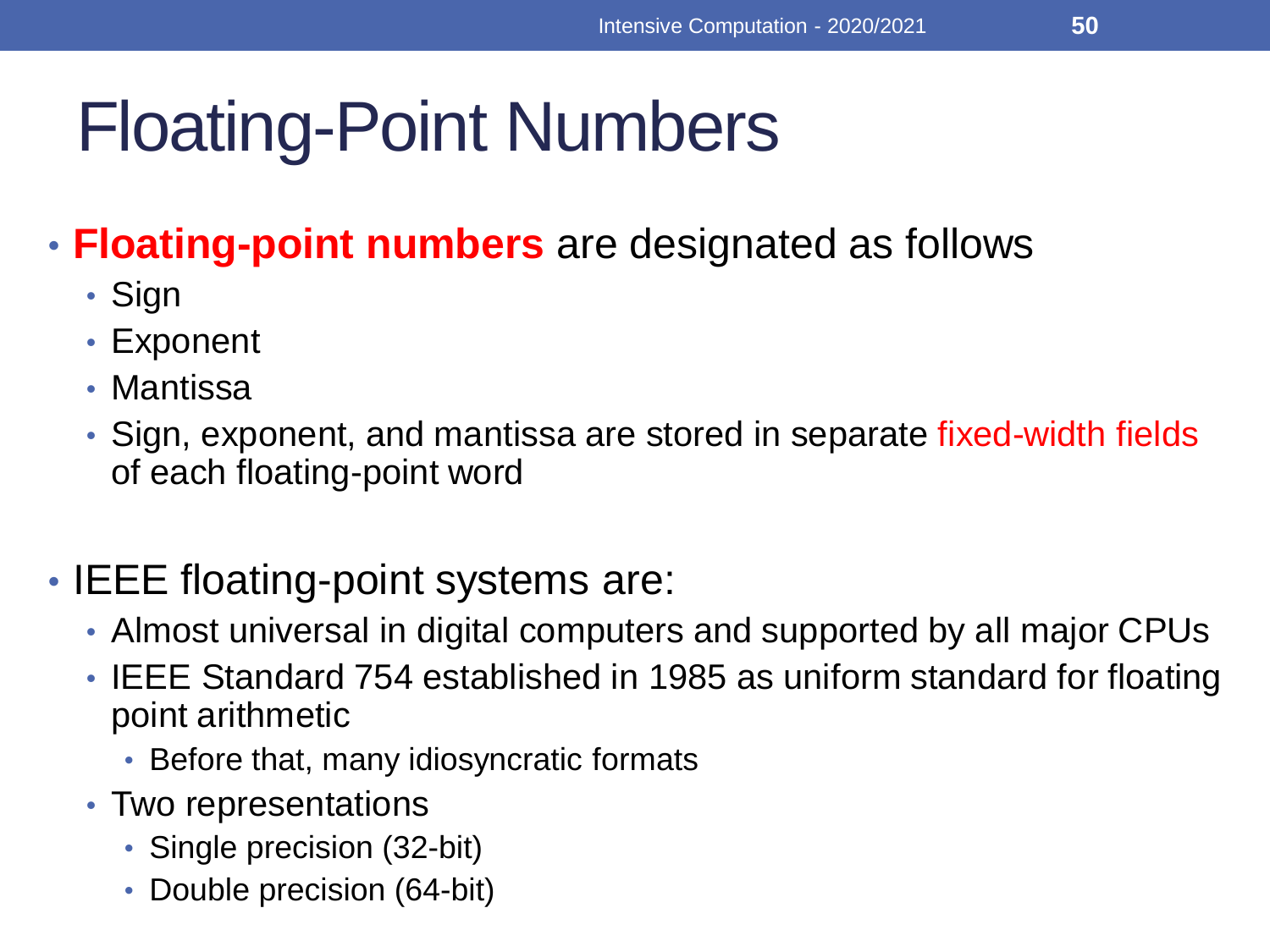# Floating-Point Numbers

- **Floating-point numbers** are designated as follows
  - Sign
  - Exponent
  - Mantissa
  - Sign, exponent, and mantissa are stored in separate fixed-width fields of each floating-point word

- IEEE floating-point systems are:
  - Almost universal in digital computers and supported by all major CPUs
  - IEEE Standard 754 established in 1985 as uniform standard for floating point arithmetic
    - Before that, many idiosyncratic formats
  - Two representations
    - Single precision (32-bit)
    - Double precision (64-bit)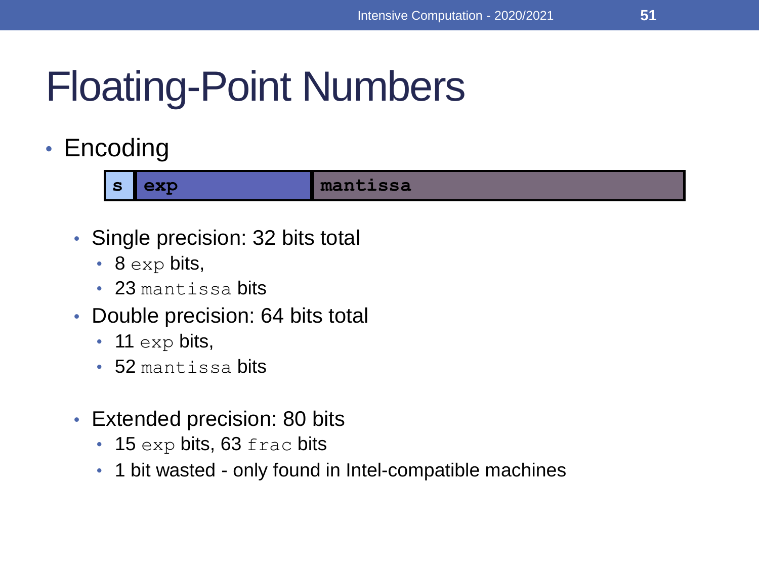# Floating-Point Numbers

- Encoding

| s | exp | mantissa |
|---|---|---|

  - Single precision: 32 bits total
    - 8 `exp` bits,
    - 23 `mantissa` bits
  - Double precision: 64 bits total
    - 11 `exp` bits,
    - 52 `mantissa` bits
  - Extended precision: 80 bits
    - 15 `exp` bits, 63 `frac` bits
    - 1 bit wasted - only found in Intel-compatible machines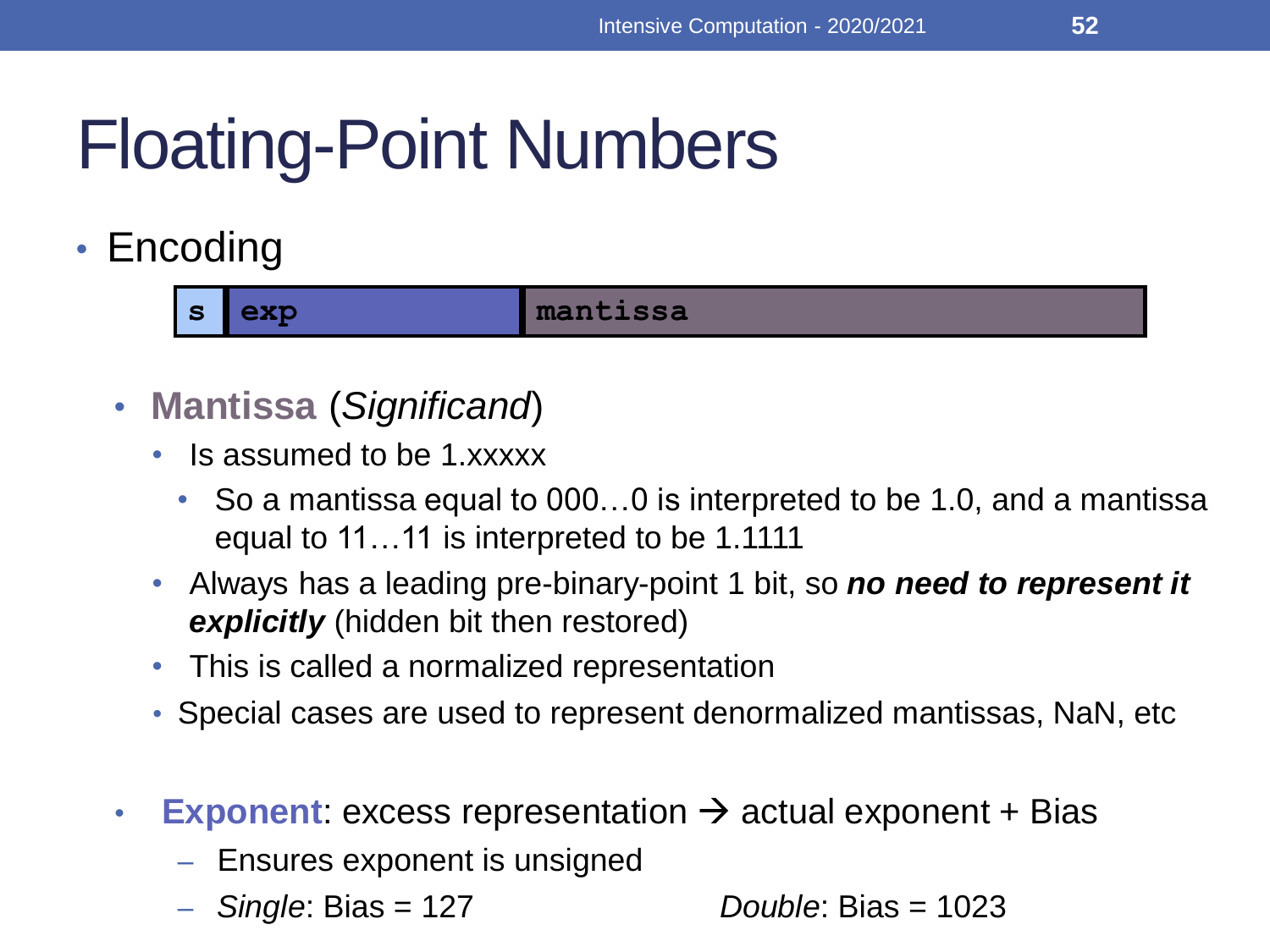# Floating-Point Numbers

- Encoding

| s | exp | mantissa |
|---|---|---|

  - **Mantissa** (*Significand*)
    - Is assumed to be 1.xxxxx
      - So a mantissa equal to 000…0 is interpreted to be 1.0, and a mantissa equal to 11…11 is interpreted to be 1.1111
    - Always has a leading pre-binary-point 1 bit, so ***no need to represent it explicitly*** (hidden bit then restored)
    - This is called a normalized representation
    - Special cases are used to represent denormalized mantissas, NaN, etc

  - **Exponent**: excess representation → actual exponent + Bias
    - Ensures exponent is unsigned
    - *Single*: Bias = 127 *Double*: Bias = 1023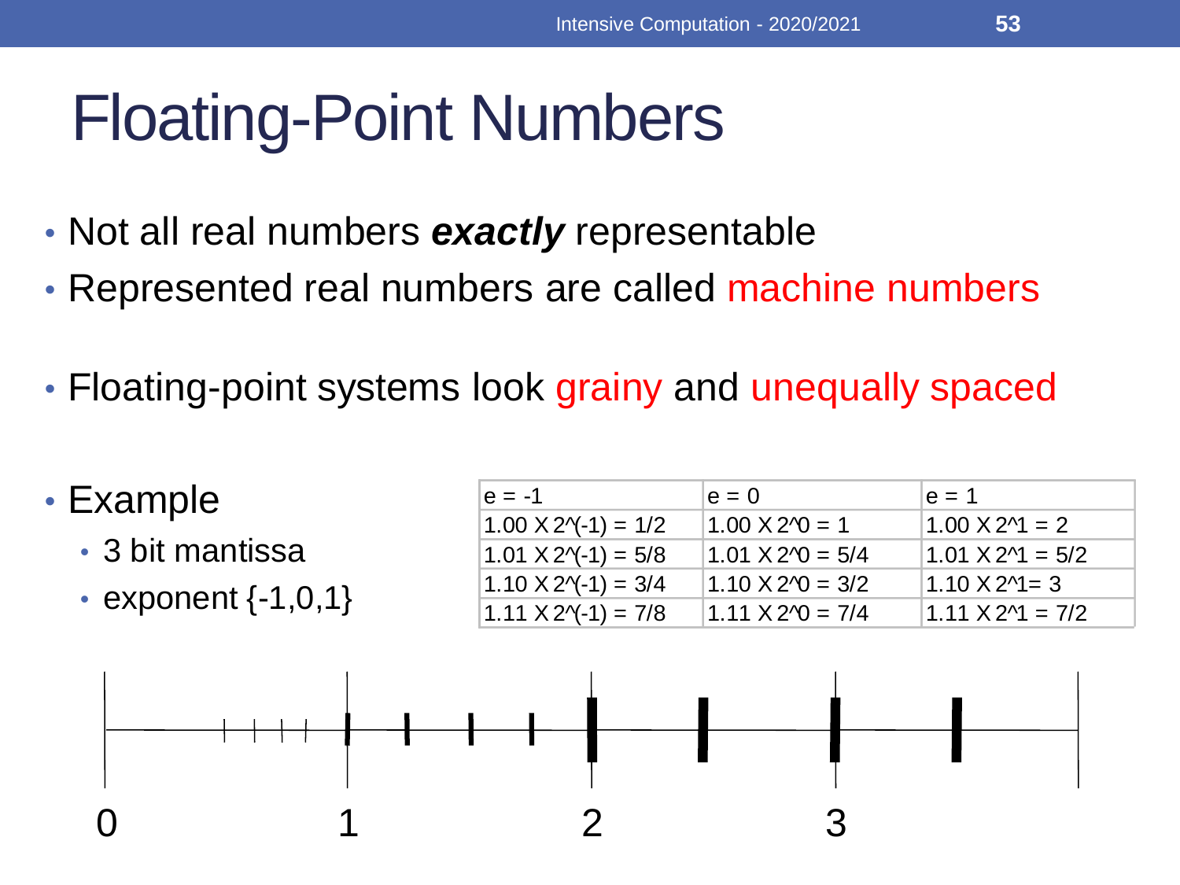# Floating-Point Numbers

- Not all real numbers ***exactly*** representable
- Represented real numbers are called machine numbers
- Floating-point systems look grainy and unequally spaced
- Example
  - 3 bit mantissa
  - exponent {-1,0,1}

| e = -1 | e = 0 | e = 1 |
|---|---|---|
| $1.00 \times 2^{-1} = 1/2$ | $1.00 \times 2^{0} = 1$ | $1.00 \times 2^{1} = 2$ |
| $1.01 \times 2^{-1} = 5/8$ | $1.01 \times 2^{0} = 5/4$ | $1.01 \times 2^{1} = 5/2$ |
| $1.10 \times 2^{-1} = 3/4$ | $1.10 \times 2^{0} = 3/2$ | $1.10 \times 2^{1} = 3$ |
| $1.11 \times 2^{-1} = 7/8$ | $1.11 \times 2^{0} = 7/4$ | $1.11 \times 2^{1} = 7/2$ |

0 1 2 3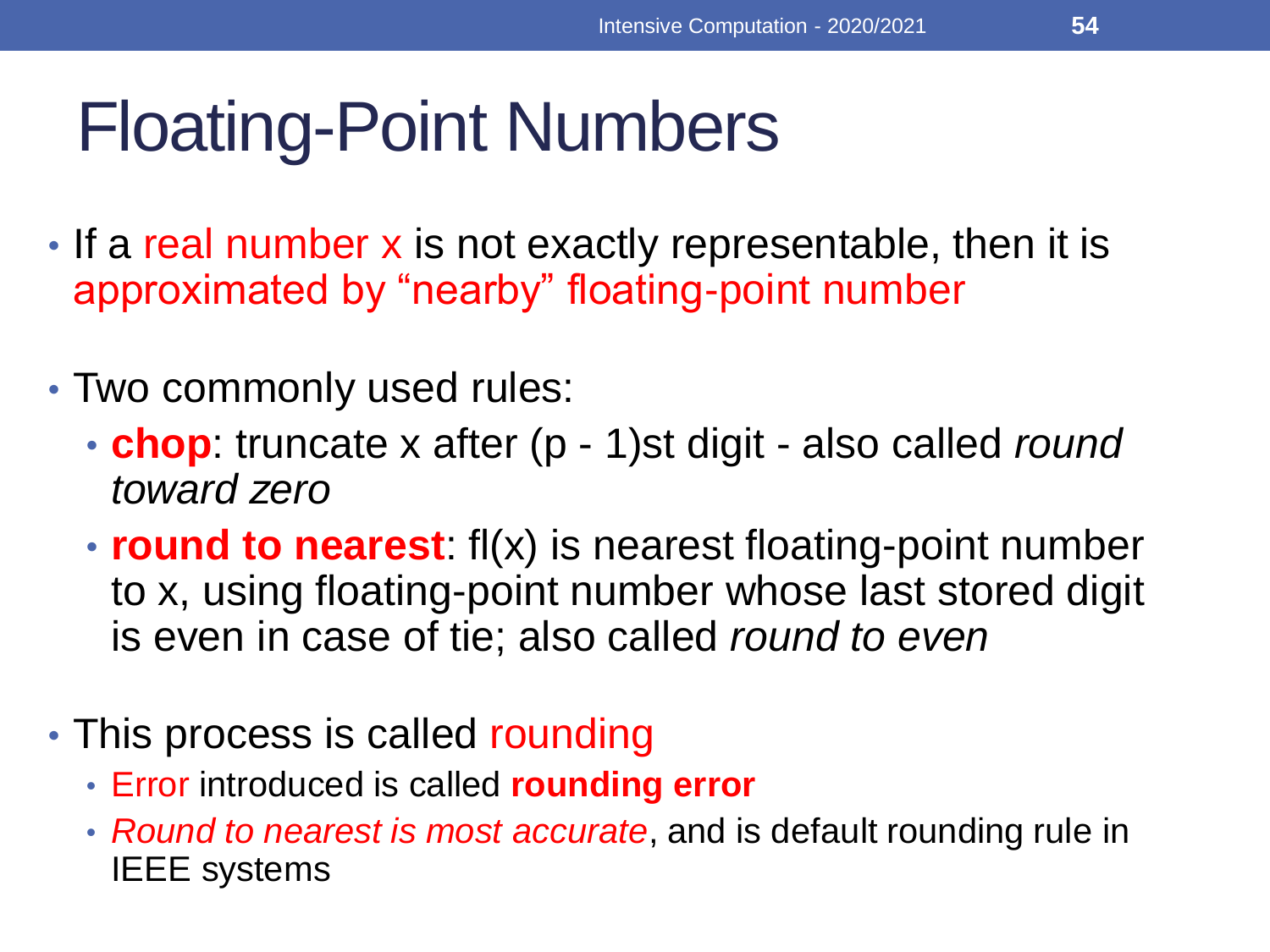# Floating-Point Numbers

- If a real number x is not exactly representable, then it is approximated by "nearby" floating-point number
- Two commonly used rules:
  - **chop**: truncate x after (p - 1)st digit - also called *round toward zero*
  - **round to nearest**: fl(x) is nearest floating-point number to x, using floating-point number whose last stored digit is even in case of tie; also called *round to even*
- This process is called rounding
  - Error introduced is called **rounding error**
  - *Round to nearest is most accurate*, and is default rounding rule in IEEE systems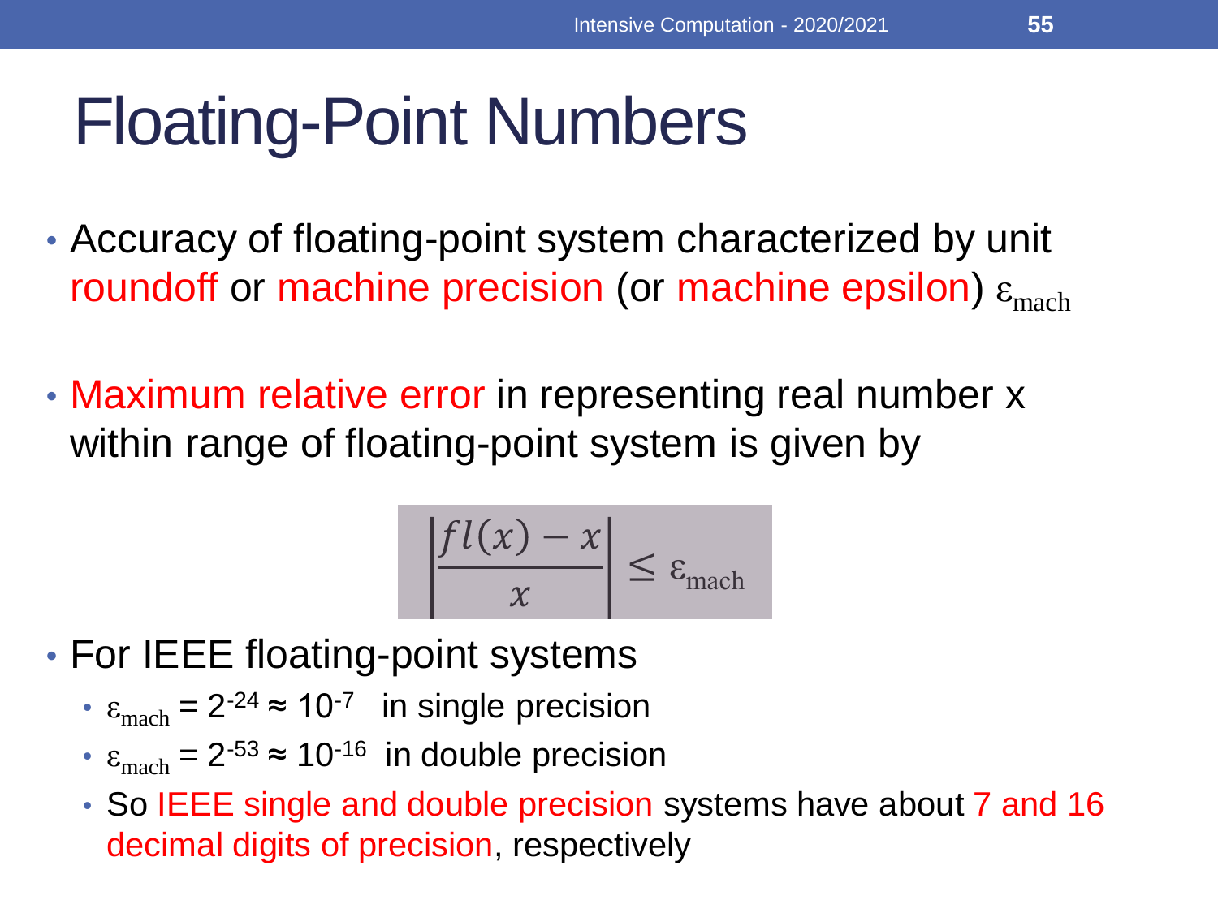# Floating-Point Numbers

- Accuracy of floating-point system characterized by unit roundoff or machine precision (or machine epsilon) $\varepsilon_{\text{mach}}$

- Maximum relative error in representing real number x within range of floating-point system is given by

$$\left| \frac{fl(x) - x}{x} \right| \leq \varepsilon_{\text{mach}}$$

- For IEEE floating-point systems
  - $\varepsilon_{\text{mach}} = 2^{-24} \approx 10^{-7}$ in single precision
  - $\varepsilon_{\text{mach}} = 2^{-53} \approx 10^{-16}$ in double precision
  - So IEEE single and double precision systems have about 7 and 16 decimal digits of precision, respectively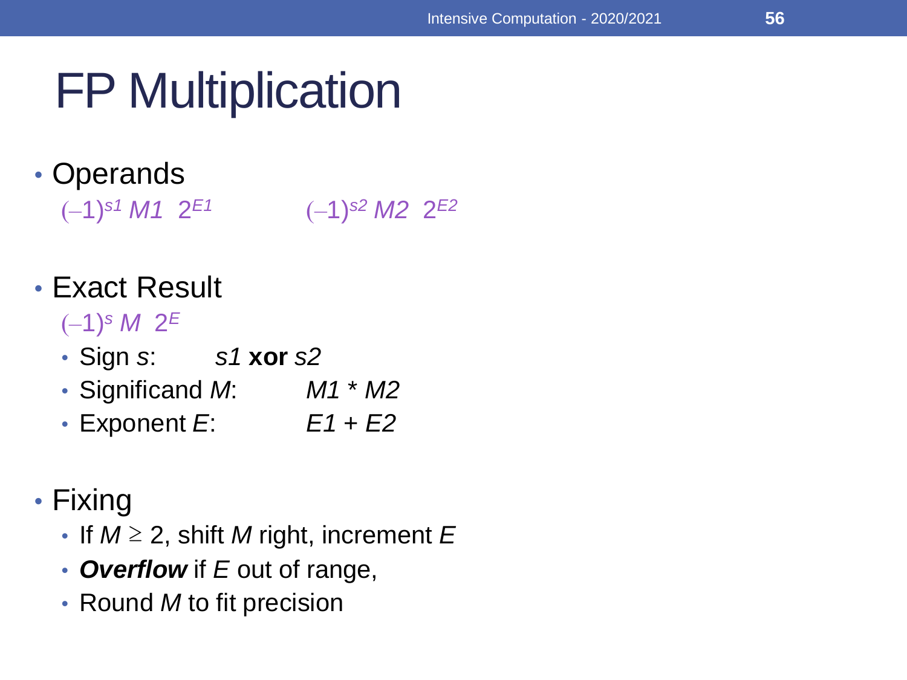# FP Multiplication

- Operands

  $(-1)^{s1}\, M1 \;\, 2^{E1}$ $\qquad\qquad$ $(-1)^{s2}\, M2 \;\, 2^{E2}$

- Exact Result

  $(-1)^{s}\, M \;\, 2^{E}$

  - Sign $s$: $\quad s1$ **xor** $s2$
  - Significand $M$: $\quad M1 * M2$
  - Exponent $E$: $\quad E1 + E2$

- Fixing
  - If $M \geq 2$, shift $M$ right, increment $E$
  - ***Overflow*** if $E$ out of range,
  - Round $M$ to fit precision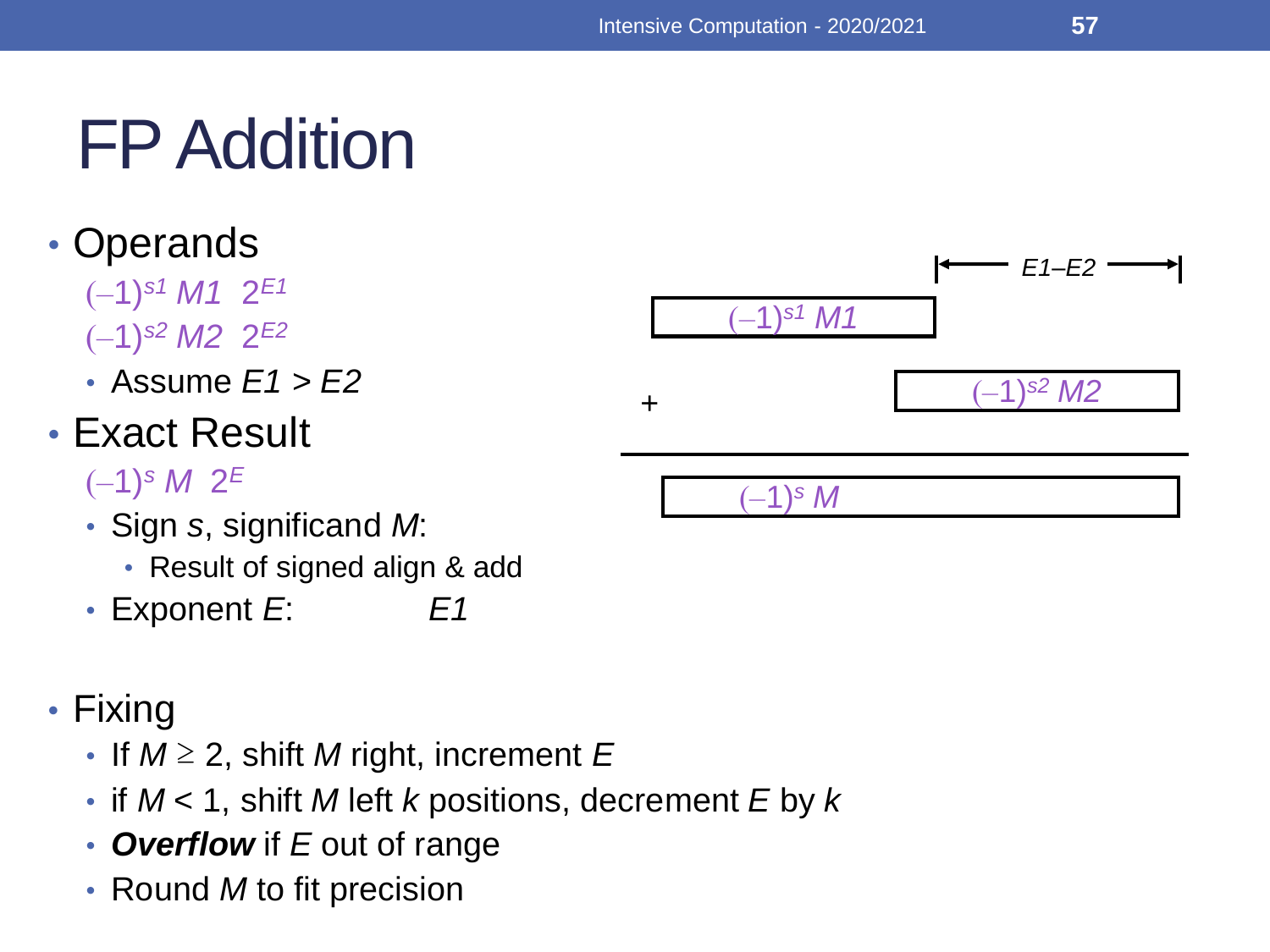# FP Addition

- Operands
  - $(-1)^{s1}\ M1\ \ 2^{E1}$
  - $(-1)^{s2}\ M2\ \ 2^{E2}$
  - Assume $E1 > E2$
- Exact Result
  - $(-1)^{s}\ M\ \ 2^{E}$
  - Sign $s$, significand $M$:
    - Result of signed align & add
  - Exponent $E$: $E1$

$E1–E2$

$(-1)^{s1}\ M1$

$+\quad (-1)^{s2}\ M2$

$(-1)^{s}\ M$

- Fixing
  - If $M \geq 2$, shift $M$ right, increment $E$
  - if $M < 1$, shift $M$ left $k$ positions, decrement $E$ by $k$
  - ***Overflow*** if $E$ out of range
  - Round $M$ to fit precision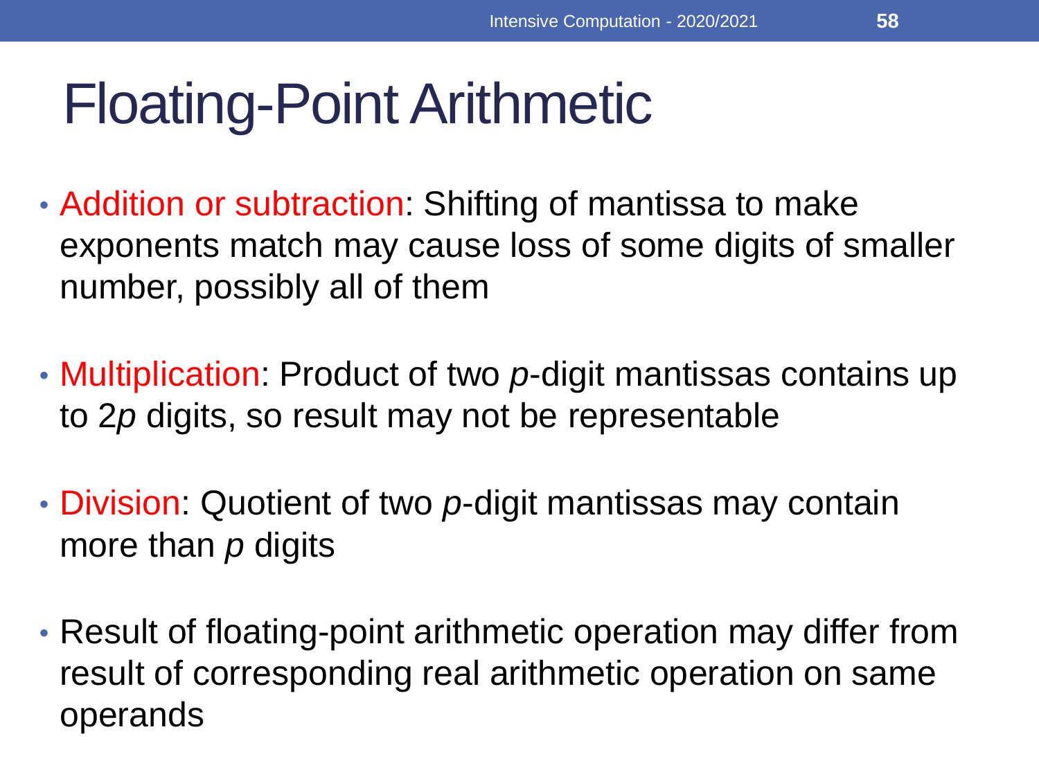# Floating-Point Arithmetic

- Addition or subtraction: Shifting of mantissa to make exponents match may cause loss of some digits of smaller number, possibly all of them

- Multiplication: Product of two $p$-digit mantissas contains up to $2p$ digits, so result may not be representable

- Division: Quotient of two $p$-digit mantissas may contain more than $p$ digits

- Result of floating-point arithmetic operation may differ from result of corresponding real arithmetic operation on same operands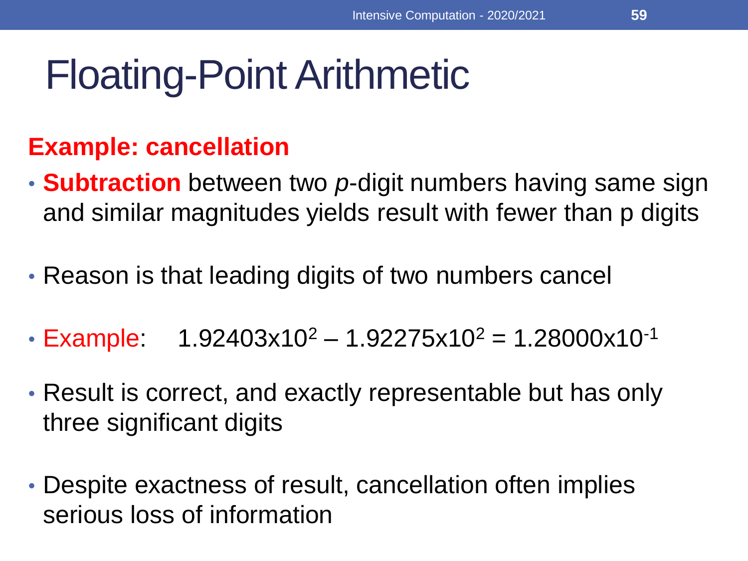# Floating-Point Arithmetic

**Example: cancellation**

- **Subtraction** between two *p*-digit numbers having same sign and similar magnitudes yields result with fewer than p digits
- Reason is that leading digits of two numbers cancel
- Example: $1.92403 \times 10^{2} - 1.92275 \times 10^{2} = 1.28000 \times 10^{-1}$
- Result is correct, and exactly representable but has only three significant digits
- Despite exactness of result, cancellation often implies serious loss of information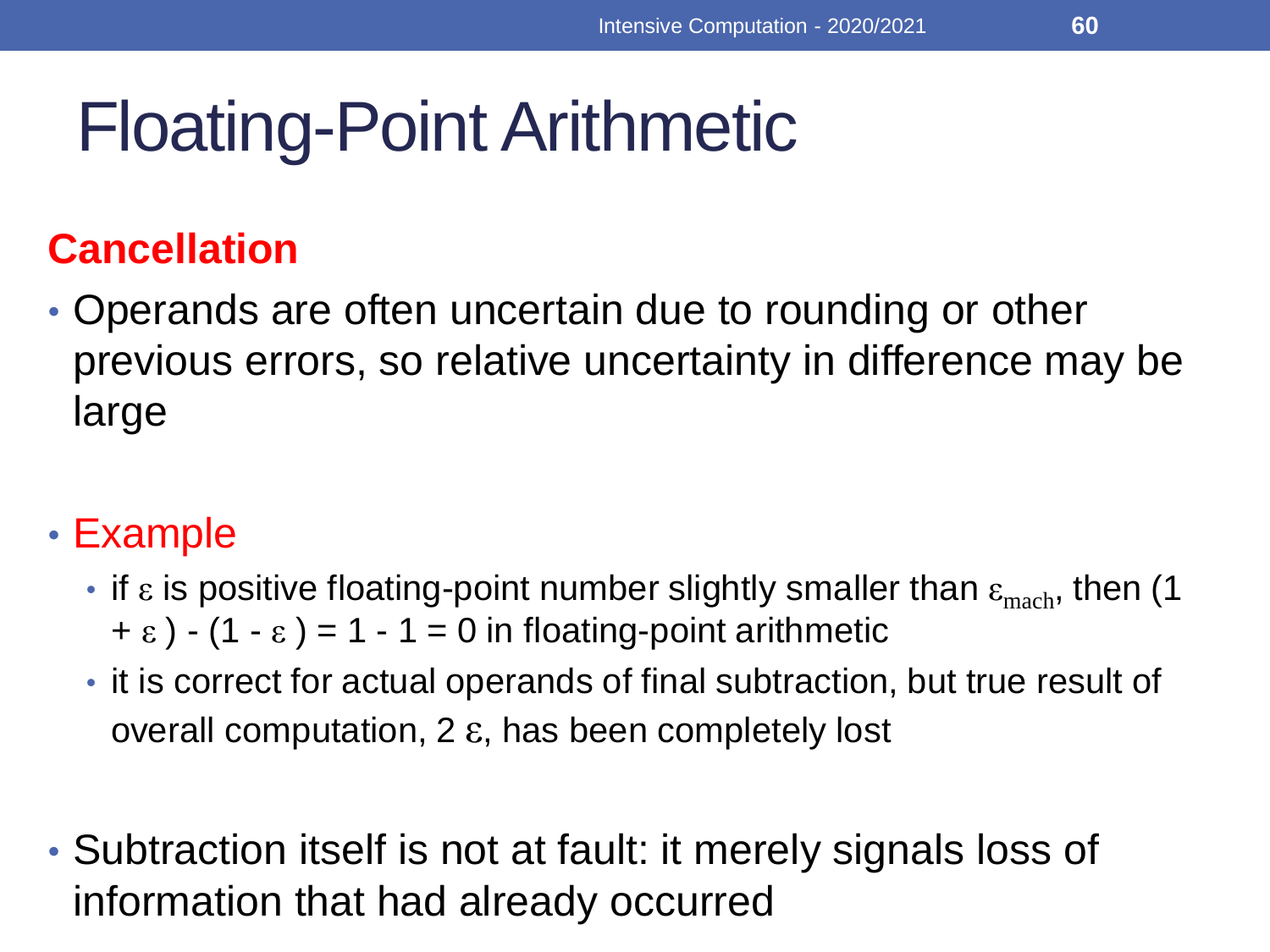# Floating-Point Arithmetic

## Cancellation

- Operands are often uncertain due to rounding or other previous errors, so relative uncertainty in difference may be large

- Example
  - if $\varepsilon$ is positive floating-point number slightly smaller than $\varepsilon_{mach}$, then $(1 + \varepsilon) - (1 - \varepsilon) = 1 - 1 = 0$ in floating-point arithmetic
  - it is correct for actual operands of final subtraction, but true result of overall computation, $2\varepsilon$, has been completely lost

- Subtraction itself is not at fault: it merely signals loss of information that had already occurred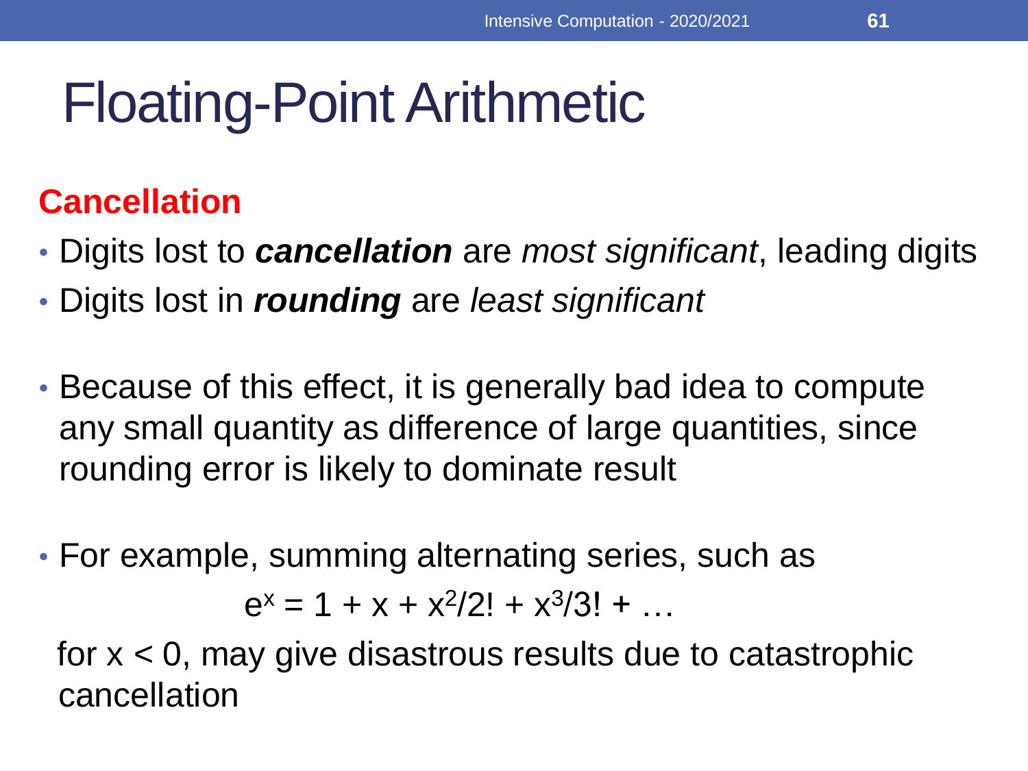# Floating-Point Arithmetic

## Cancellation

- Digits lost to ***cancellation*** are *most significant*, leading digits
- Digits lost in ***rounding*** are *least significant*

- Because of this effect, it is generally bad idea to compute any small quantity as difference of large quantities, since rounding error is likely to dominate result

- For example, summing alternating series, such as

$$e^x = 1 + x + x^2/2! + x^3/3! + \dots$$

for $x < 0$, may give disastrous results due to catastrophic cancellation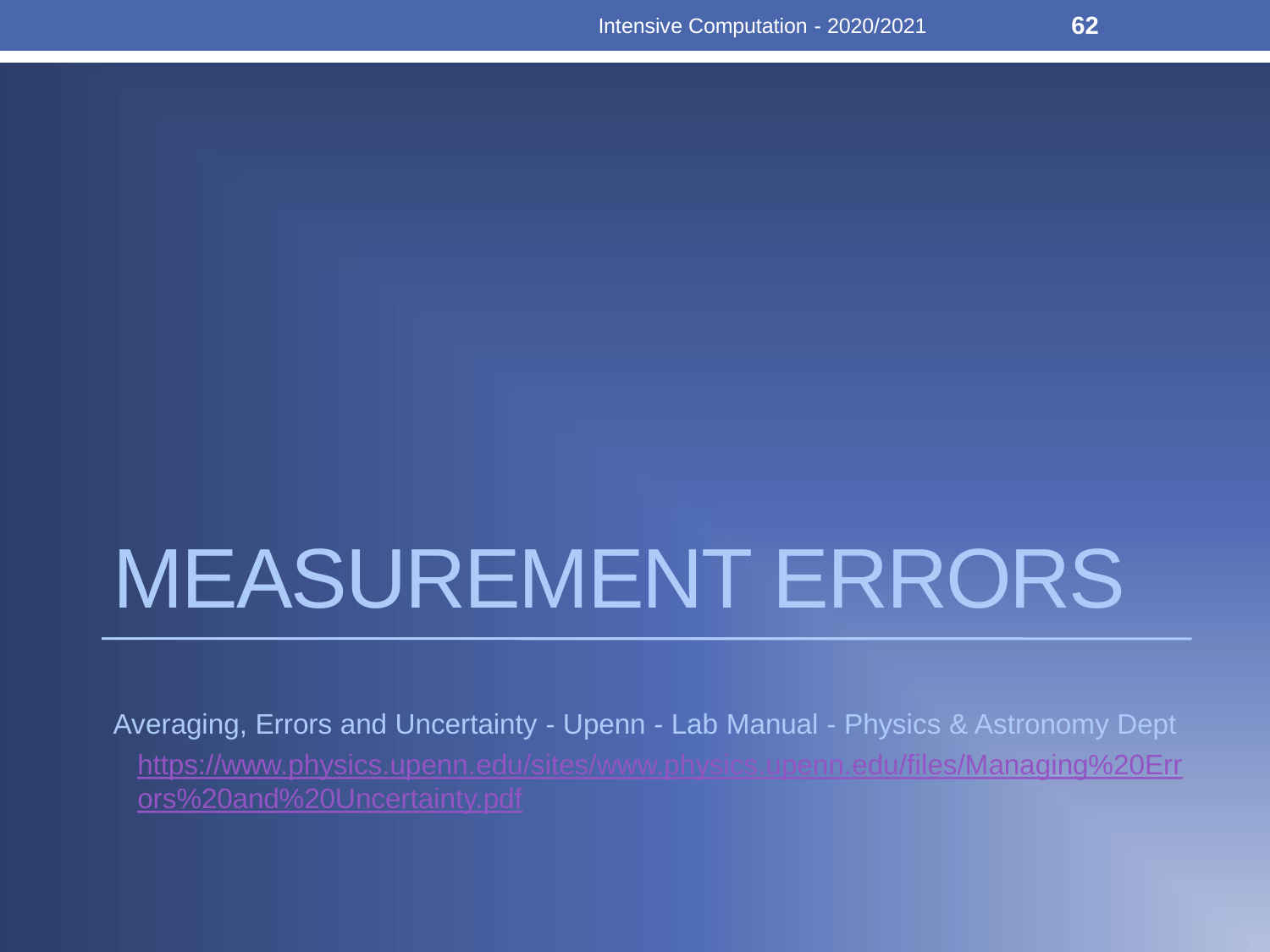# MEASUREMENT ERRORS

Averaging, Errors and Uncertainty - Upenn - Lab Manual - Physics & Astronomy Dept
https://www.physics.upenn.edu/sites/www.physics.upenn.edu/files/Managing%20Errors%20and%20Uncertainty.pdf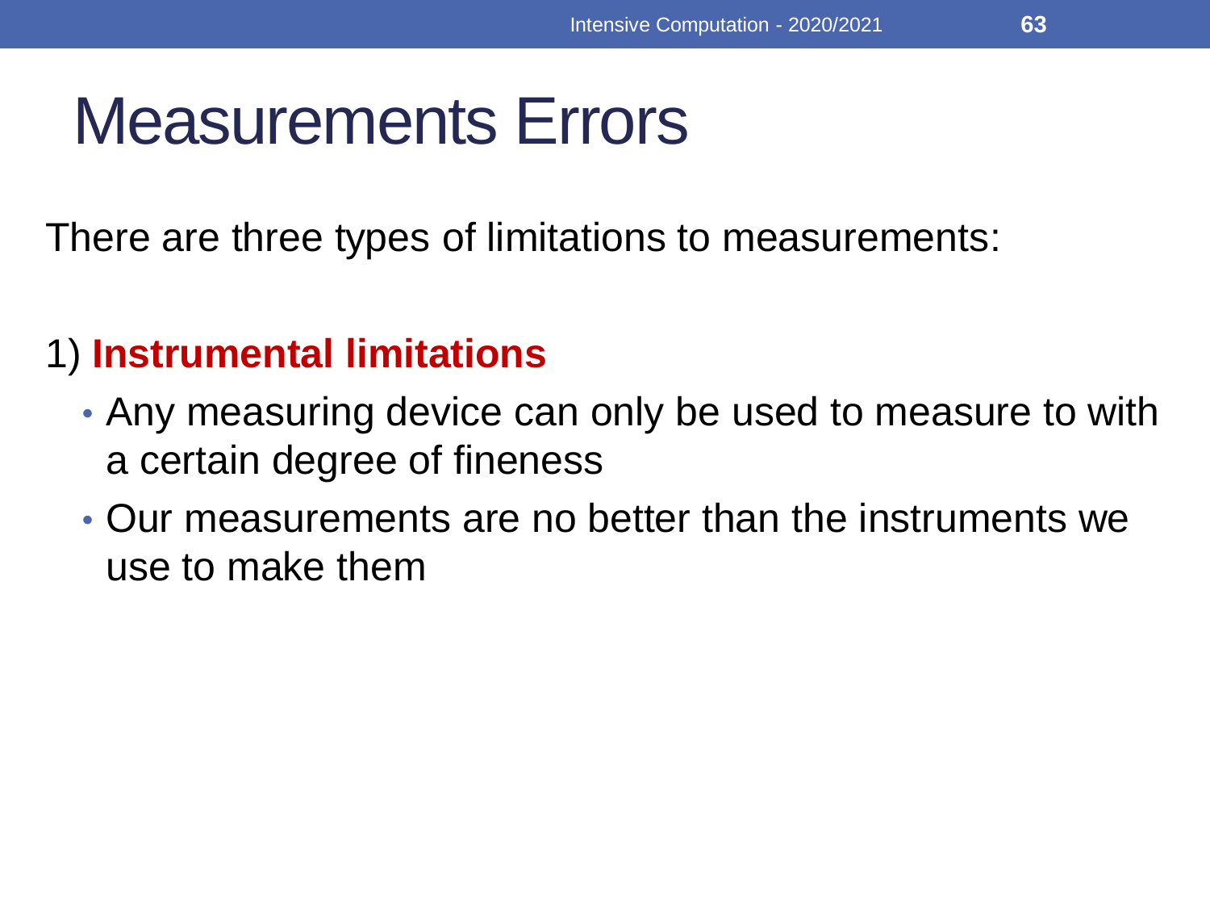# Measurements Errors

There are three types of limitations to measurements:

1) **Instrumental limitations**

- Any measuring device can only be used to measure to with a certain degree of fineness
- Our measurements are no better than the instruments we use to make them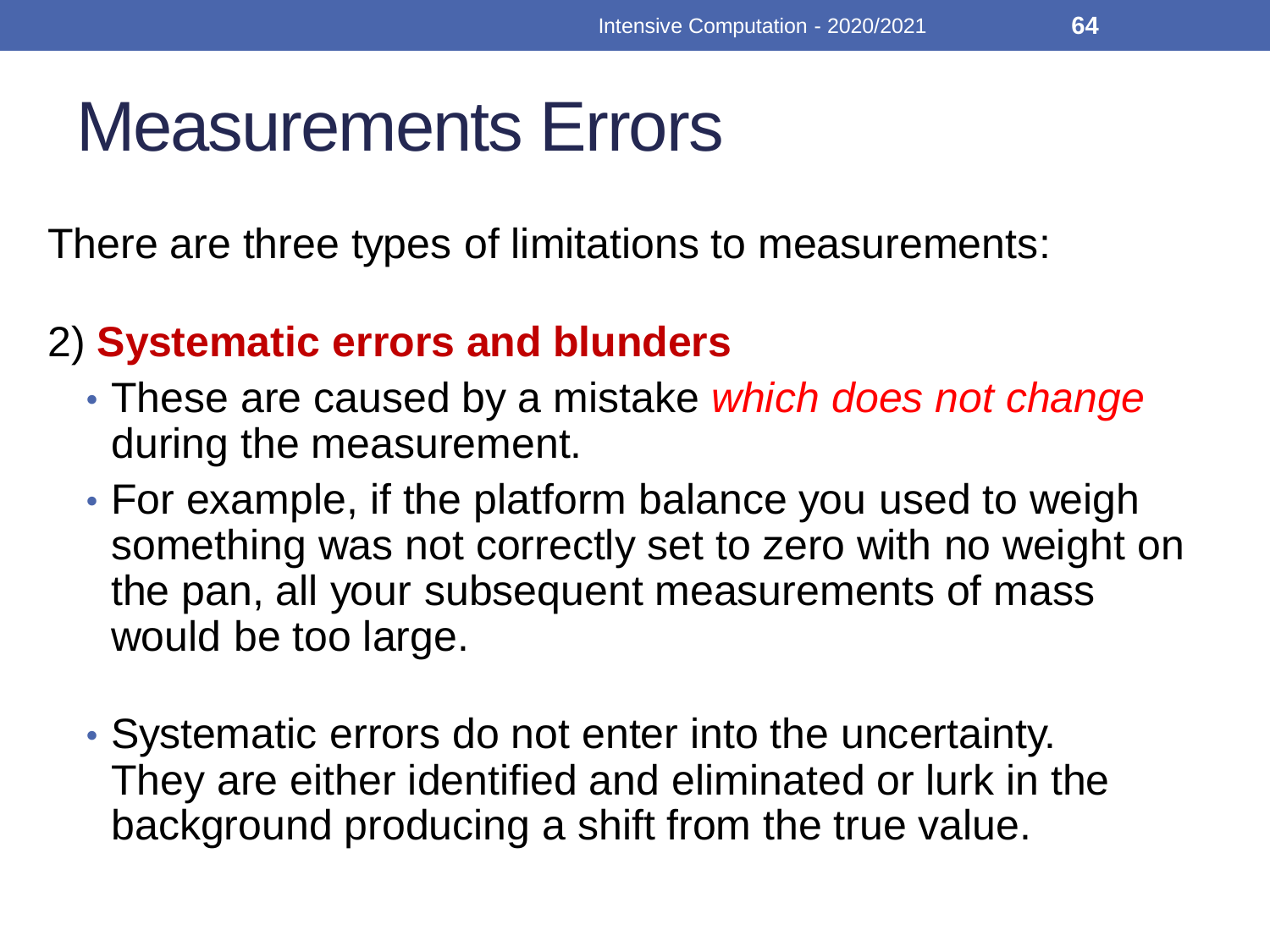# Measurements Errors

There are three types of limitations to measurements:

2) **Systematic errors and blunders**

- These are caused by a mistake *which does not change* during the measurement.
- For example, if the platform balance you used to weigh something was not correctly set to zero with no weight on the pan, all your subsequent measurements of mass would be too large.
- Systematic errors do not enter into the uncertainty. They are either identified and eliminated or lurk in the background producing a shift from the true value.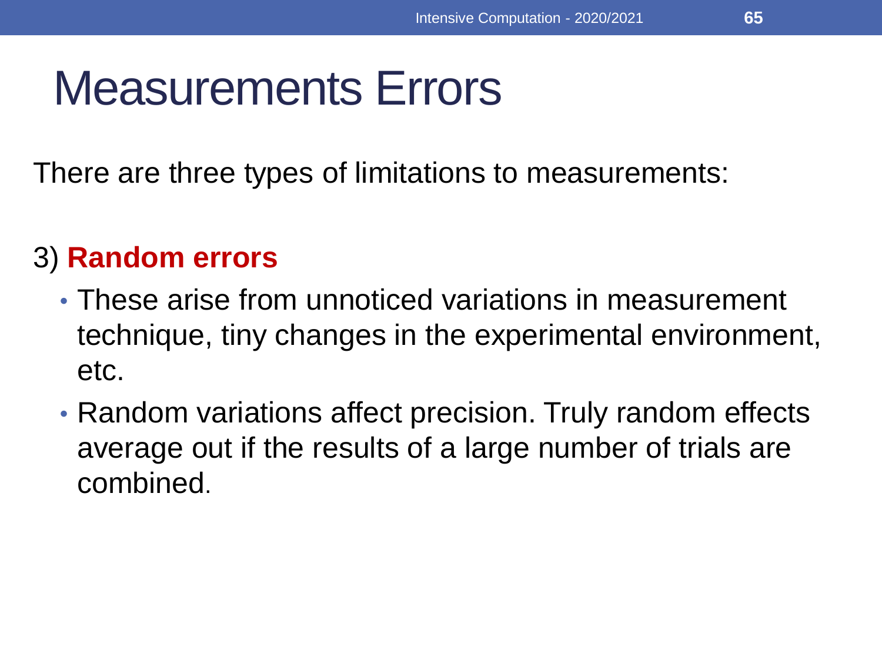# Measurements Errors

There are three types of limitations to measurements:

3) **Random errors**

- These arise from unnoticed variations in measurement technique, tiny changes in the experimental environment, etc.
- Random variations affect precision. Truly random effects average out if the results of a large number of trials are combined.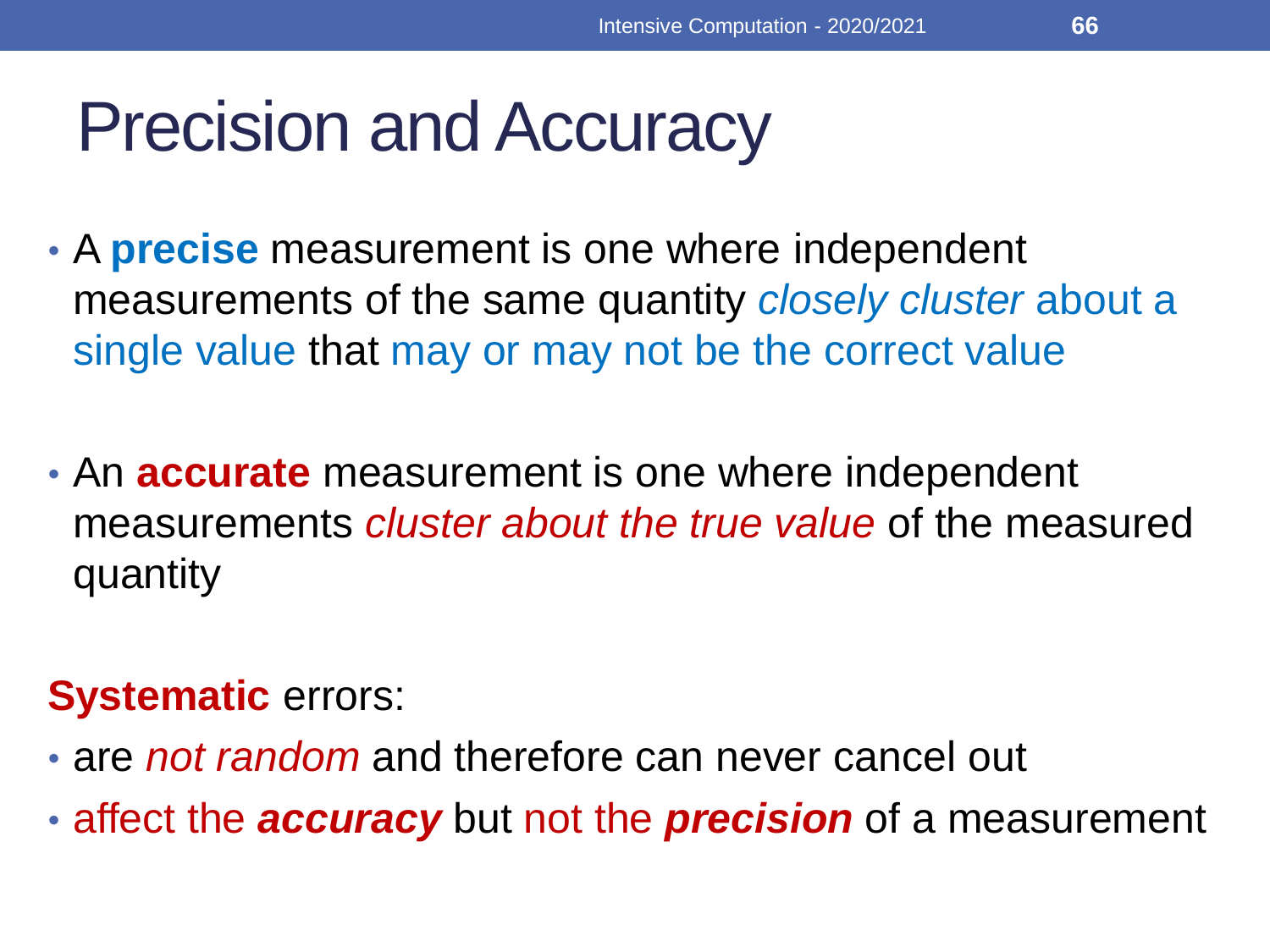# Precision and Accuracy

- A **precise** measurement is one where independent measurements of the same quantity *closely cluster* about a single value that may or may not be the correct value

- An **accurate** measurement is one where independent measurements *cluster about the true value* of the measured quantity

**Systematic** errors:

- are *not random* and therefore can never cancel out
- affect the ***accuracy*** but not the ***precision*** of a measurement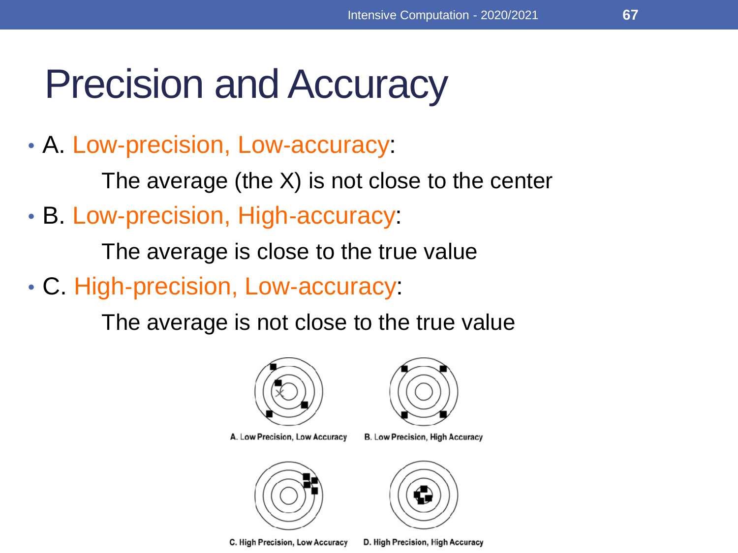# Precision and Accuracy

- A. Low-precision, Low-accuracy:

  The average (the X) is not close to the center

- B. Low-precision, High-accuracy:

  The average is close to the true value

- C. High-precision, Low-accuracy:

  The average is not close to the true value

A. Low Precision, Low Accuracy

B. Low Precision, High Accuracy

C. High Precision, Low Accuracy

D. High Precision, High Accuracy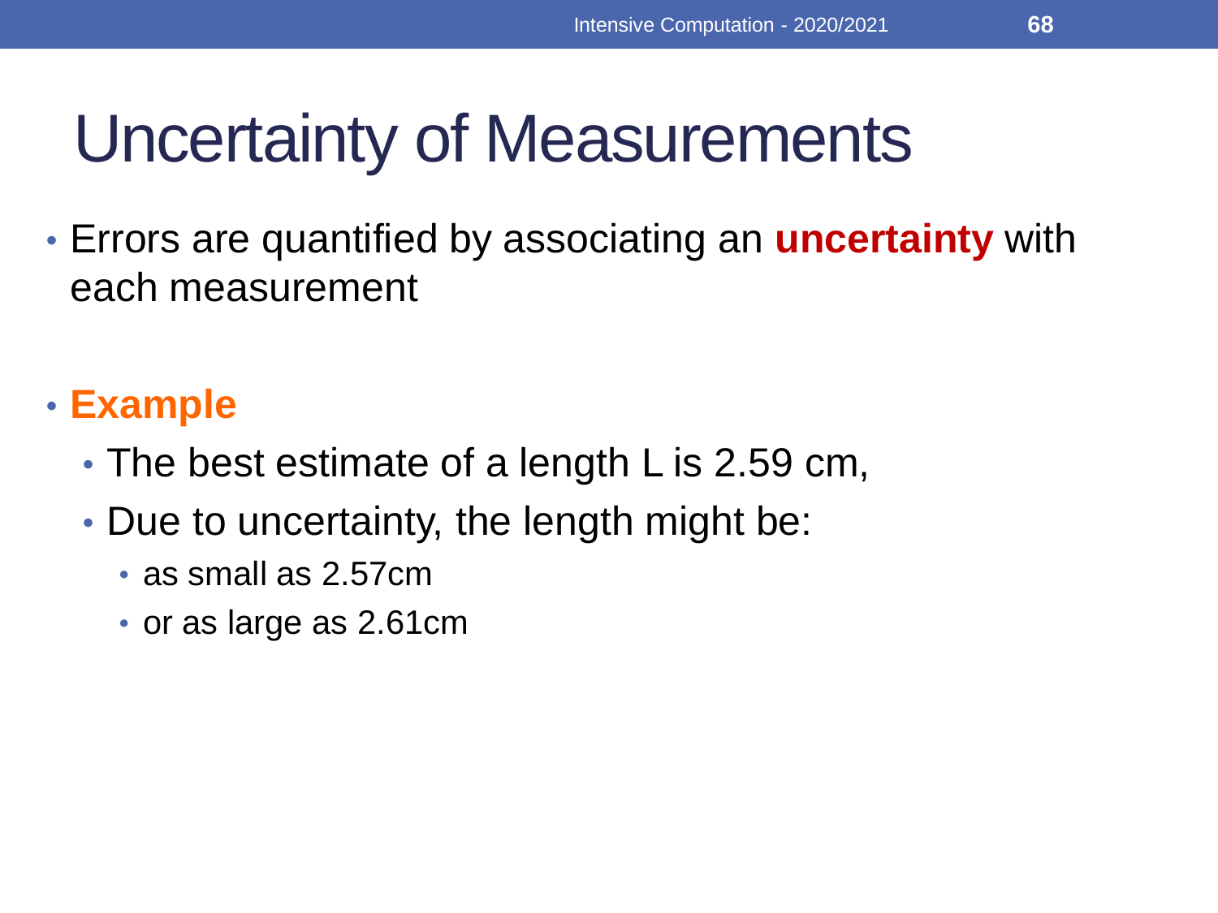# Uncertainty of Measurements

- Errors are quantified by associating an **uncertainty** with each measurement

- **Example**
  - The best estimate of a length L is 2.59 cm,
  - Due to uncertainty, the length might be:
    - as small as 2.57cm
    - or as large as 2.61cm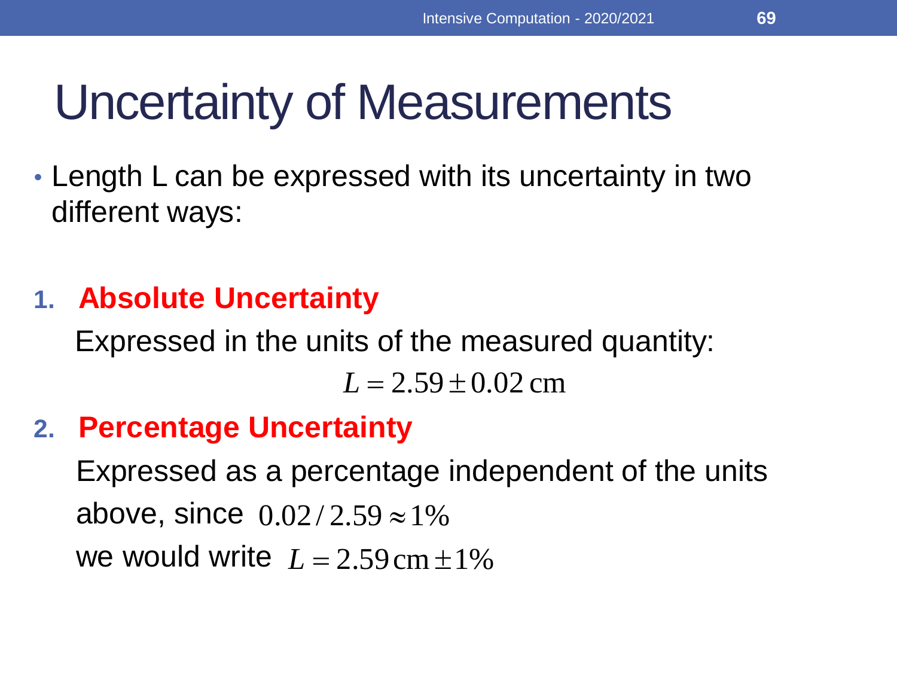# Uncertainty of Measurements

- Length L can be expressed with its uncertainty in two different ways:

1. **Absolute Uncertainty**

   Expressed in the units of the measured quantity:

   $$L = 2.59 \pm 0.02\,\text{cm}$$

2. **Percentage Uncertainty**

   Expressed as a percentage independent of the units above, since $0.02/2.59 \approx 1\%$

   we would write $L = 2.59\,\text{cm} \pm 1\%$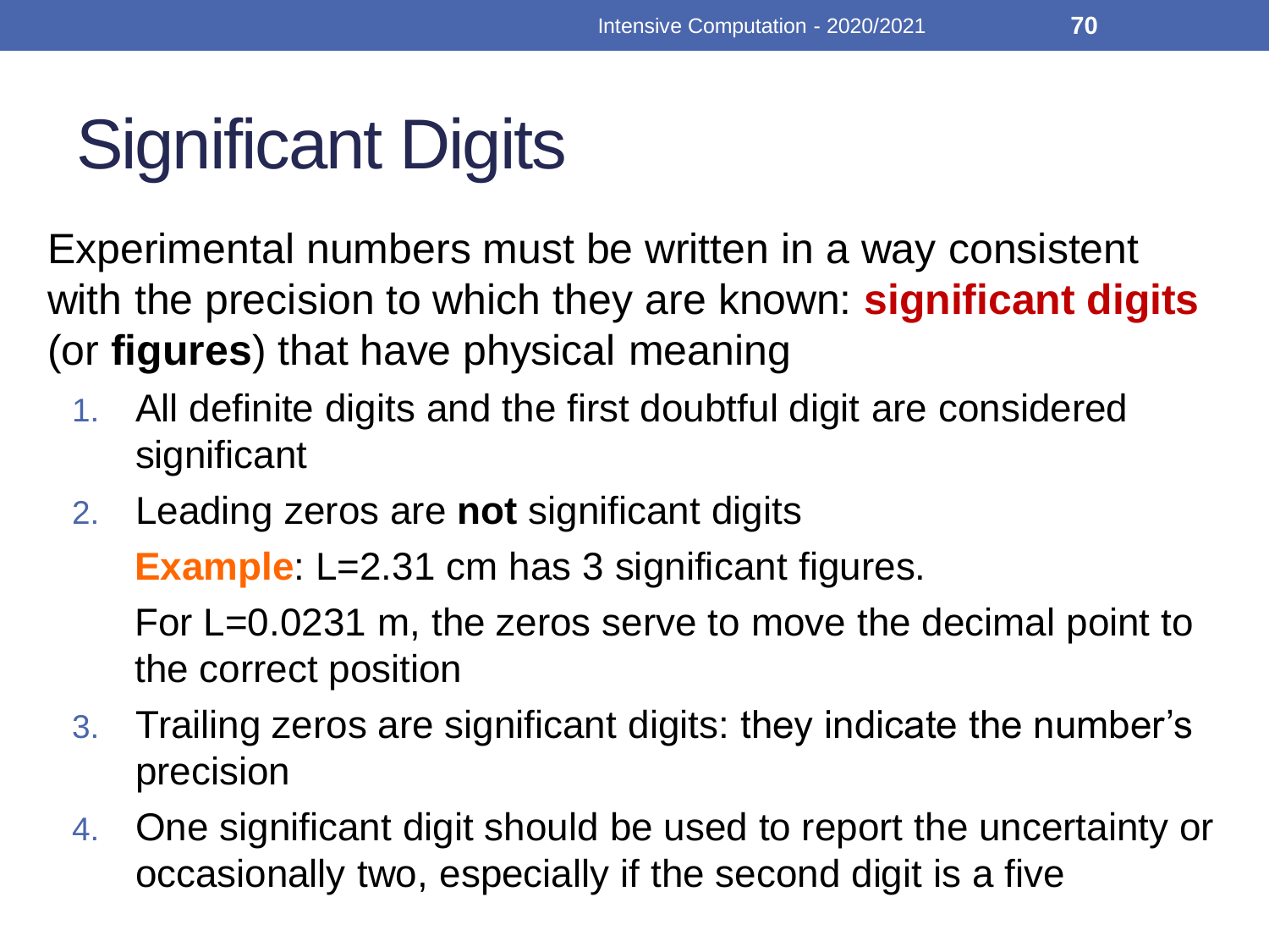# Significant Digits

Experimental numbers must be written in a way consistent with the precision to which they are known: **significant digits** (or **figures**) that have physical meaning

1. All definite digits and the first doubtful digit are considered significant
2. Leading zeros are **not** significant digits

   **Example**: L=2.31 cm has 3 significant figures.

   For L=0.0231 m, the zeros serve to move the decimal point to the correct position
3. Trailing zeros are significant digits: they indicate the number's precision
4. One significant digit should be used to report the uncertainty or occasionally two, especially if the second digit is a five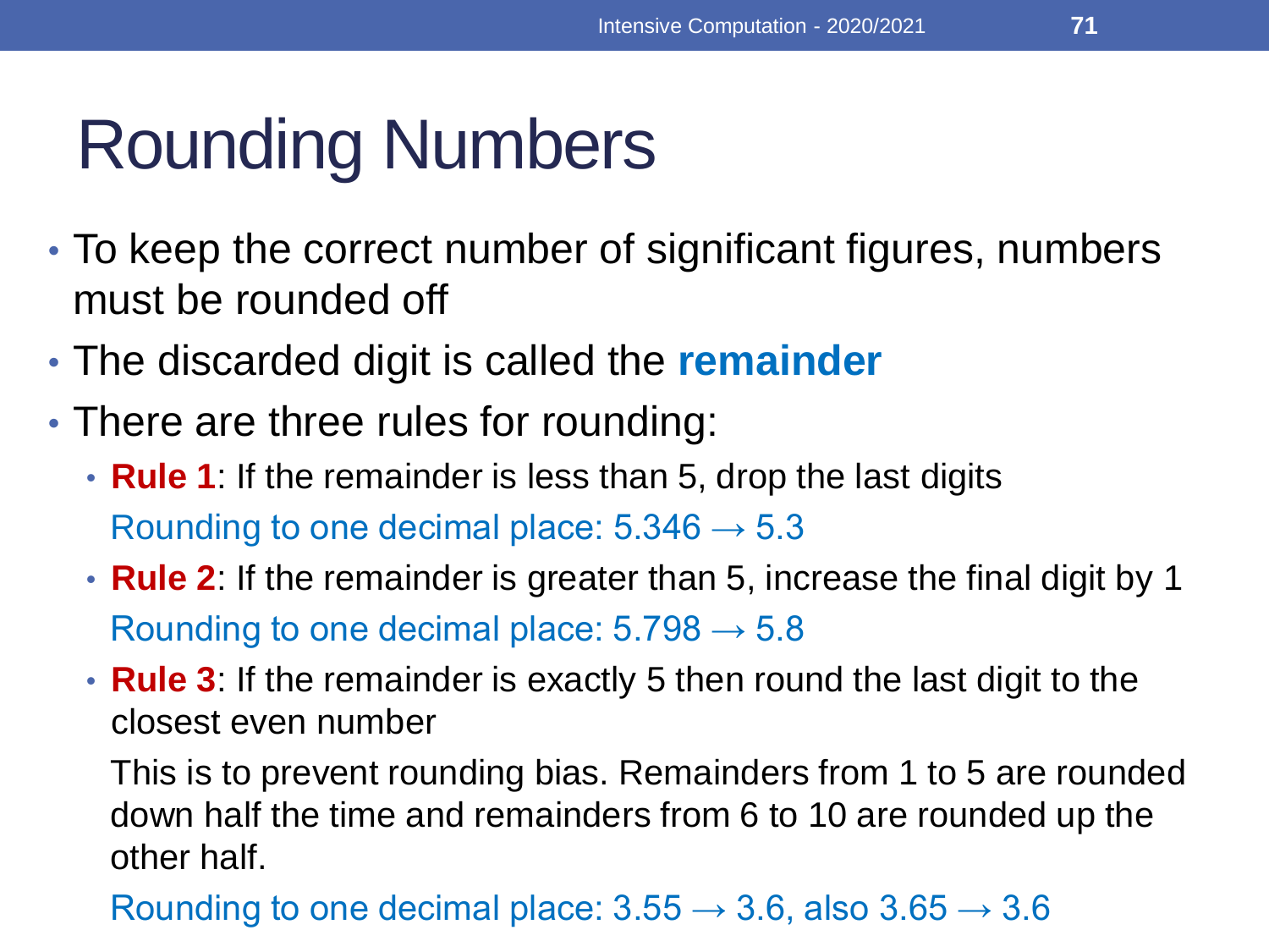# Rounding Numbers

- To keep the correct number of significant figures, numbers must be rounded off
- The discarded digit is called the **remainder**
- There are three rules for rounding:
  - **Rule 1**: If the remainder is less than 5, drop the last digits

    Rounding to one decimal place: 5.346 → 5.3
  - **Rule 2**: If the remainder is greater than 5, increase the final digit by 1

    Rounding to one decimal place: 5.798 → 5.8
  - **Rule 3**: If the remainder is exactly 5 then round the last digit to the closest even number

    This is to prevent rounding bias. Remainders from 1 to 5 are rounded down half the time and remainders from 6 to 10 are rounded up the other half.

    Rounding to one decimal place: 3.55 → 3.6, also 3.65 → 3.6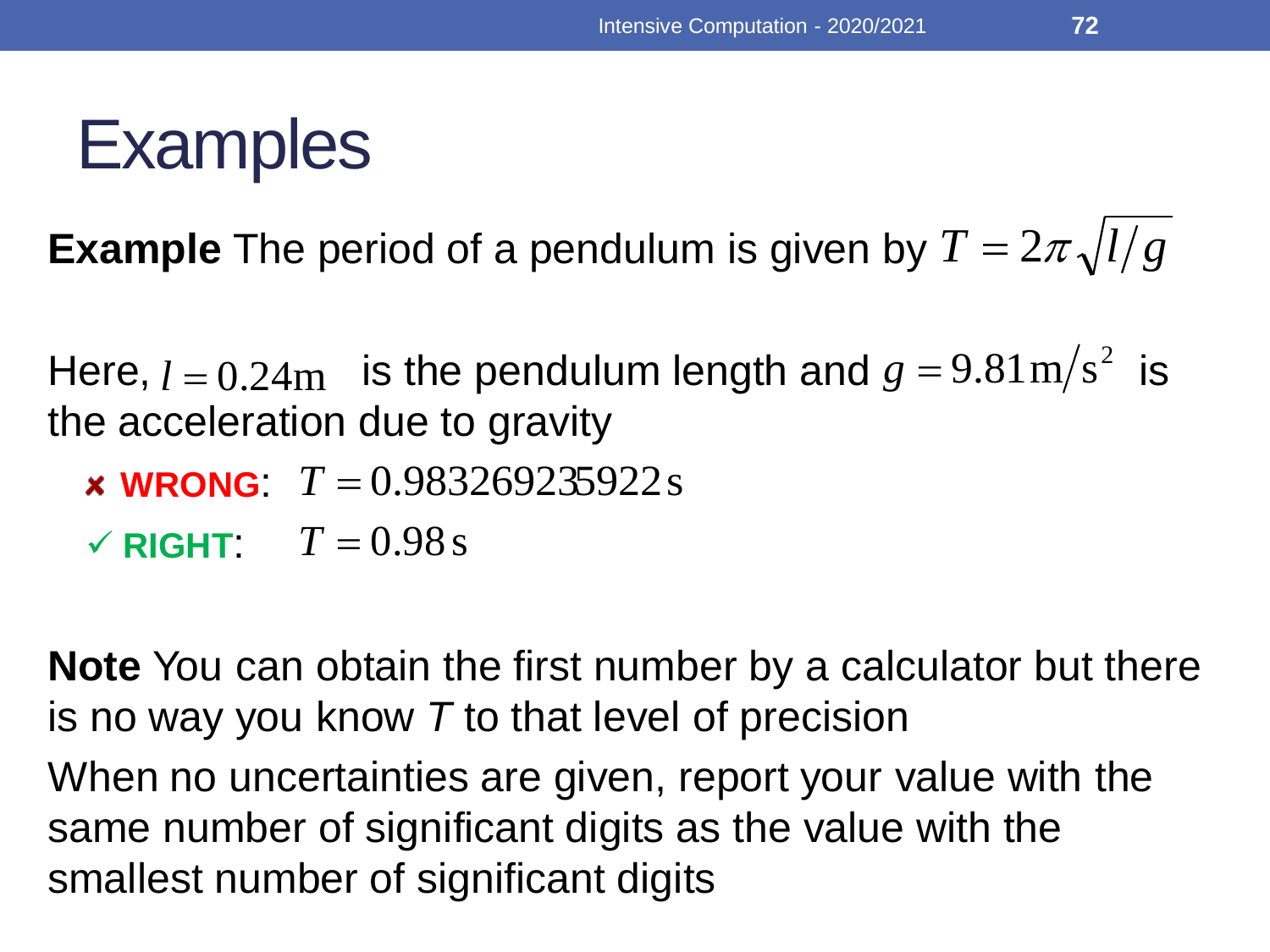# Examples

**Example** The period of a pendulum is given by $T = 2\pi\sqrt{l/g}$

Here, $l = 0.24\,\mathrm{m}$ is the pendulum length and $g = 9.81\,\mathrm{m/s^2}$ is the acceleration due to gravity

- ✘ **WRONG**: $T = 0.983269235922\,\mathrm{s}$
- ✓ **RIGHT**: $T = 0.98\,\mathrm{s}$

**Note** You can obtain the first number by a calculator but there is no way you know *T* to that level of precision

When no uncertainties are given, report your value with the same number of significant digits as the value with the smallest number of significant digits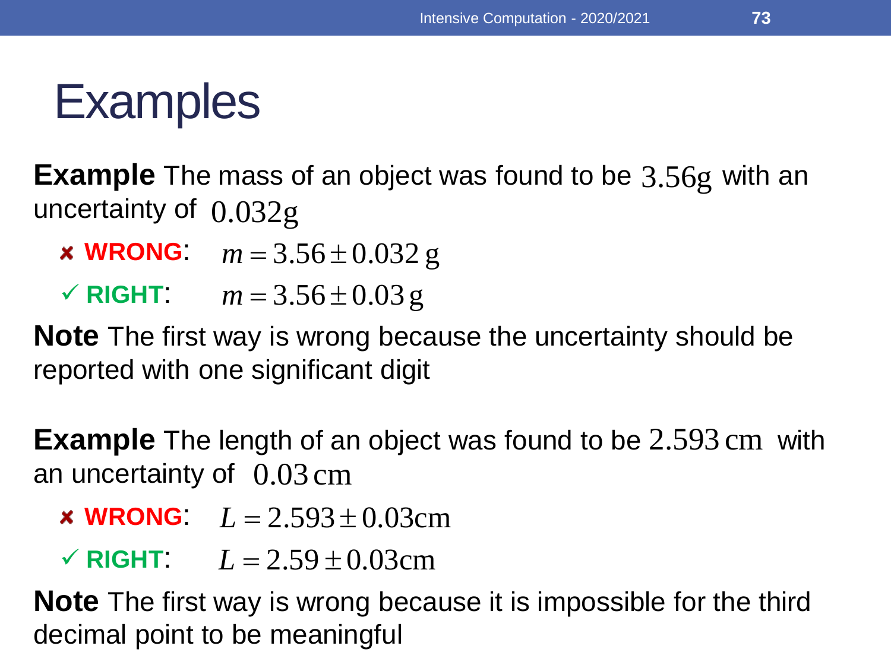# Examples

**Example** The mass of an object was found to be $3.56\text{g}$ with an uncertainty of $0.032\text{g}$

- ✘ **WRONG**: $m = 3.56 \pm 0.032\text{ g}$
- ✓ **RIGHT**: $m = 3.56 \pm 0.03\text{ g}$

**Note** The first way is wrong because the uncertainty should be reported with one significant digit

**Example** The length of an object was found to be $2.593\text{ cm}$ with an uncertainty of $0.03\text{ cm}$

- ✘ **WRONG**: $L = 2.593 \pm 0.03\text{cm}$
- ✓ **RIGHT**: $L = 2.59 \pm 0.03\text{cm}$

**Note** The first way is wrong because it is impossible for the third decimal point to be meaningful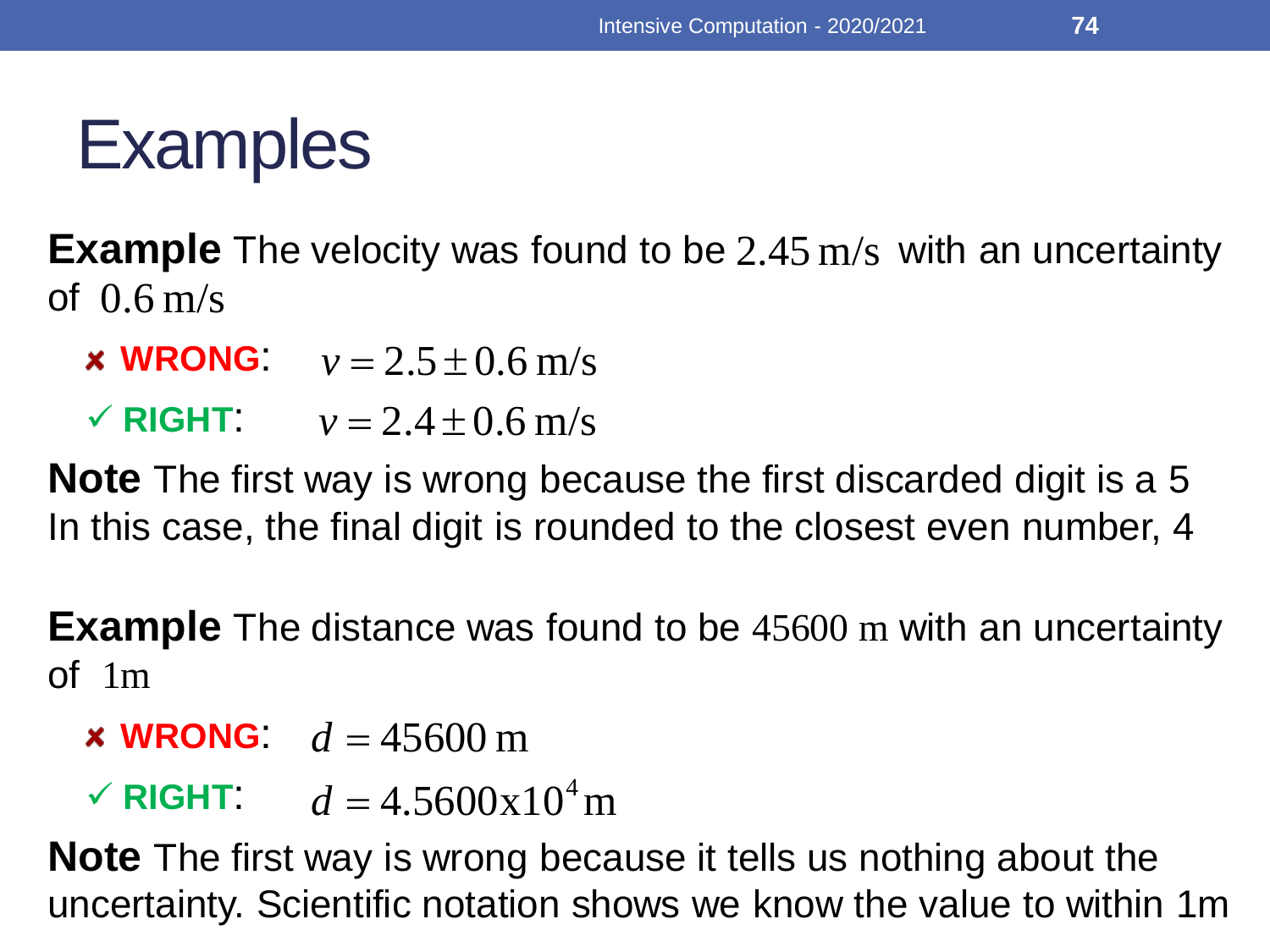# Examples

**Example** The velocity was found to be $2.45\,\text{m/s}$ with an uncertainty of $0.6\,\text{m/s}$

- ✘ **WRONG**: $v = 2.5 \pm 0.6\,\text{m/s}$
- ✓ **RIGHT**: $v = 2.4 \pm 0.6\,\text{m/s}$

**Note** The first way is wrong because the first discarded digit is a 5
In this case, the final digit is rounded to the closest even number, 4

**Example** The distance was found to be $45600\,\text{m}$ with an uncertainty of $1\text{m}$

- ✘ **WRONG**: $d = 45600\,\text{m}$
- ✓ **RIGHT**: $d = 4.5600\text{x}10^4\,\text{m}$

**Note** The first way is wrong because it tells us nothing about the uncertainty. Scientific notation shows we know the value to within 1m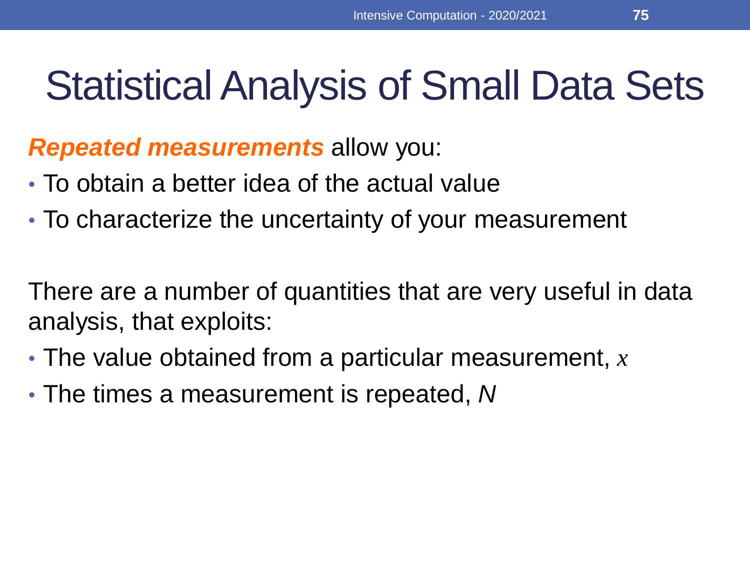# Statistical Analysis of Small Data Sets

***Repeated measurements*** allow you:

- To obtain a better idea of the actual value
- To characterize the uncertainty of your measurement

There are a number of quantities that are very useful in data analysis, that exploits:

- The value obtained from a particular measurement, $x$
- The times a measurement is repeated, $N$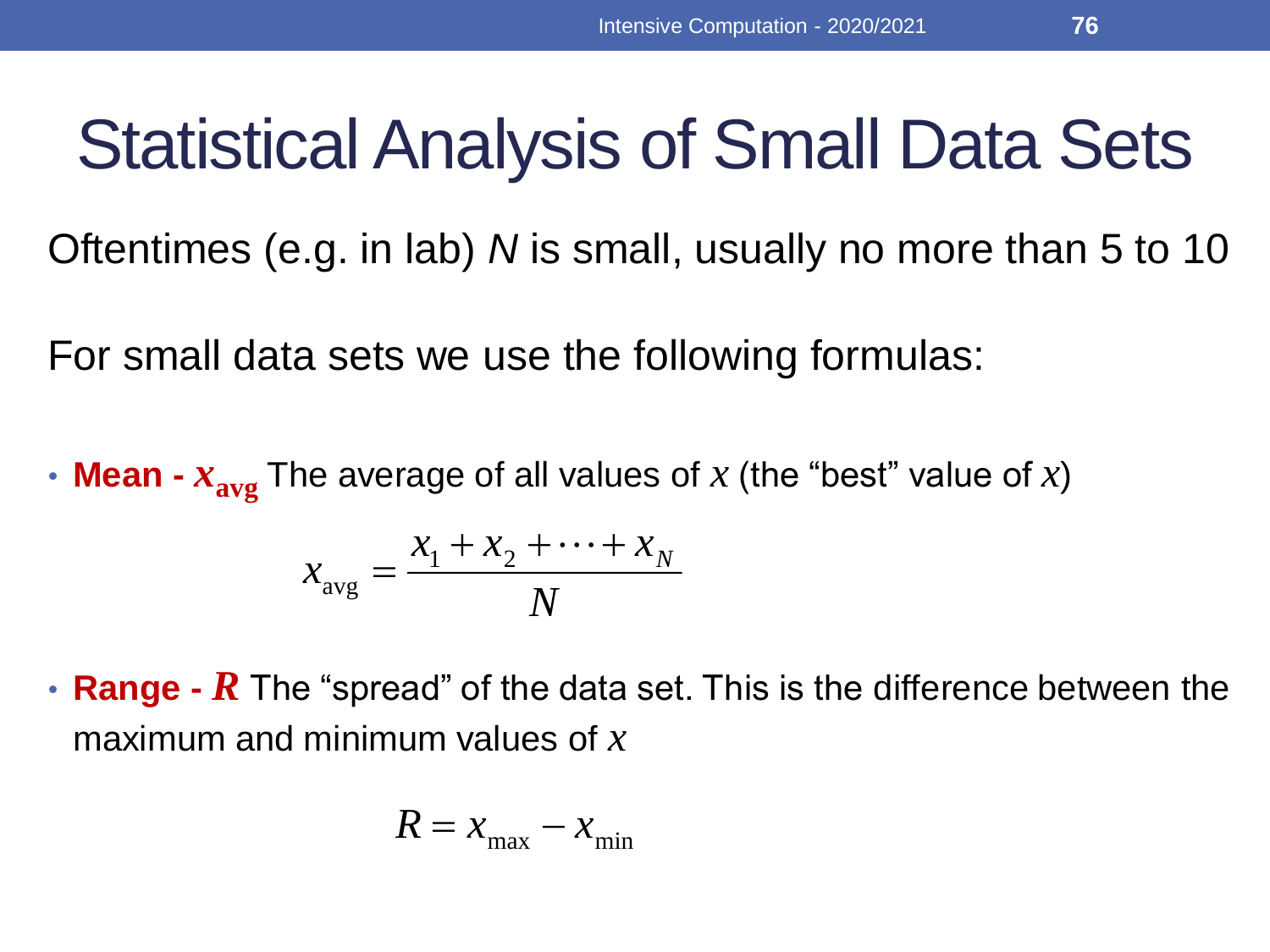# Statistical Analysis of Small Data Sets

Oftentimes (e.g. in lab) $N$ is small, usually no more than 5 to 10

For small data sets we use the following formulas:

- **Mean - $x_{\text{avg}}$** The average of all values of $x$ (the "best" value of $x$)

$$x_{\text{avg}} = \frac{x_1 + x_2 + \cdots + x_N}{N}$$

- **Range - $R$** The "spread" of the data set. This is the difference between the maximum and minimum values of $x$

$$R = x_{\max} - x_{\min}$$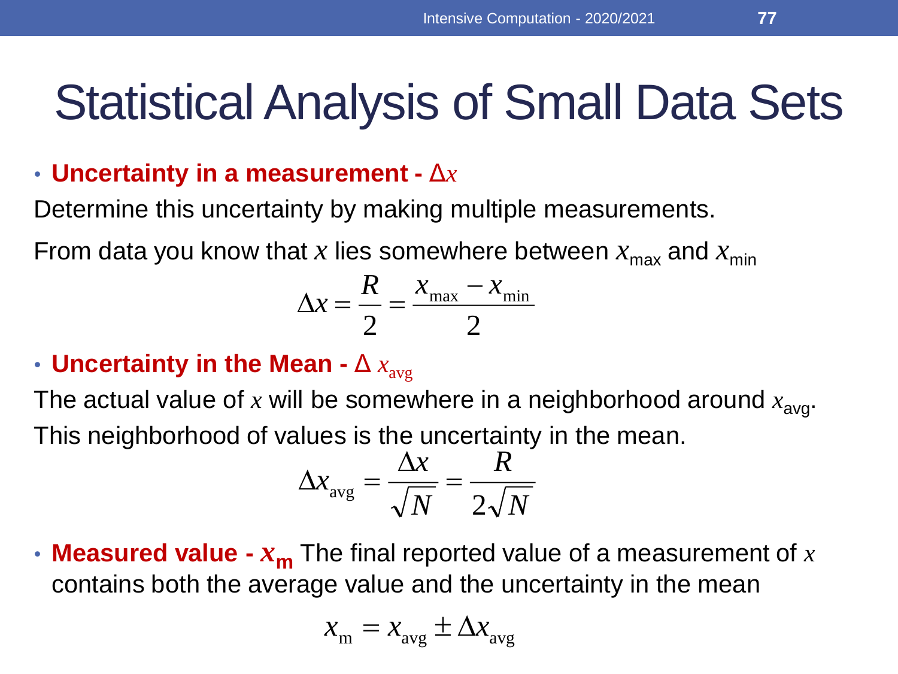# Statistical Analysis of Small Data Sets

- **Uncertainty in a measurement -** $\Delta x$

Determine this uncertainty by making multiple measurements.

From data you know that $x$ lies somewhere between $x_{\max}$ and $x_{\min}$

$$\Delta x = \frac{R}{2} = \frac{x_{\max} - x_{\min}}{2}$$

- **Uncertainty in the Mean -** $\Delta\, x_{\text{avg}}$

The actual value of $x$ will be somewhere in a neighborhood around $x_{\text{avg}}$.

This neighborhood of values is the uncertainty in the mean.

$$\Delta x_{\text{avg}} = \frac{\Delta x}{\sqrt{N}} = \frac{R}{2\sqrt{N}}$$

- **Measured value -** $x_{\text{m}}$ The final reported value of a measurement of $x$ contains both the average value and the uncertainty in the mean

$$x_{\text{m}} = x_{\text{avg}} \pm \Delta x_{\text{avg}}$$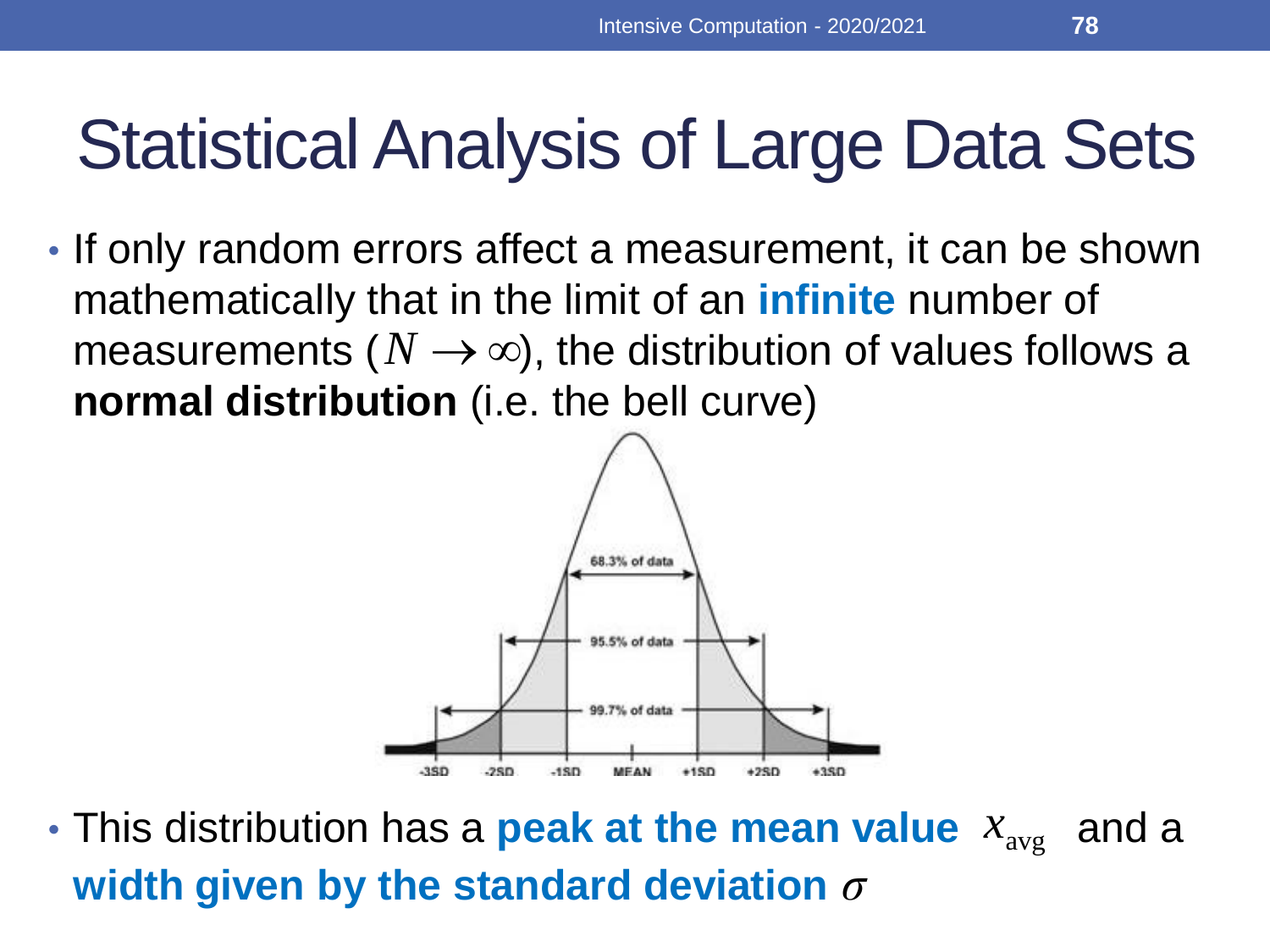# Statistical Analysis of Large Data Sets

- If only random errors affect a measurement, it can be shown mathematically that in the limit of an **infinite** number of measurements ($N \to \infty$), the distribution of values follows a **normal distribution** (i.e. the bell curve)

- This distribution has a **peak at the mean value** $x_{\text{avg}}$ and a **width given by the standard deviation** $\sigma$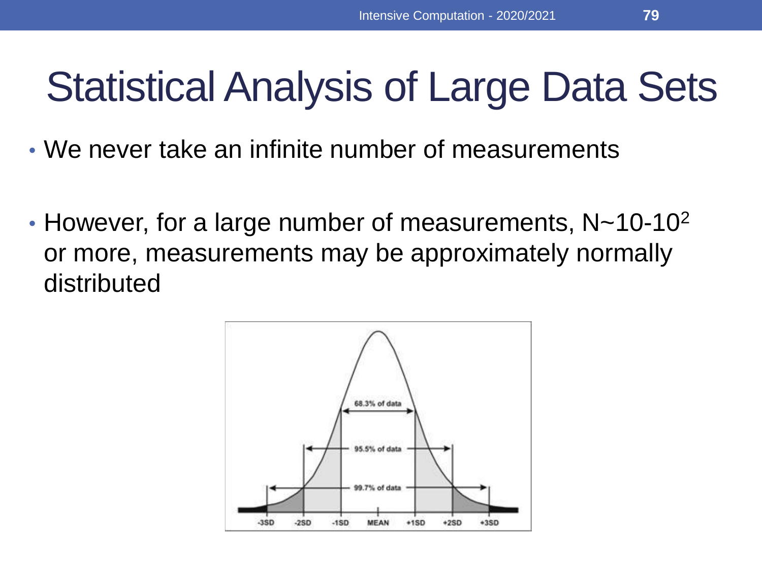# Statistical Analysis of Large Data Sets

- We never take an infinite number of measurements
- However, for a large number of measurements, N~10-$10^2$ or more, measurements may be approximately normally distributed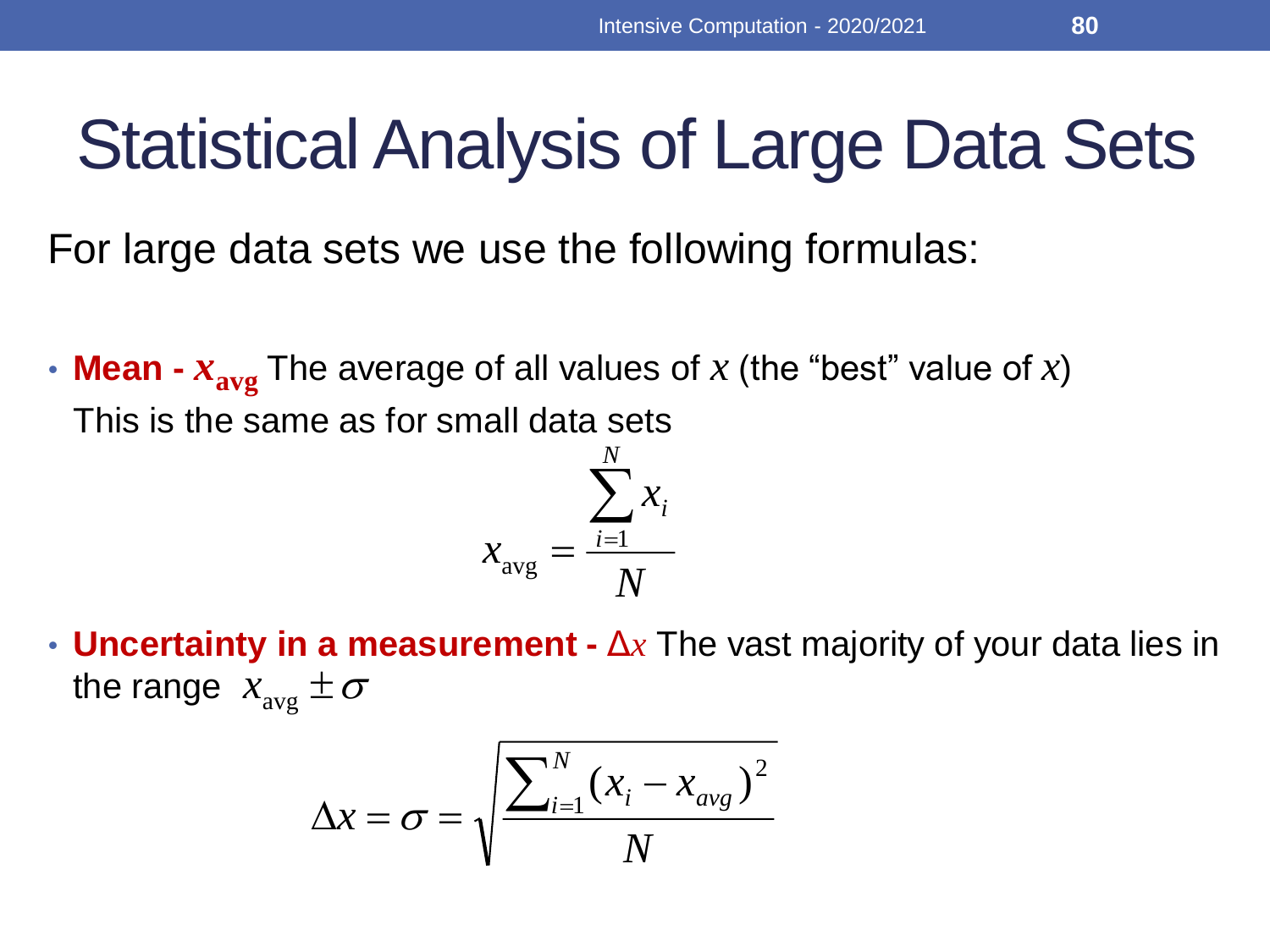# Statistical Analysis of Large Data Sets

For large data sets we use the following formulas:

- **Mean - $x_{avg}$** The average of all values of $x$ (the "best" value of $x$)
  This is the same as for small data sets

$$x_{\text{avg}} = \frac{\sum_{i=1}^{N} x_i}{N}$$

- **Uncertainty in a measurement - $\Delta x$** The vast majority of your data lies in the range $x_{\text{avg}} \pm \sigma$

$$\Delta x = \sigma = \sqrt{\frac{\sum_{i=1}^{N} (x_i - x_{avg})^2}{N}}$$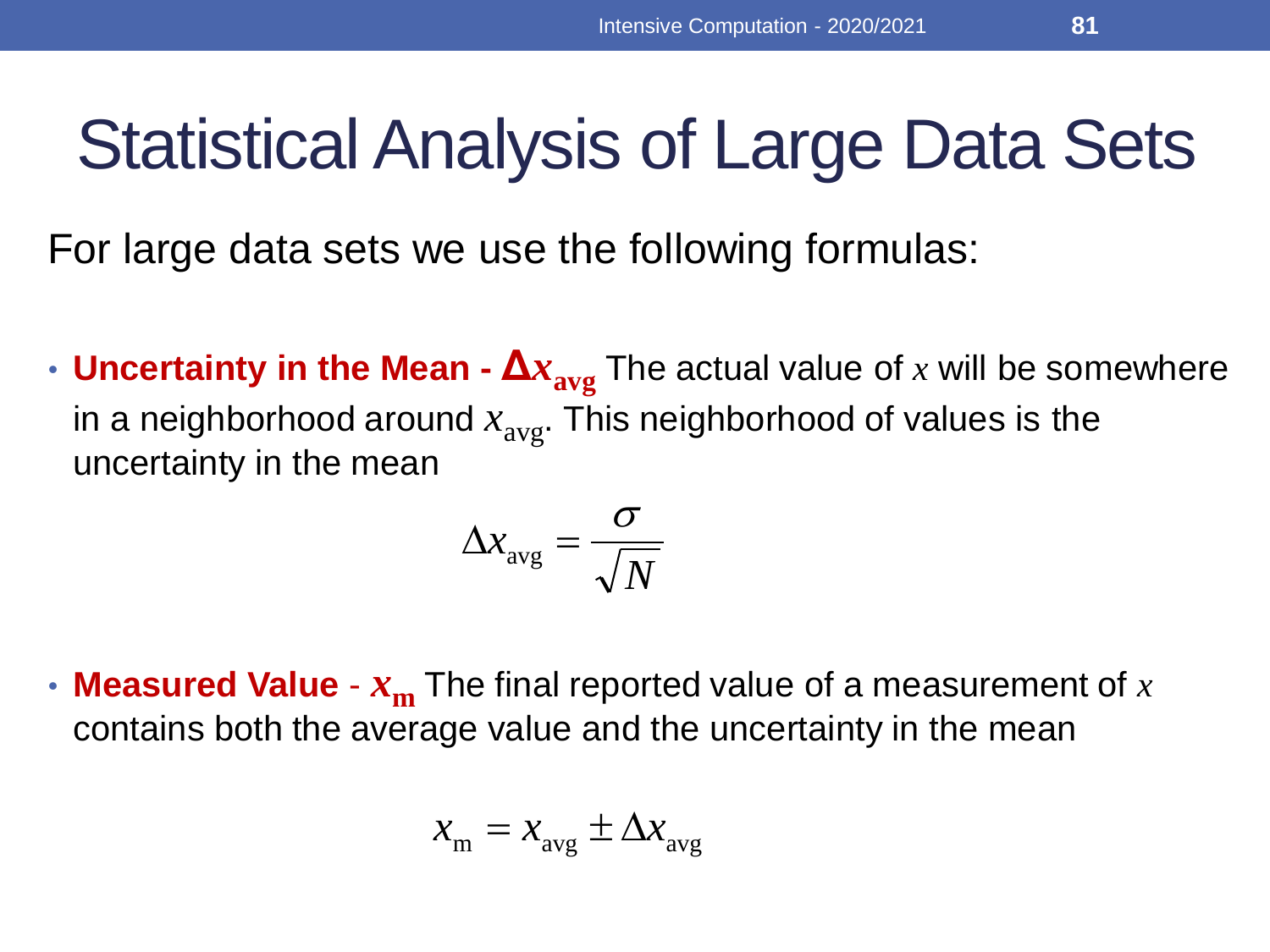# Statistical Analysis of Large Data Sets

For large data sets we use the following formulas:

- **Uncertainty in the Mean - $\Delta x_{avg}$** The actual value of $x$ will be somewhere in a neighborhood around $x_{avg}$. This neighborhood of values is the uncertainty in the mean

$$\Delta x_{\text{avg}} = \frac{\sigma}{\sqrt{N}}$$

- **Measured Value - $x_m$** The final reported value of a measurement of $x$ contains both the average value and the uncertainty in the mean

$$x_{\text{m}} = x_{\text{avg}} \pm \Delta x_{\text{avg}}$$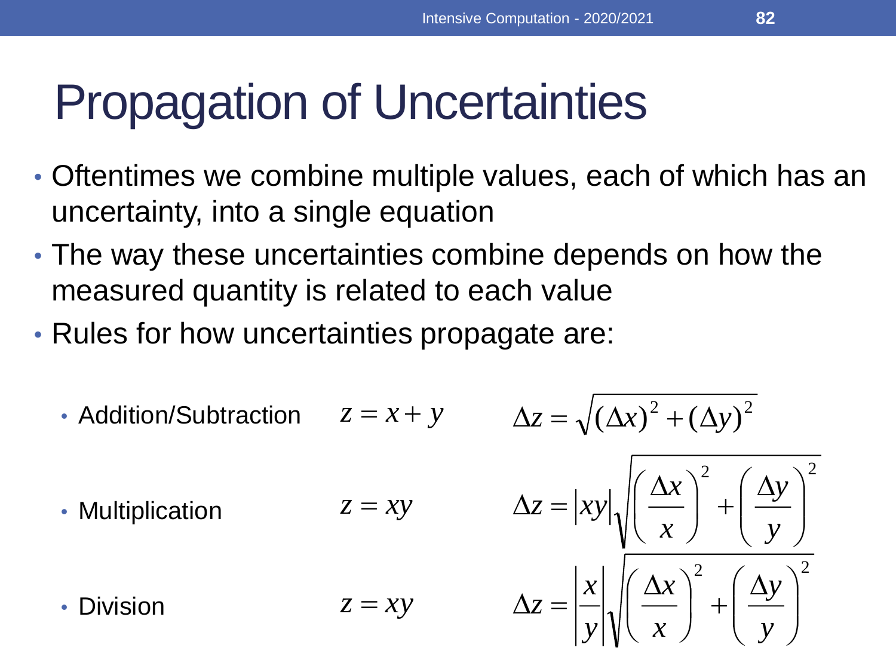# Propagation of Uncertainties

- Oftentimes we combine multiple values, each of which has an uncertainty, into a single equation
- The way these uncertainties combine depends on how the measured quantity is related to each value
- Rules for how uncertainties propagate are:
  - Addition/Subtraction $z = x + y$ $\Delta z = \sqrt{(\Delta x)^2 + (\Delta y)^2}$
  - Multiplication $z = xy$ $\Delta z = |xy|\sqrt{\left(\frac{\Delta x}{x}\right)^2 + \left(\frac{\Delta y}{y}\right)^2}$
  - Division $z = xy$ $\Delta z = \left|\frac{x}{y}\right|\sqrt{\left(\frac{\Delta x}{x}\right)^2 + \left(\frac{\Delta y}{y}\right)^2}$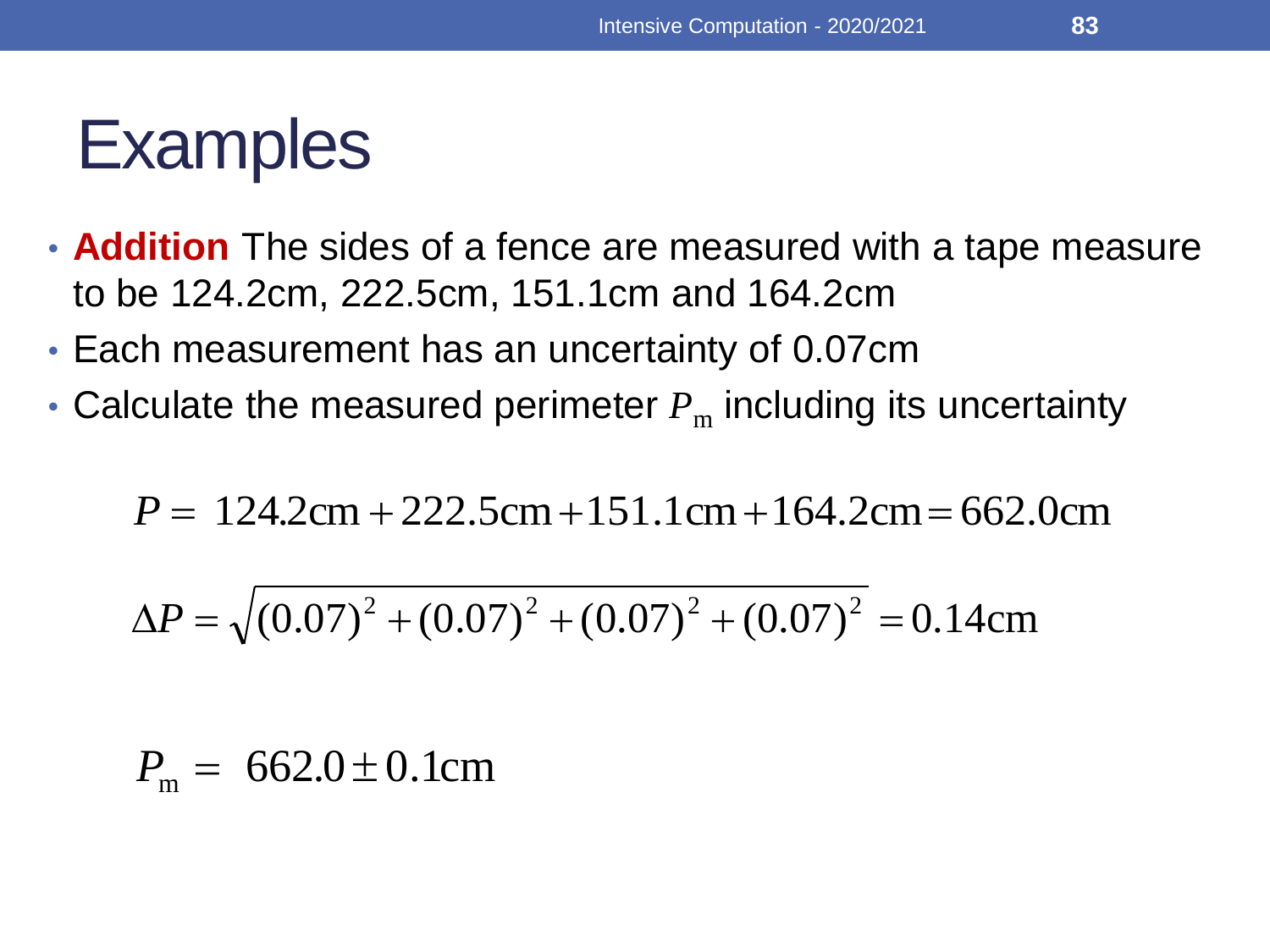# Examples

- **Addition** The sides of a fence are measured with a tape measure to be 124.2cm, 222.5cm, 151.1cm and 164.2cm
- Each measurement has an uncertainty of 0.07cm
- Calculate the measured perimeter $P_{\mathrm{m}}$ including its uncertainty

$$P = 124.2\mathrm{cm} + 222.5\mathrm{cm} + 151.1\mathrm{cm} + 164.2\mathrm{cm} = 662.0\mathrm{cm}$$

$$\Delta P = \sqrt{(0.07)^2 + (0.07)^2 + (0.07)^2 + (0.07)^2} = 0.14\mathrm{cm}$$

$$P_{\mathrm{m}} = 662.0 \pm 0.1\mathrm{cm}$$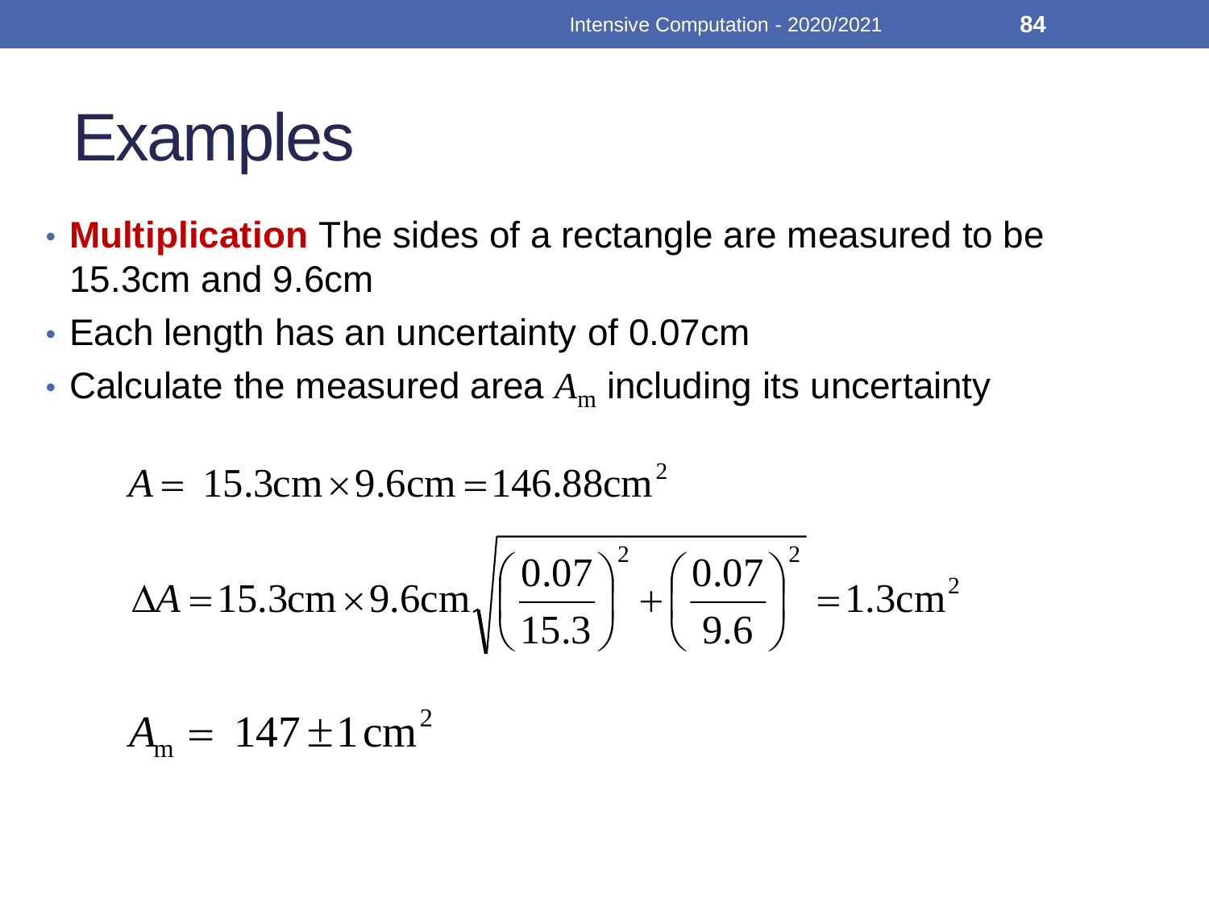# Examples

- **Multiplication** The sides of a rectangle are measured to be 15.3cm and 9.6cm
- Each length has an uncertainty of 0.07cm
- Calculate the measured area $A_{\mathrm{m}}$ including its uncertainty

$$A = 15.3\text{cm} \times 9.6\text{cm} = 146.88\text{cm}^2$$

$$\Delta A = 15.3\text{cm} \times 9.6\text{cm}\sqrt{\left(\frac{0.07}{15.3}\right)^2 + \left(\frac{0.07}{9.6}\right)^2} = 1.3\text{cm}^2$$

$$A_{\mathrm{m}} = 147 \pm 1\,\text{cm}^2$$